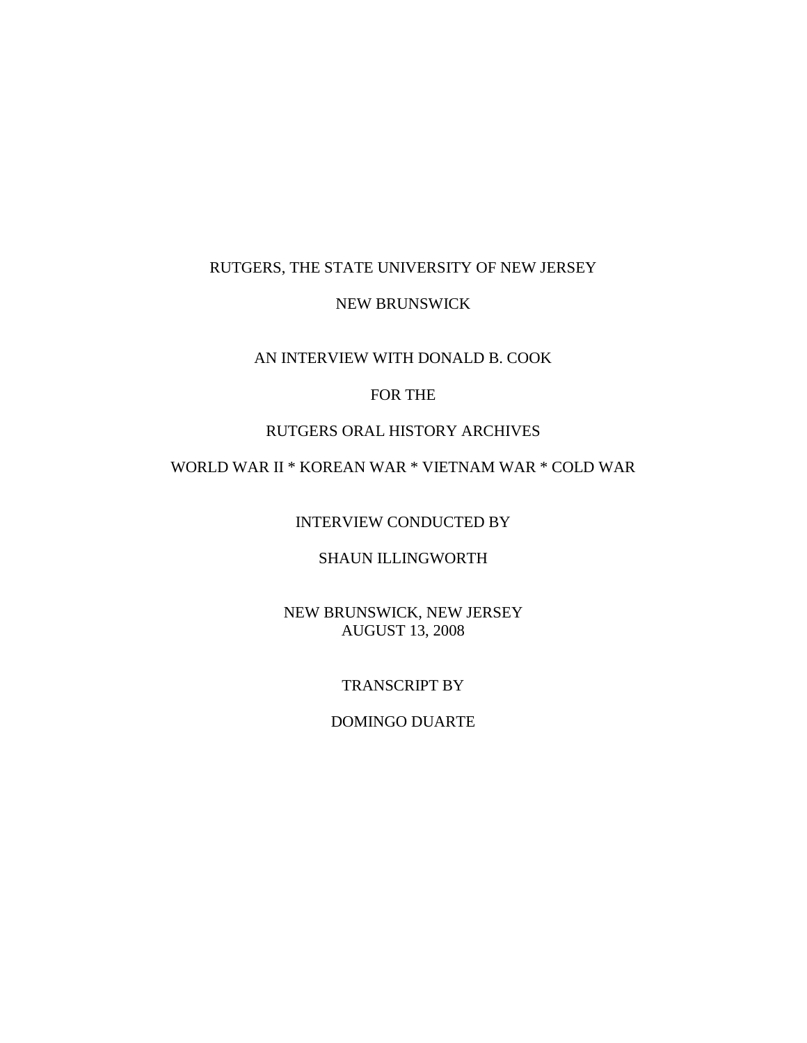RUTGERS, THE STATE UNIVERSITY OF NEW JERSEY

NEW BRUNSWICK

AN INTERVIEW WITH DONALD B. COOK

FOR THE

RUTGERS ORAL HISTORY ARCHIVES

WORLD WAR II * KOREAN WAR * VIETNAM WAR * COLD WAR

INTERVIEW CONDUCTED BY

SHAUN ILLINGWORTH

NEW BRUNSWICK, NEW JERSEY
AUGUST 13, 2008

TRANSCRIPT BY

DOMINGO DUARTE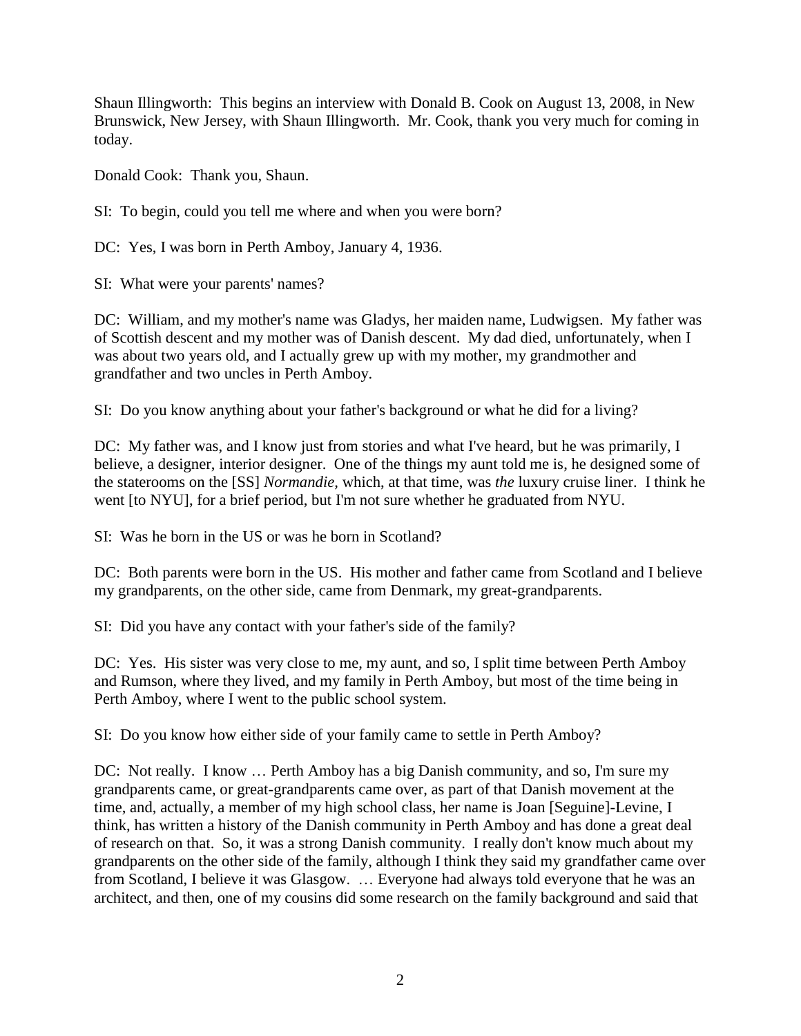Shaun Illingworth: This begins an interview with Donald B. Cook on August 13, 2008, in New Brunswick, New Jersey, with Shaun Illingworth. Mr. Cook, thank you very much for coming in today.

Donald Cook: Thank you, Shaun.

SI: To begin, could you tell me where and when you were born?

DC: Yes, I was born in Perth Amboy, January 4, 1936.

SI: What were your parents' names?

DC: William, and my mother's name was Gladys, her maiden name, Ludwigsen. My father was of Scottish descent and my mother was of Danish descent. My dad died, unfortunately, when I was about two years old, and I actually grew up with my mother, my grandmother and grandfather and two uncles in Perth Amboy.

SI: Do you know anything about your father's background or what he did for a living?

DC: My father was, and I know just from stories and what I've heard, but he was primarily, I believe, a designer, interior designer. One of the things my aunt told me is, he designed some of the staterooms on the [SS] *Normandie,* which, at that time, was *the* luxury cruise liner. I think he went [to NYU], for a brief period, but I'm not sure whether he graduated from NYU.

SI: Was he born in the US or was he born in Scotland?

DC: Both parents were born in the US. His mother and father came from Scotland and I believe my grandparents, on the other side, came from Denmark, my great-grandparents.

SI: Did you have any contact with your father's side of the family?

DC: Yes. His sister was very close to me, my aunt, and so, I split time between Perth Amboy and Rumson, where they lived, and my family in Perth Amboy, but most of the time being in Perth Amboy, where I went to the public school system.

SI: Do you know how either side of your family came to settle in Perth Amboy?

DC: Not really. I know … Perth Amboy has a big Danish community, and so, I'm sure my grandparents came, or great-grandparents came over, as part of that Danish movement at the time, and, actually, a member of my high school class, her name is Joan [Seguine]-Levine, I think, has written a history of the Danish community in Perth Amboy and has done a great deal of research on that. So, it was a strong Danish community. I really don't know much about my grandparents on the other side of the family, although I think they said my grandfather came over from Scotland, I believe it was Glasgow. … Everyone had always told everyone that he was an architect, and then, one of my cousins did some research on the family background and said that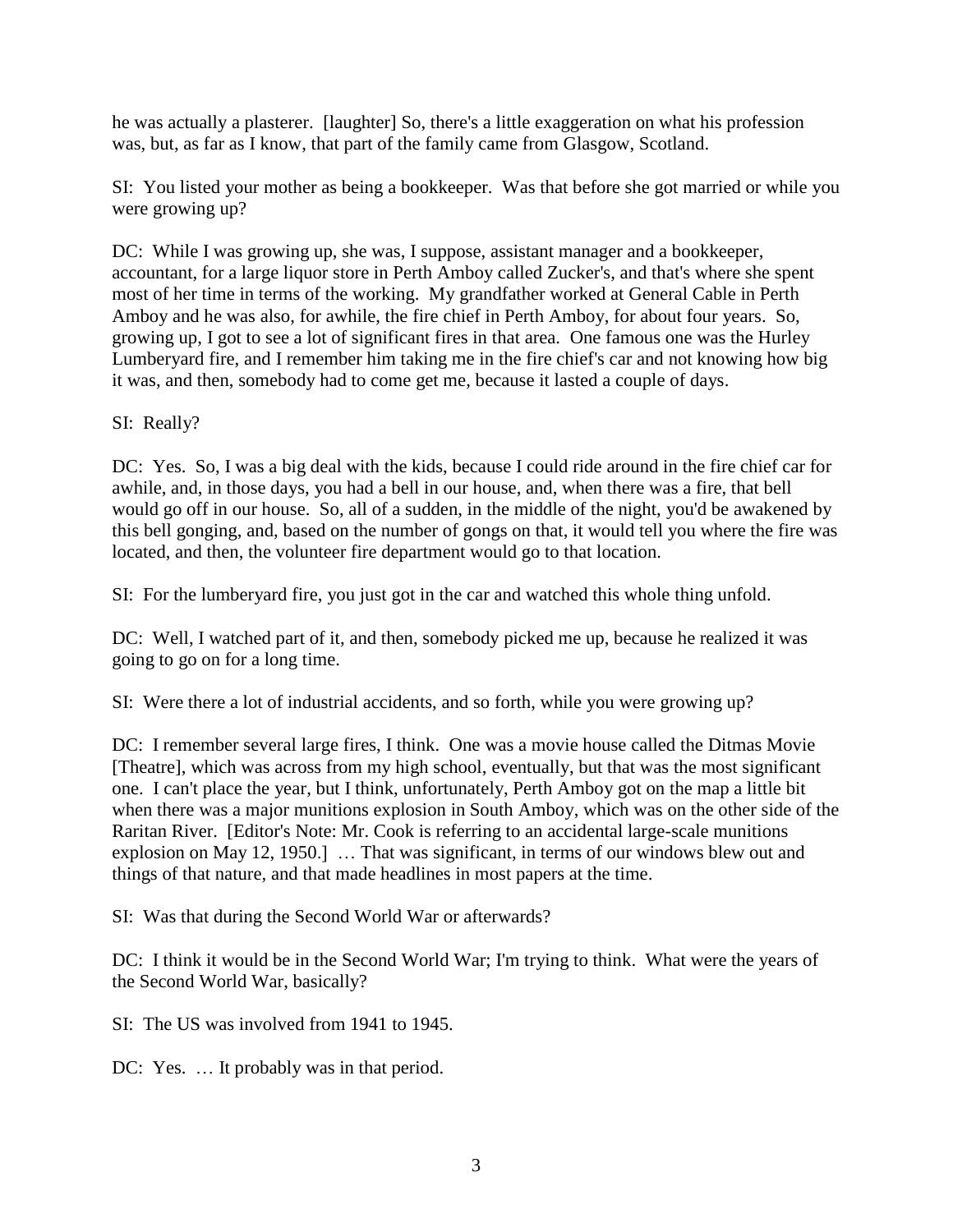he was actually a plasterer. [laughter] So, there's a little exaggeration on what his profession was, but, as far as I know, that part of the family came from Glasgow, Scotland.

SI: You listed your mother as being a bookkeeper. Was that before she got married or while you were growing up?

DC: While I was growing up, she was, I suppose, assistant manager and a bookkeeper, accountant, for a large liquor store in Perth Amboy called Zucker's, and that's where she spent most of her time in terms of the working. My grandfather worked at General Cable in Perth Amboy and he was also, for awhile, the fire chief in Perth Amboy, for about four years. So, growing up, I got to see a lot of significant fires in that area. One famous one was the Hurley Lumberyard fire, and I remember him taking me in the fire chief's car and not knowing how big it was, and then, somebody had to come get me, because it lasted a couple of days.

SI: Really?

DC: Yes. So, I was a big deal with the kids, because I could ride around in the fire chief car for awhile, and, in those days, you had a bell in our house, and, when there was a fire, that bell would go off in our house. So, all of a sudden, in the middle of the night, you'd be awakened by this bell gonging, and, based on the number of gongs on that, it would tell you where the fire was located, and then, the volunteer fire department would go to that location.

SI: For the lumberyard fire, you just got in the car and watched this whole thing unfold.

DC: Well, I watched part of it, and then, somebody picked me up, because he realized it was going to go on for a long time.

SI: Were there a lot of industrial accidents, and so forth, while you were growing up?

DC: I remember several large fires, I think. One was a movie house called the Ditmas Movie [Theatre], which was across from my high school, eventually, but that was the most significant one. I can't place the year, but I think, unfortunately, Perth Amboy got on the map a little bit when there was a major munitions explosion in South Amboy, which was on the other side of the Raritan River. [Editor's Note: Mr. Cook is referring to an accidental large-scale munitions explosion on May 12, 1950.] … That was significant, in terms of our windows blew out and things of that nature, and that made headlines in most papers at the time.

SI: Was that during the Second World War or afterwards?

DC: I think it would be in the Second World War; I'm trying to think. What were the years of the Second World War, basically?

SI: The US was involved from 1941 to 1945.

DC: Yes. … It probably was in that period.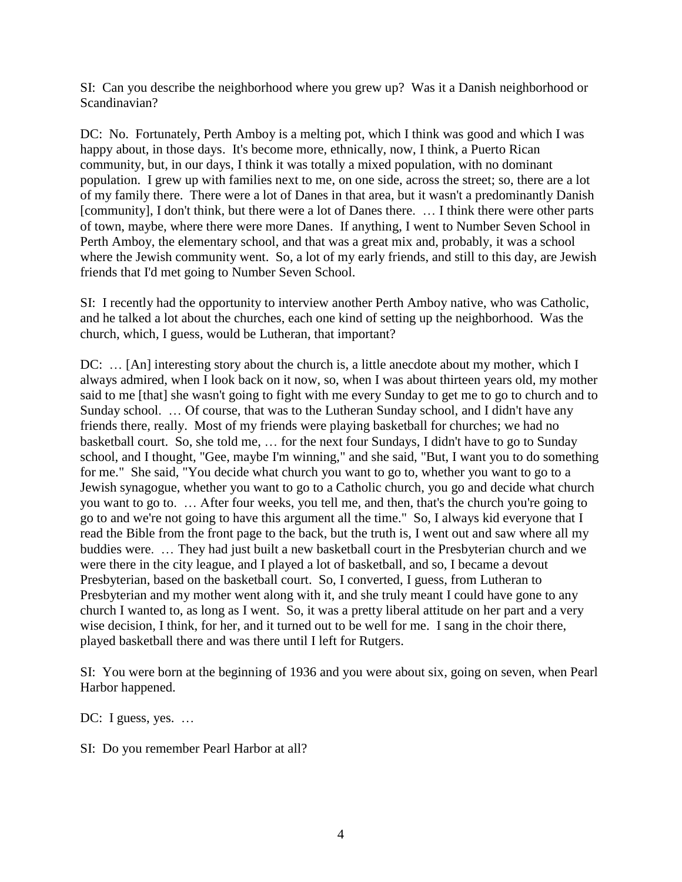SI: Can you describe the neighborhood where you grew up? Was it a Danish neighborhood or Scandinavian?

DC: No. Fortunately, Perth Amboy is a melting pot, which I think was good and which I was happy about, in those days. It's become more, ethnically, now, I think, a Puerto Rican community, but, in our days, I think it was totally a mixed population, with no dominant population. I grew up with families next to me, on one side, across the street; so, there are a lot of my family there. There were a lot of Danes in that area, but it wasn't a predominantly Danish [community], I don't think, but there were a lot of Danes there. … I think there were other parts of town, maybe, where there were more Danes. If anything, I went to Number Seven School in Perth Amboy, the elementary school, and that was a great mix and, probably, it was a school where the Jewish community went. So, a lot of my early friends, and still to this day, are Jewish friends that I'd met going to Number Seven School.

SI: I recently had the opportunity to interview another Perth Amboy native, who was Catholic, and he talked a lot about the churches, each one kind of setting up the neighborhood. Was the church, which, I guess, would be Lutheran, that important?

DC: … [An] interesting story about the church is, a little anecdote about my mother, which I always admired, when I look back on it now, so, when I was about thirteen years old, my mother said to me [that] she wasn't going to fight with me every Sunday to get me to go to church and to Sunday school. … Of course, that was to the Lutheran Sunday school, and I didn't have any friends there, really. Most of my friends were playing basketball for churches; we had no basketball court. So, she told me, … for the next four Sundays, I didn't have to go to Sunday school, and I thought, "Gee, maybe I'm winning," and she said, "But, I want you to do something for me." She said, "You decide what church you want to go to, whether you want to go to a Jewish synagogue, whether you want to go to a Catholic church, you go and decide what church you want to go to. … After four weeks, you tell me, and then, that's the church you're going to go to and we're not going to have this argument all the time." So, I always kid everyone that I read the Bible from the front page to the back, but the truth is, I went out and saw where all my buddies were. … They had just built a new basketball court in the Presbyterian church and we were there in the city league, and I played a lot of basketball, and so, I became a devout Presbyterian, based on the basketball court. So, I converted, I guess, from Lutheran to Presbyterian and my mother went along with it, and she truly meant I could have gone to any church I wanted to, as long as I went. So, it was a pretty liberal attitude on her part and a very wise decision, I think, for her, and it turned out to be well for me. I sang in the choir there, played basketball there and was there until I left for Rutgers.

SI: You were born at the beginning of 1936 and you were about six, going on seven, when Pearl Harbor happened.

DC: I guess, yes. …

SI: Do you remember Pearl Harbor at all?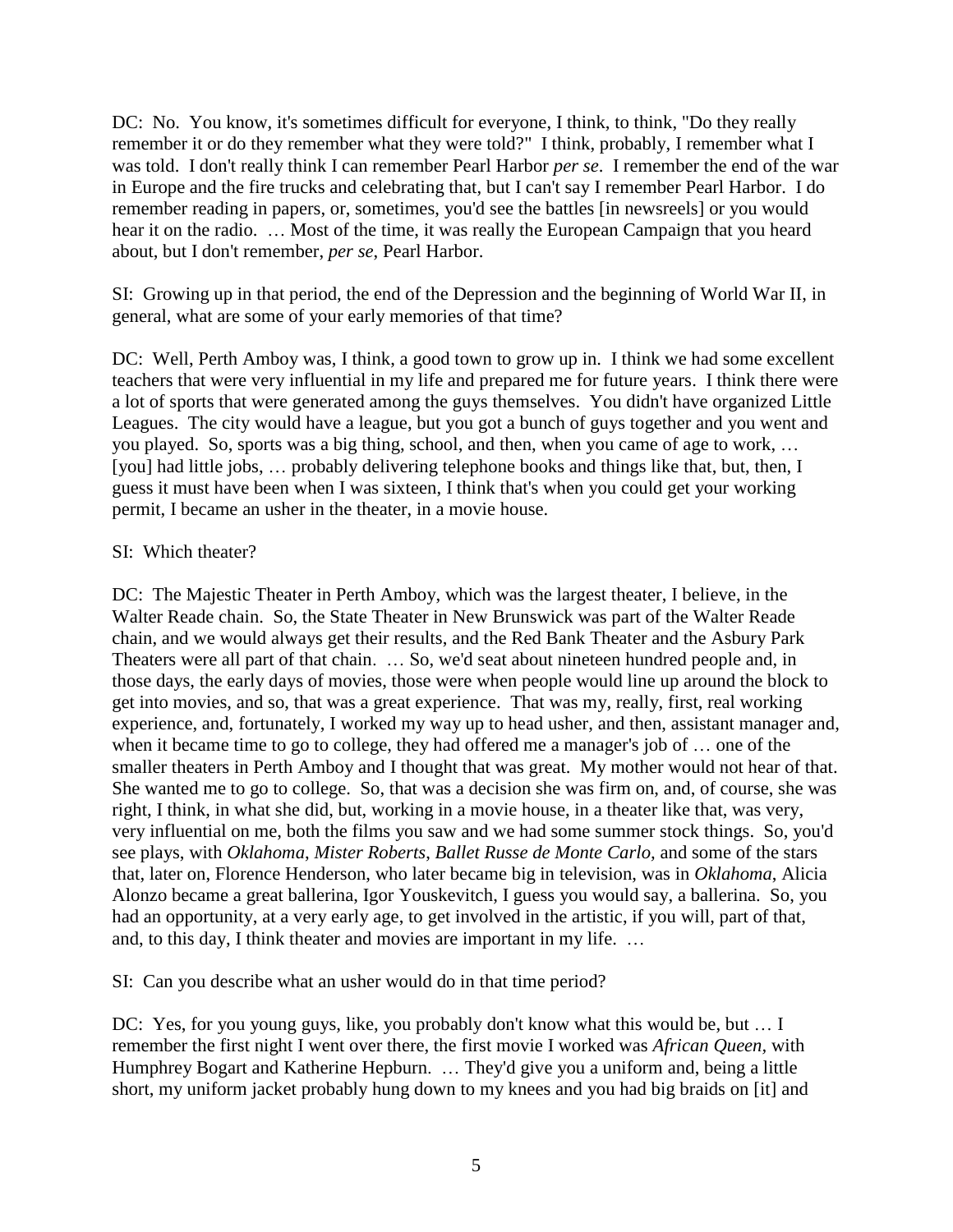DC: No. You know, it's sometimes difficult for everyone, I think, to think, "Do they really remember it or do they remember what they were told?" I think, probably, I remember what I was told. I don't really think I can remember Pearl Harbor *per se*. I remember the end of the war in Europe and the fire trucks and celebrating that, but I can't say I remember Pearl Harbor. I do remember reading in papers, or, sometimes, you'd see the battles [in newsreels] or you would hear it on the radio. … Most of the time, it was really the European Campaign that you heard about, but I don't remember, *per se*, Pearl Harbor.

SI: Growing up in that period, the end of the Depression and the beginning of World War II, in general, what are some of your early memories of that time?

DC: Well, Perth Amboy was, I think, a good town to grow up in. I think we had some excellent teachers that were very influential in my life and prepared me for future years. I think there were a lot of sports that were generated among the guys themselves. You didn't have organized Little Leagues. The city would have a league, but you got a bunch of guys together and you went and you played. So, sports was a big thing, school, and then, when you came of age to work, … [you] had little jobs, … probably delivering telephone books and things like that, but, then, I guess it must have been when I was sixteen, I think that's when you could get your working permit, I became an usher in the theater, in a movie house.

SI: Which theater?

DC: The Majestic Theater in Perth Amboy, which was the largest theater, I believe, in the Walter Reade chain. So, the State Theater in New Brunswick was part of the Walter Reade chain, and we would always get their results, and the Red Bank Theater and the Asbury Park Theaters were all part of that chain. … So, we'd seat about nineteen hundred people and, in those days, the early days of movies, those were when people would line up around the block to get into movies, and so, that was a great experience. That was my, really, first, real working experience, and, fortunately, I worked my way up to head usher, and then, assistant manager and, when it became time to go to college, they had offered me a manager's job of … one of the smaller theaters in Perth Amboy and I thought that was great. My mother would not hear of that. She wanted me to go to college. So, that was a decision she was firm on, and, of course, she was right, I think, in what she did, but, working in a movie house, in a theater like that, was very, very influential on me, both the films you saw and we had some summer stock things. So, you'd see plays, with *Oklahoma*, *Mister Roberts*, *Ballet Russe de Monte Carlo*, and some of the stars that, later on, Florence Henderson, who later became big in television, was in *Oklahoma*, Alicia Alonzo became a great ballerina, Igor Youskevitch, I guess you would say, a ballerina. So, you had an opportunity, at a very early age, to get involved in the artistic, if you will, part of that, and, to this day, I think theater and movies are important in my life. …

SI: Can you describe what an usher would do in that time period?

DC: Yes, for you young guys, like, you probably don't know what this would be, but … I remember the first night I went over there, the first movie I worked was *African Queen*, with Humphrey Bogart and Katherine Hepburn. … They'd give you a uniform and, being a little short, my uniform jacket probably hung down to my knees and you had big braids on [it] and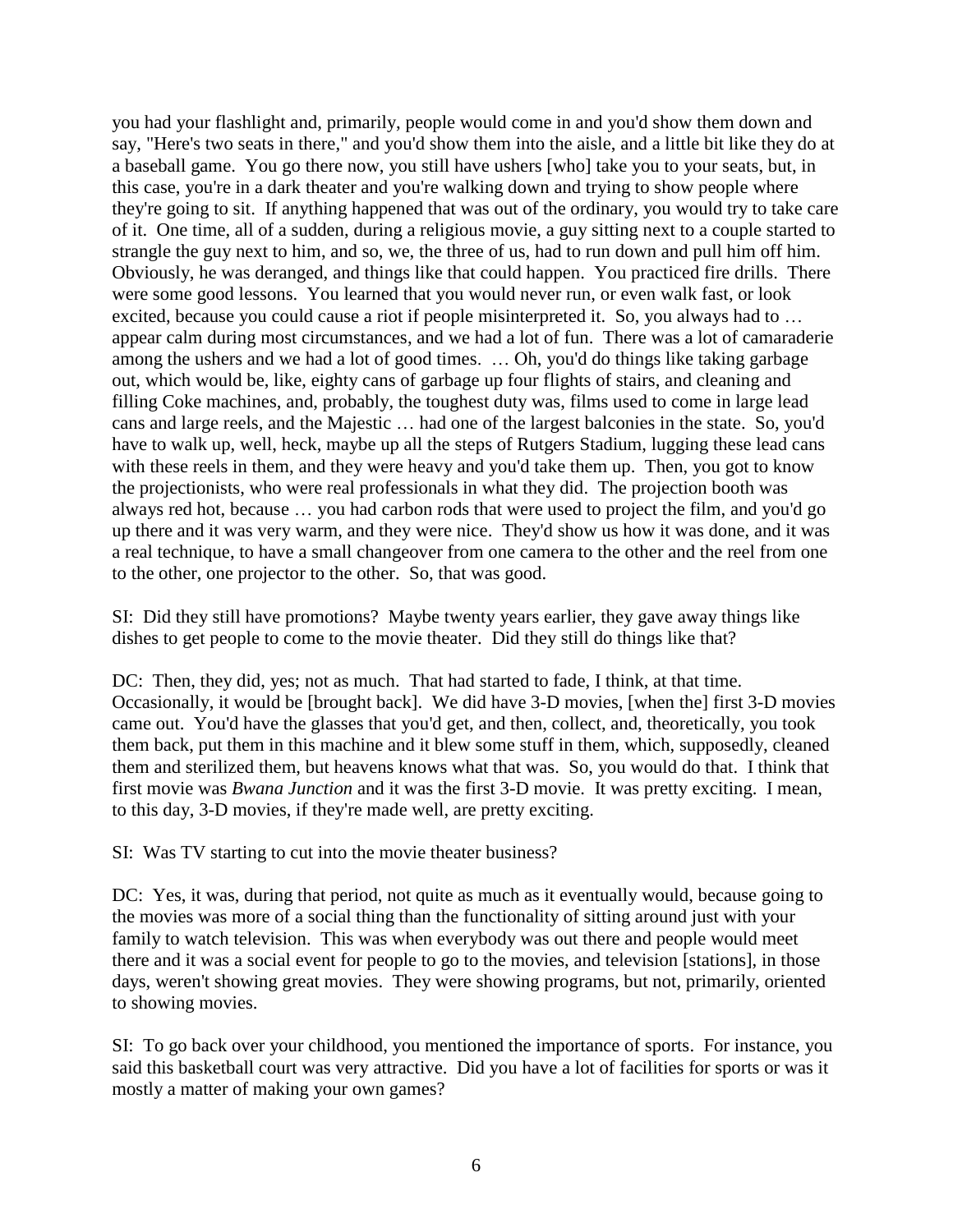you had your flashlight and, primarily, people would come in and you'd show them down and say, "Here's two seats in there," and you'd show them into the aisle, and a little bit like they do at a baseball game. You go there now, you still have ushers [who] take you to your seats, but, in this case, you're in a dark theater and you're walking down and trying to show people where they're going to sit. If anything happened that was out of the ordinary, you would try to take care of it. One time, all of a sudden, during a religious movie, a guy sitting next to a couple started to strangle the guy next to him, and so, we, the three of us, had to run down and pull him off him. Obviously, he was deranged, and things like that could happen. You practiced fire drills. There were some good lessons. You learned that you would never run, or even walk fast, or look excited, because you could cause a riot if people misinterpreted it. So, you always had to … appear calm during most circumstances, and we had a lot of fun. There was a lot of camaraderie among the ushers and we had a lot of good times. … Oh, you'd do things like taking garbage out, which would be, like, eighty cans of garbage up four flights of stairs, and cleaning and filling Coke machines, and, probably, the toughest duty was, films used to come in large lead cans and large reels, and the Majestic … had one of the largest balconies in the state. So, you'd have to walk up, well, heck, maybe up all the steps of Rutgers Stadium, lugging these lead cans with these reels in them, and they were heavy and you'd take them up. Then, you got to know the projectionists, who were real professionals in what they did. The projection booth was always red hot, because … you had carbon rods that were used to project the film, and you'd go up there and it was very warm, and they were nice. They'd show us how it was done, and it was a real technique, to have a small changeover from one camera to the other and the reel from one to the other, one projector to the other. So, that was good.

SI: Did they still have promotions? Maybe twenty years earlier, they gave away things like dishes to get people to come to the movie theater. Did they still do things like that?

DC: Then, they did, yes; not as much. That had started to fade, I think, at that time. Occasionally, it would be [brought back]. We did have 3-D movies, [when the] first 3-D movies came out. You'd have the glasses that you'd get, and then, collect, and, theoretically, you took them back, put them in this machine and it blew some stuff in them, which, supposedly, cleaned them and sterilized them, but heavens knows what that was. So, you would do that. I think that first movie was *Bwana Junction* and it was the first 3-D movie. It was pretty exciting. I mean, to this day, 3-D movies, if they're made well, are pretty exciting.

SI: Was TV starting to cut into the movie theater business?

DC: Yes, it was, during that period, not quite as much as it eventually would, because going to the movies was more of a social thing than the functionality of sitting around just with your family to watch television. This was when everybody was out there and people would meet there and it was a social event for people to go to the movies, and television [stations], in those days, weren't showing great movies. They were showing programs, but not, primarily, oriented to showing movies.

SI: To go back over your childhood, you mentioned the importance of sports. For instance, you said this basketball court was very attractive. Did you have a lot of facilities for sports or was it mostly a matter of making your own games?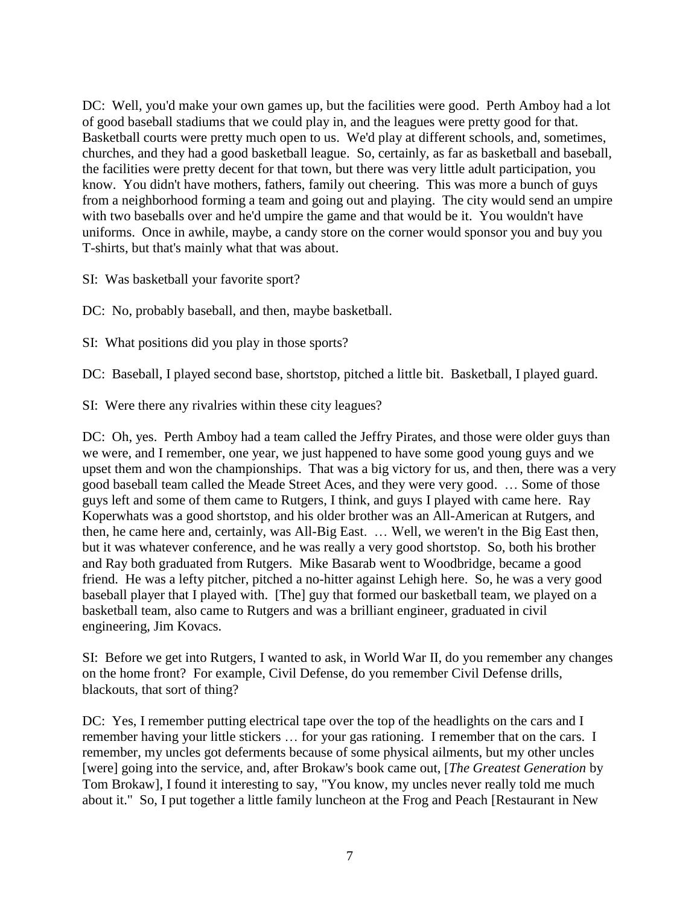DC: Well, you'd make your own games up, but the facilities were good. Perth Amboy had a lot of good baseball stadiums that we could play in, and the leagues were pretty good for that. Basketball courts were pretty much open to us. We'd play at different schools, and, sometimes, churches, and they had a good basketball league. So, certainly, as far as basketball and baseball, the facilities were pretty decent for that town, but there was very little adult participation, you know. You didn't have mothers, fathers, family out cheering. This was more a bunch of guys from a neighborhood forming a team and going out and playing. The city would send an umpire with two baseballs over and he'd umpire the game and that would be it. You wouldn't have uniforms. Once in awhile, maybe, a candy store on the corner would sponsor you and buy you T-shirts, but that's mainly what that was about.

SI: Was basketball your favorite sport?

DC: No, probably baseball, and then, maybe basketball.

SI: What positions did you play in those sports?

DC: Baseball, I played second base, shortstop, pitched a little bit. Basketball, I played guard.

SI: Were there any rivalries within these city leagues?

DC: Oh, yes. Perth Amboy had a team called the Jeffry Pirates, and those were older guys than we were, and I remember, one year, we just happened to have some good young guys and we upset them and won the championships. That was a big victory for us, and then, there was a very good baseball team called the Meade Street Aces, and they were very good. … Some of those guys left and some of them came to Rutgers, I think, and guys I played with came here. Ray Koperwhats was a good shortstop, and his older brother was an All-American at Rutgers, and then, he came here and, certainly, was All-Big East. … Well, we weren't in the Big East then, but it was whatever conference, and he was really a very good shortstop. So, both his brother and Ray both graduated from Rutgers. Mike Basarab went to Woodbridge, became a good friend. He was a lefty pitcher, pitched a no-hitter against Lehigh here. So, he was a very good baseball player that I played with. [The] guy that formed our basketball team, we played on a basketball team, also came to Rutgers and was a brilliant engineer, graduated in civil engineering, Jim Kovacs.

SI: Before we get into Rutgers, I wanted to ask, in World War II, do you remember any changes on the home front? For example, Civil Defense, do you remember Civil Defense drills, blackouts, that sort of thing?

DC: Yes, I remember putting electrical tape over the top of the headlights on the cars and I remember having your little stickers … for your gas rationing. I remember that on the cars. I remember, my uncles got deferments because of some physical ailments, but my other uncles [were] going into the service, and, after Brokaw's book came out, [*The Greatest Generation* by Tom Brokaw], I found it interesting to say, "You know, my uncles never really told me much about it." So, I put together a little family luncheon at the Frog and Peach [Restaurant in New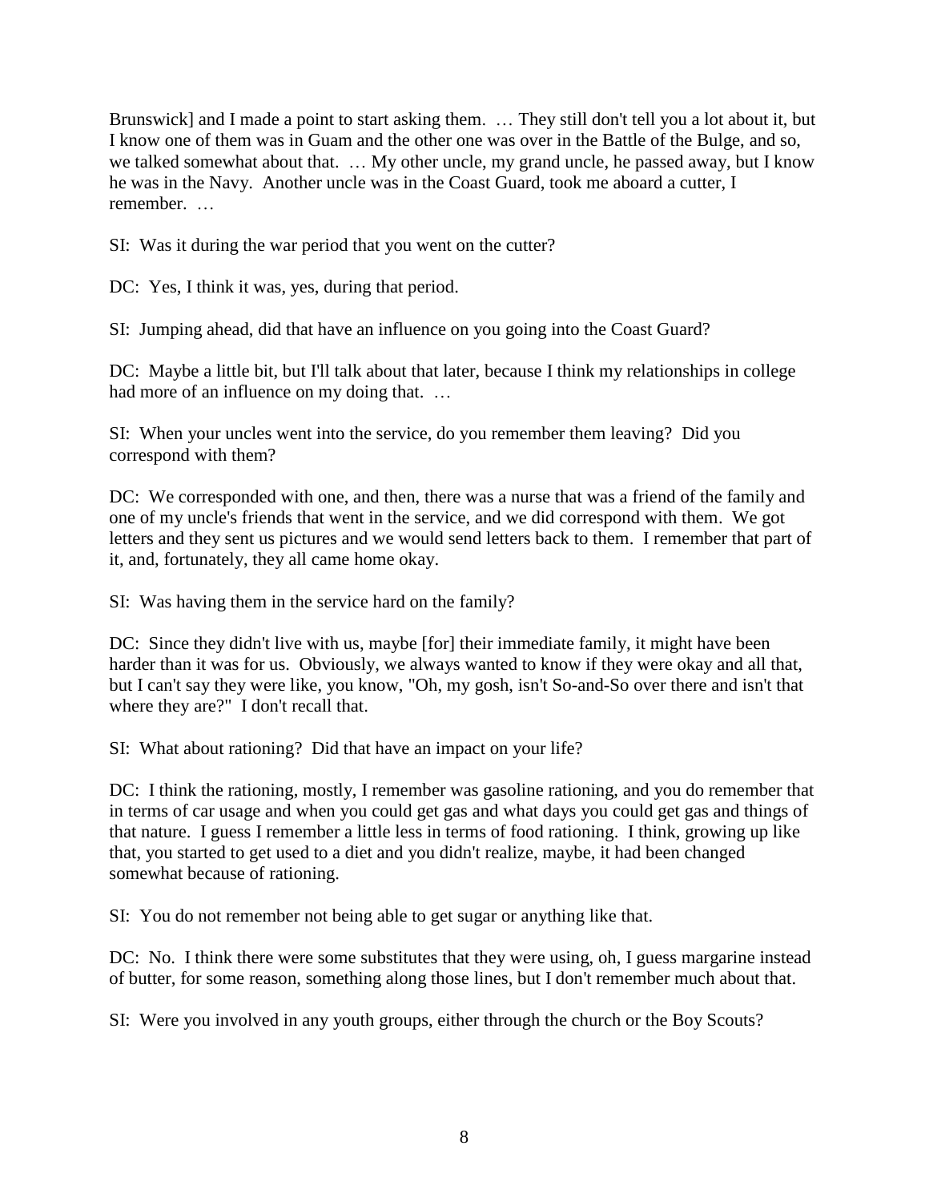Brunswick] and I made a point to start asking them. … They still don't tell you a lot about it, but I know one of them was in Guam and the other one was over in the Battle of the Bulge, and so, we talked somewhat about that. … My other uncle, my grand uncle, he passed away, but I know he was in the Navy. Another uncle was in the Coast Guard, took me aboard a cutter, I remember. …

SI: Was it during the war period that you went on the cutter?

DC: Yes, I think it was, yes, during that period.

SI: Jumping ahead, did that have an influence on you going into the Coast Guard?

DC: Maybe a little bit, but I'll talk about that later, because I think my relationships in college had more of an influence on my doing that. …

SI: When your uncles went into the service, do you remember them leaving? Did you correspond with them?

DC: We corresponded with one, and then, there was a nurse that was a friend of the family and one of my uncle's friends that went in the service, and we did correspond with them. We got letters and they sent us pictures and we would send letters back to them. I remember that part of it, and, fortunately, they all came home okay.

SI: Was having them in the service hard on the family?

DC: Since they didn't live with us, maybe [for] their immediate family, it might have been harder than it was for us. Obviously, we always wanted to know if they were okay and all that, but I can't say they were like, you know, "Oh, my gosh, isn't So-and-So over there and isn't that where they are?" I don't recall that.

SI: What about rationing? Did that have an impact on your life?

DC: I think the rationing, mostly, I remember was gasoline rationing, and you do remember that in terms of car usage and when you could get gas and what days you could get gas and things of that nature. I guess I remember a little less in terms of food rationing. I think, growing up like that, you started to get used to a diet and you didn't realize, maybe, it had been changed somewhat because of rationing.

SI: You do not remember not being able to get sugar or anything like that.

DC: No. I think there were some substitutes that they were using, oh, I guess margarine instead of butter, for some reason, something along those lines, but I don't remember much about that.

SI: Were you involved in any youth groups, either through the church or the Boy Scouts?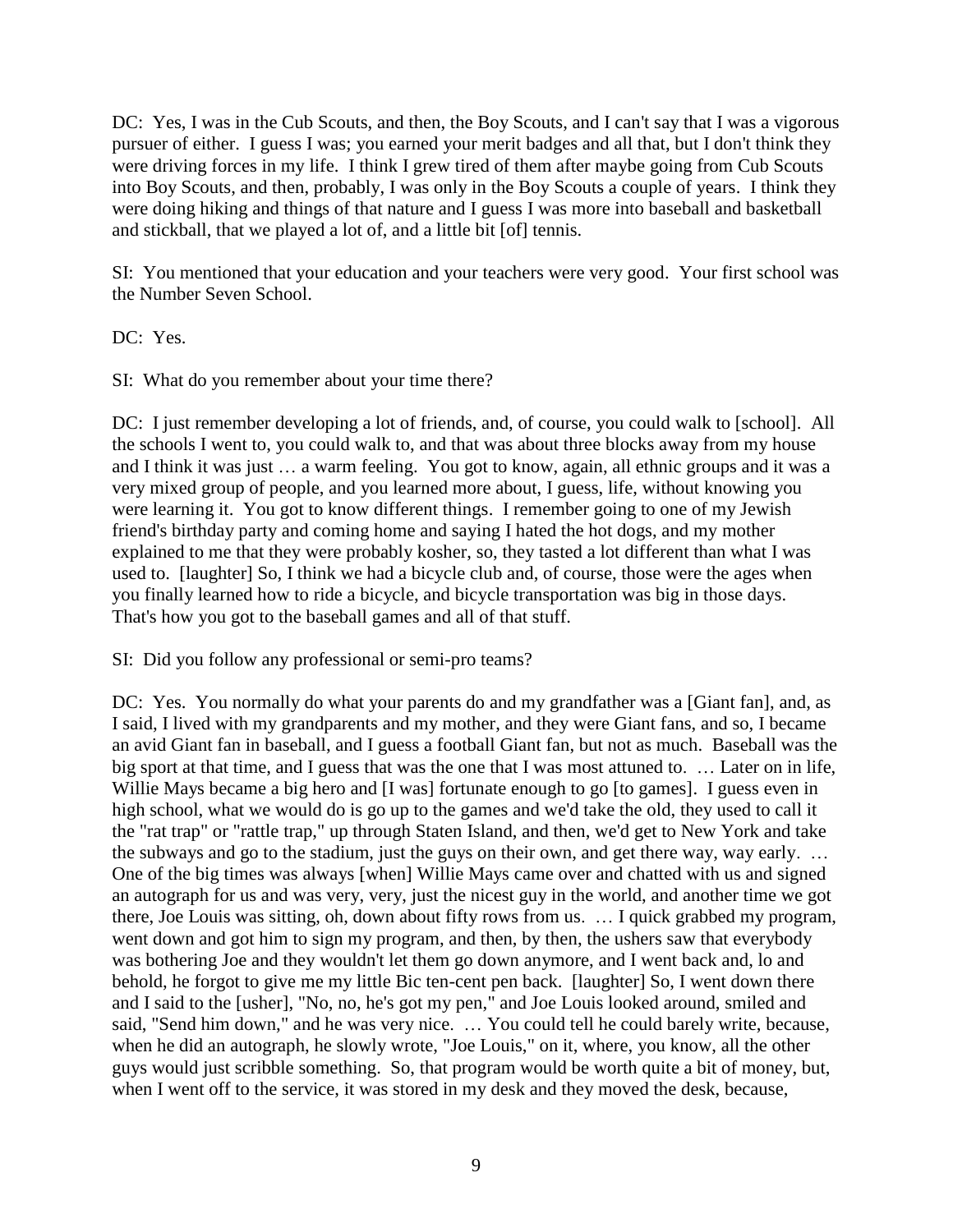DC: Yes, I was in the Cub Scouts, and then, the Boy Scouts, and I can't say that I was a vigorous pursuer of either. I guess I was; you earned your merit badges and all that, but I don't think they were driving forces in my life. I think I grew tired of them after maybe going from Cub Scouts into Boy Scouts, and then, probably, I was only in the Boy Scouts a couple of years. I think they were doing hiking and things of that nature and I guess I was more into baseball and basketball and stickball, that we played a lot of, and a little bit [of] tennis.

SI: You mentioned that your education and your teachers were very good. Your first school was the Number Seven School.

DC: Yes.

SI: What do you remember about your time there?

DC: I just remember developing a lot of friends, and, of course, you could walk to [school]. All the schools I went to, you could walk to, and that was about three blocks away from my house and I think it was just … a warm feeling. You got to know, again, all ethnic groups and it was a very mixed group of people, and you learned more about, I guess, life, without knowing you were learning it. You got to know different things. I remember going to one of my Jewish friend's birthday party and coming home and saying I hated the hot dogs, and my mother explained to me that they were probably kosher, so, they tasted a lot different than what I was used to. [laughter] So, I think we had a bicycle club and, of course, those were the ages when you finally learned how to ride a bicycle, and bicycle transportation was big in those days. That's how you got to the baseball games and all of that stuff.

SI: Did you follow any professional or semi-pro teams?

DC: Yes. You normally do what your parents do and my grandfather was a [Giant fan], and, as I said, I lived with my grandparents and my mother, and they were Giant fans, and so, I became an avid Giant fan in baseball, and I guess a football Giant fan, but not as much. Baseball was the big sport at that time, and I guess that was the one that I was most attuned to. … Later on in life, Willie Mays became a big hero and [I was] fortunate enough to go [to games]. I guess even in high school, what we would do is go up to the games and we'd take the old, they used to call it the "rat trap" or "rattle trap," up through Staten Island, and then, we'd get to New York and take the subways and go to the stadium, just the guys on their own, and get there way, way early. … One of the big times was always [when] Willie Mays came over and chatted with us and signed an autograph for us and was very, very, just the nicest guy in the world, and another time we got there, Joe Louis was sitting, oh, down about fifty rows from us. … I quick grabbed my program, went down and got him to sign my program, and then, by then, the ushers saw that everybody was bothering Joe and they wouldn't let them go down anymore, and I went back and, lo and behold, he forgot to give me my little Bic ten-cent pen back. [laughter] So, I went down there and I said to the [usher], "No, no, he's got my pen," and Joe Louis looked around, smiled and said, "Send him down," and he was very nice. … You could tell he could barely write, because, when he did an autograph, he slowly wrote, "Joe Louis," on it, where, you know, all the other guys would just scribble something. So, that program would be worth quite a bit of money, but, when I went off to the service, it was stored in my desk and they moved the desk, because,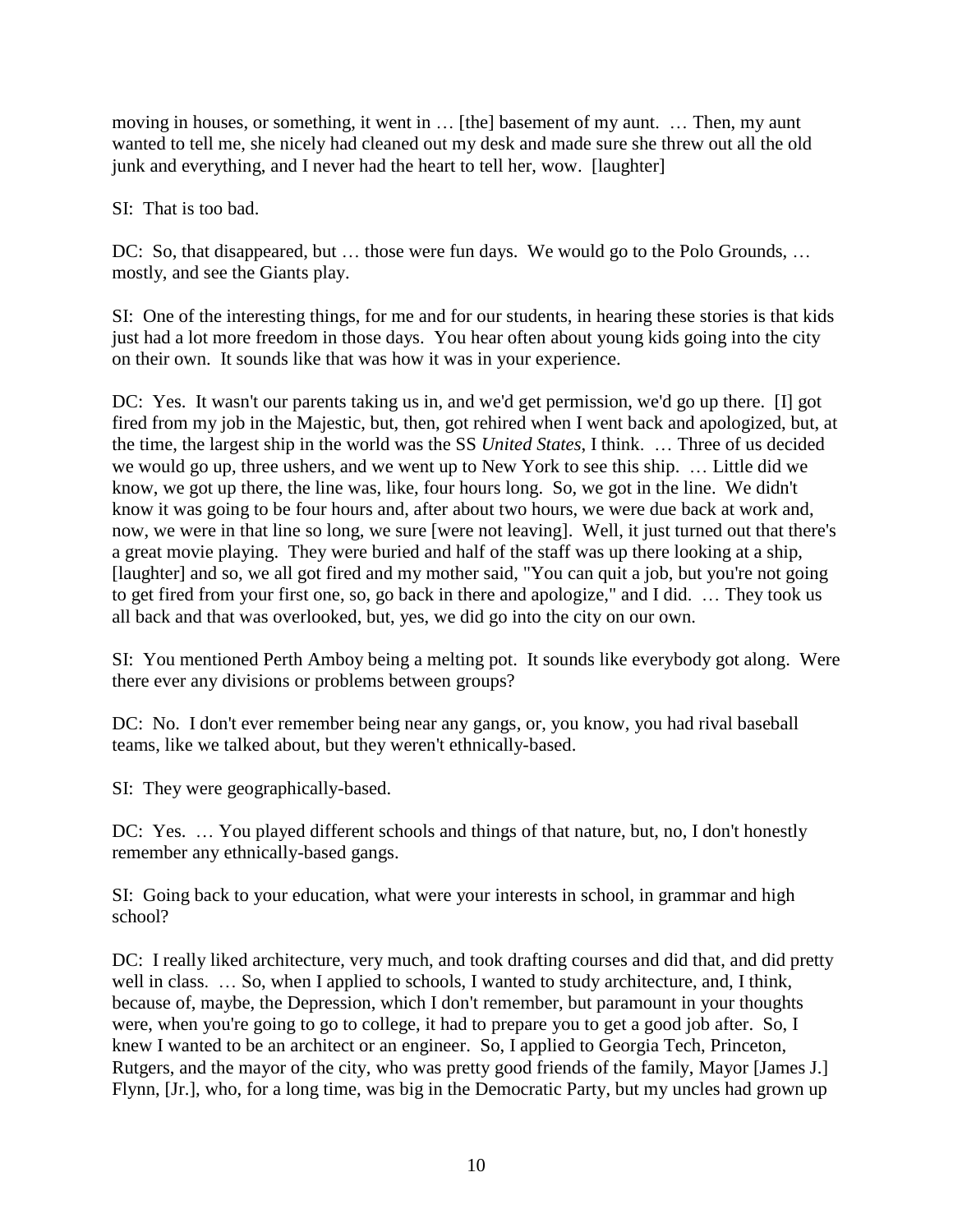moving in houses, or something, it went in … [the] basement of my aunt. … Then, my aunt wanted to tell me, she nicely had cleaned out my desk and made sure she threw out all the old junk and everything, and I never had the heart to tell her, wow. [laughter]

SI: That is too bad.

DC: So, that disappeared, but … those were fun days. We would go to the Polo Grounds, … mostly, and see the Giants play.

SI: One of the interesting things, for me and for our students, in hearing these stories is that kids just had a lot more freedom in those days. You hear often about young kids going into the city on their own. It sounds like that was how it was in your experience.

DC: Yes. It wasn't our parents taking us in, and we'd get permission, we'd go up there. [I] got fired from my job in the Majestic, but, then, got rehired when I went back and apologized, but, at the time, the largest ship in the world was the SS *United States*, I think. … Three of us decided we would go up, three ushers, and we went up to New York to see this ship. … Little did we know, we got up there, the line was, like, four hours long. So, we got in the line. We didn't know it was going to be four hours and, after about two hours, we were due back at work and, now, we were in that line so long, we sure [were not leaving]. Well, it just turned out that there's a great movie playing. They were buried and half of the staff was up there looking at a ship, [laughter] and so, we all got fired and my mother said, "You can quit a job, but you're not going to get fired from your first one, so, go back in there and apologize," and I did. … They took us all back and that was overlooked, but, yes, we did go into the city on our own.

SI: You mentioned Perth Amboy being a melting pot. It sounds like everybody got along. Were there ever any divisions or problems between groups?

DC: No. I don't ever remember being near any gangs, or, you know, you had rival baseball teams, like we talked about, but they weren't ethnically-based.

SI: They were geographically-based.

DC: Yes. … You played different schools and things of that nature, but, no, I don't honestly remember any ethnically-based gangs.

SI: Going back to your education, what were your interests in school, in grammar and high school?

DC: I really liked architecture, very much, and took drafting courses and did that, and did pretty well in class. … So, when I applied to schools, I wanted to study architecture, and, I think, because of, maybe, the Depression, which I don't remember, but paramount in your thoughts were, when you're going to go to college, it had to prepare you to get a good job after. So, I knew I wanted to be an architect or an engineer. So, I applied to Georgia Tech, Princeton, Rutgers, and the mayor of the city, who was pretty good friends of the family, Mayor [James J.] Flynn, [Jr.], who, for a long time, was big in the Democratic Party, but my uncles had grown up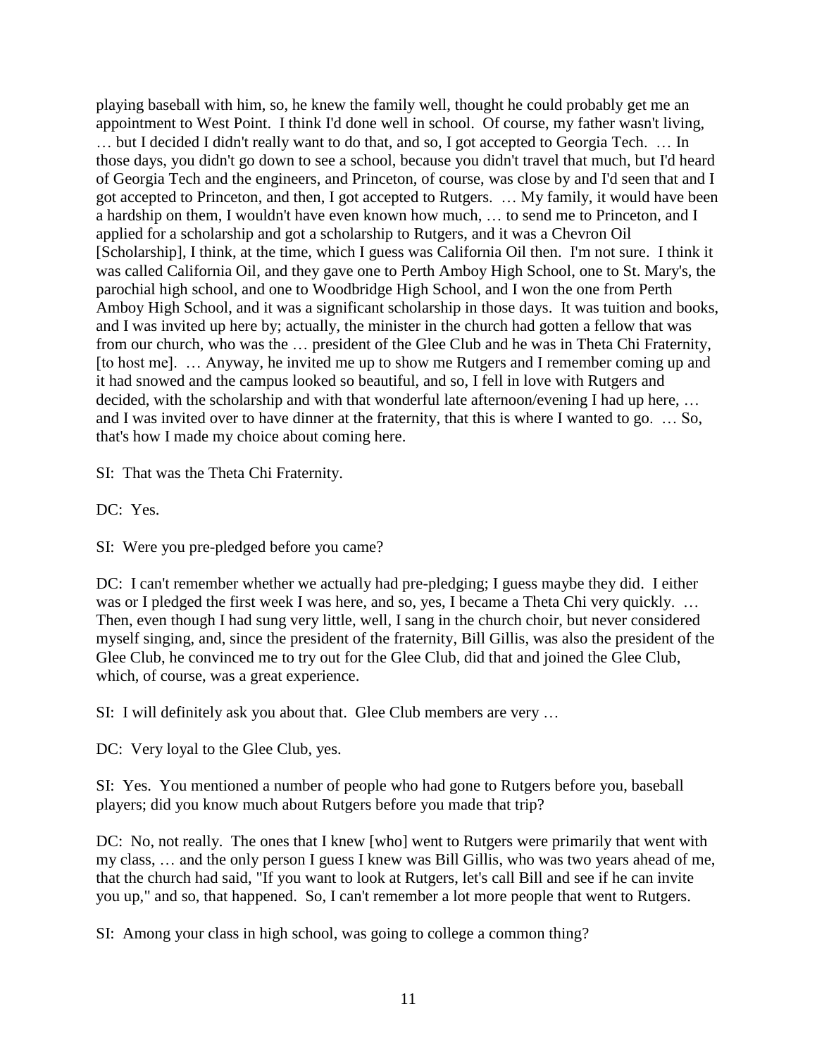playing baseball with him, so, he knew the family well, thought he could probably get me an appointment to West Point. I think I'd done well in school. Of course, my father wasn't living, … but I decided I didn't really want to do that, and so, I got accepted to Georgia Tech. … In those days, you didn't go down to see a school, because you didn't travel that much, but I'd heard of Georgia Tech and the engineers, and Princeton, of course, was close by and I'd seen that and I got accepted to Princeton, and then, I got accepted to Rutgers. … My family, it would have been a hardship on them, I wouldn't have even known how much, … to send me to Princeton, and I applied for a scholarship and got a scholarship to Rutgers, and it was a Chevron Oil [Scholarship], I think, at the time, which I guess was California Oil then. I'm not sure. I think it was called California Oil, and they gave one to Perth Amboy High School, one to St. Mary's, the parochial high school, and one to Woodbridge High School, and I won the one from Perth Amboy High School, and it was a significant scholarship in those days. It was tuition and books, and I was invited up here by; actually, the minister in the church had gotten a fellow that was from our church, who was the … president of the Glee Club and he was in Theta Chi Fraternity, [to host me]. … Anyway, he invited me up to show me Rutgers and I remember coming up and it had snowed and the campus looked so beautiful, and so, I fell in love with Rutgers and decided, with the scholarship and with that wonderful late afternoon/evening I had up here, … and I was invited over to have dinner at the fraternity, that this is where I wanted to go. … So, that's how I made my choice about coming here.

SI: That was the Theta Chi Fraternity.

DC: Yes.

SI: Were you pre-pledged before you came?

DC: I can't remember whether we actually had pre-pledging; I guess maybe they did. I either was or I pledged the first week I was here, and so, yes, I became a Theta Chi very quickly. … Then, even though I had sung very little, well, I sang in the church choir, but never considered myself singing, and, since the president of the fraternity, Bill Gillis, was also the president of the Glee Club, he convinced me to try out for the Glee Club, did that and joined the Glee Club, which, of course, was a great experience.

SI: I will definitely ask you about that. Glee Club members are very …

DC: Very loyal to the Glee Club, yes.

SI: Yes. You mentioned a number of people who had gone to Rutgers before you, baseball players; did you know much about Rutgers before you made that trip?

DC: No, not really. The ones that I knew [who] went to Rutgers were primarily that went with my class, … and the only person I guess I knew was Bill Gillis, who was two years ahead of me, that the church had said, "If you want to look at Rutgers, let's call Bill and see if he can invite you up," and so, that happened. So, I can't remember a lot more people that went to Rutgers.

SI: Among your class in high school, was going to college a common thing?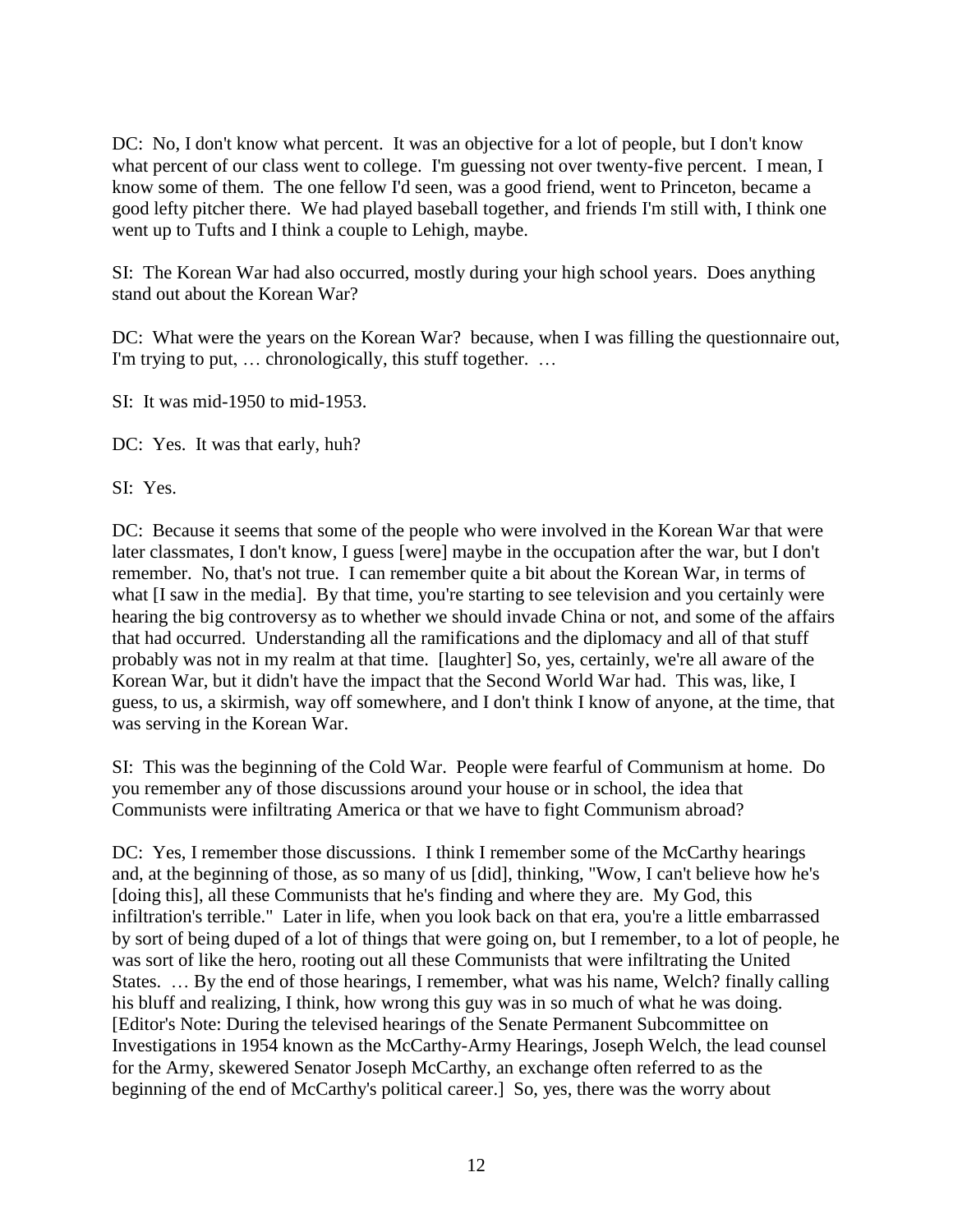DC: No, I don't know what percent. It was an objective for a lot of people, but I don't know what percent of our class went to college. I'm guessing not over twenty-five percent. I mean, I know some of them. The one fellow I'd seen, was a good friend, went to Princeton, became a good lefty pitcher there. We had played baseball together, and friends I'm still with, I think one went up to Tufts and I think a couple to Lehigh, maybe.

SI: The Korean War had also occurred, mostly during your high school years. Does anything stand out about the Korean War?

DC: What were the years on the Korean War? because, when I was filling the questionnaire out, I'm trying to put, … chronologically, this stuff together. …

SI: It was mid-1950 to mid-1953.

DC: Yes. It was that early, huh?

SI: Yes.

DC: Because it seems that some of the people who were involved in the Korean War that were later classmates, I don't know, I guess [were] maybe in the occupation after the war, but I don't remember. No, that's not true. I can remember quite a bit about the Korean War, in terms of what [I saw in the media]. By that time, you're starting to see television and you certainly were hearing the big controversy as to whether we should invade China or not, and some of the affairs that had occurred. Understanding all the ramifications and the diplomacy and all of that stuff probably was not in my realm at that time. [laughter] So, yes, certainly, we're all aware of the Korean War, but it didn't have the impact that the Second World War had. This was, like, I guess, to us, a skirmish, way off somewhere, and I don't think I know of anyone, at the time, that was serving in the Korean War.

SI: This was the beginning of the Cold War. People were fearful of Communism at home. Do you remember any of those discussions around your house or in school, the idea that Communists were infiltrating America or that we have to fight Communism abroad?

DC: Yes, I remember those discussions. I think I remember some of the McCarthy hearings and, at the beginning of those, as so many of us [did], thinking, "Wow, I can't believe how he's [doing this], all these Communists that he's finding and where they are. My God, this infiltration's terrible." Later in life, when you look back on that era, you're a little embarrassed by sort of being duped of a lot of things that were going on, but I remember, to a lot of people, he was sort of like the hero, rooting out all these Communists that were infiltrating the United States. … By the end of those hearings, I remember, what was his name, Welch? finally calling his bluff and realizing, I think, how wrong this guy was in so much of what he was doing. [Editor's Note: During the televised hearings of the Senate Permanent Subcommittee on Investigations in 1954 known as the McCarthy-Army Hearings, Joseph Welch, the lead counsel for the Army, skewered Senator Joseph McCarthy, an exchange often referred to as the beginning of the end of McCarthy's political career.] So, yes, there was the worry about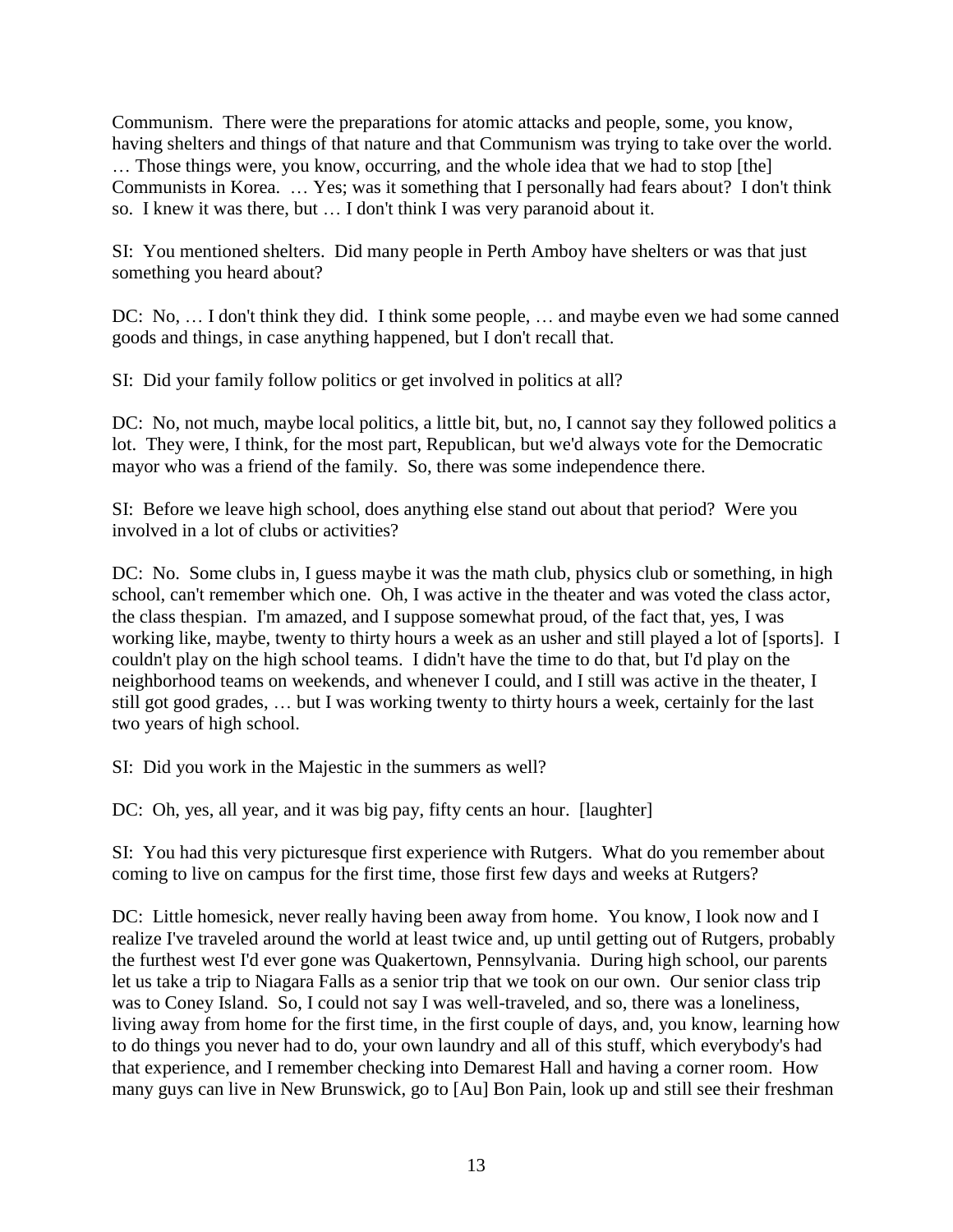Communism. There were the preparations for atomic attacks and people, some, you know, having shelters and things of that nature and that Communism was trying to take over the world. … Those things were, you know, occurring, and the whole idea that we had to stop [the] Communists in Korea. … Yes; was it something that I personally had fears about? I don't think so. I knew it was there, but … I don't think I was very paranoid about it.

SI: You mentioned shelters. Did many people in Perth Amboy have shelters or was that just something you heard about?

DC: No, … I don't think they did. I think some people, … and maybe even we had some canned goods and things, in case anything happened, but I don't recall that.

SI: Did your family follow politics or get involved in politics at all?

DC: No, not much, maybe local politics, a little bit, but, no, I cannot say they followed politics a lot. They were, I think, for the most part, Republican, but we'd always vote for the Democratic mayor who was a friend of the family. So, there was some independence there.

SI: Before we leave high school, does anything else stand out about that period? Were you involved in a lot of clubs or activities?

DC: No. Some clubs in, I guess maybe it was the math club, physics club or something, in high school, can't remember which one. Oh, I was active in the theater and was voted the class actor, the class thespian. I'm amazed, and I suppose somewhat proud, of the fact that, yes, I was working like, maybe, twenty to thirty hours a week as an usher and still played a lot of [sports]. I couldn't play on the high school teams. I didn't have the time to do that, but I'd play on the neighborhood teams on weekends, and whenever I could, and I still was active in the theater, I still got good grades, … but I was working twenty to thirty hours a week, certainly for the last two years of high school.

SI: Did you work in the Majestic in the summers as well?

DC: Oh, yes, all year, and it was big pay, fifty cents an hour. [laughter]

SI: You had this very picturesque first experience with Rutgers. What do you remember about coming to live on campus for the first time, those first few days and weeks at Rutgers?

DC: Little homesick, never really having been away from home. You know, I look now and I realize I've traveled around the world at least twice and, up until getting out of Rutgers, probably the furthest west I'd ever gone was Quakertown, Pennsylvania. During high school, our parents let us take a trip to Niagara Falls as a senior trip that we took on our own. Our senior class trip was to Coney Island. So, I could not say I was well-traveled, and so, there was a loneliness, living away from home for the first time, in the first couple of days, and, you know, learning how to do things you never had to do, your own laundry and all of this stuff, which everybody's had that experience, and I remember checking into Demarest Hall and having a corner room. How many guys can live in New Brunswick, go to [Au] Bon Pain, look up and still see their freshman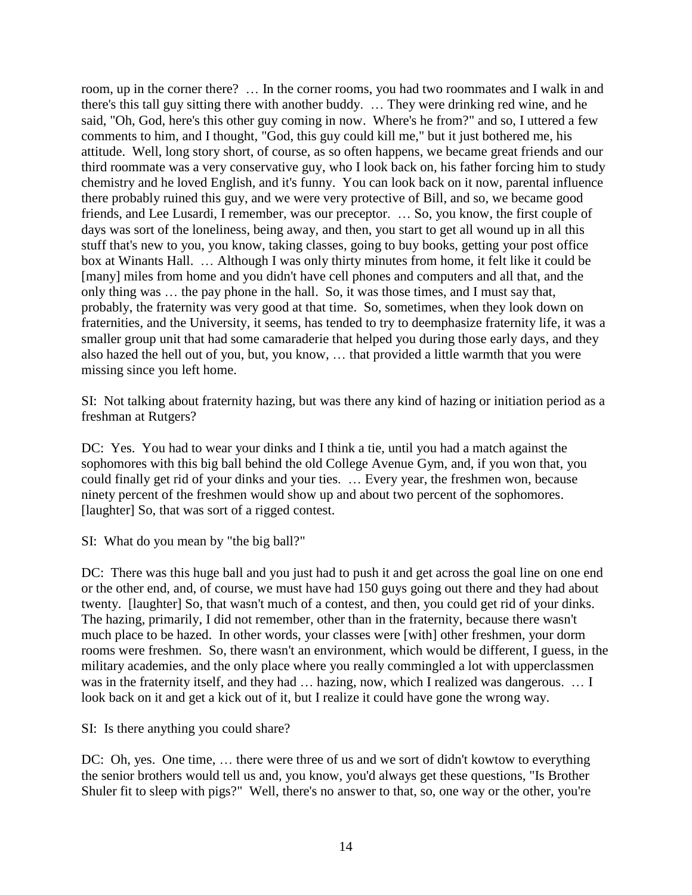room, up in the corner there? … In the corner rooms, you had two roommates and I walk in and there's this tall guy sitting there with another buddy. … They were drinking red wine, and he said, "Oh, God, here's this other guy coming in now. Where's he from?" and so, I uttered a few comments to him, and I thought, "God, this guy could kill me," but it just bothered me, his attitude. Well, long story short, of course, as so often happens, we became great friends and our third roommate was a very conservative guy, who I look back on, his father forcing him to study chemistry and he loved English, and it's funny. You can look back on it now, parental influence there probably ruined this guy, and we were very protective of Bill, and so, we became good friends, and Lee Lusardi, I remember, was our preceptor. … So, you know, the first couple of days was sort of the loneliness, being away, and then, you start to get all wound up in all this stuff that's new to you, you know, taking classes, going to buy books, getting your post office box at Winants Hall. … Although I was only thirty minutes from home, it felt like it could be [many] miles from home and you didn't have cell phones and computers and all that, and the only thing was … the pay phone in the hall. So, it was those times, and I must say that, probably, the fraternity was very good at that time. So, sometimes, when they look down on fraternities, and the University, it seems, has tended to try to deemphasize fraternity life, it was a smaller group unit that had some camaraderie that helped you during those early days, and they also hazed the hell out of you, but, you know, … that provided a little warmth that you were missing since you left home.

SI: Not talking about fraternity hazing, but was there any kind of hazing or initiation period as a freshman at Rutgers?

DC: Yes. You had to wear your dinks and I think a tie, until you had a match against the sophomores with this big ball behind the old College Avenue Gym, and, if you won that, you could finally get rid of your dinks and your ties. … Every year, the freshmen won, because ninety percent of the freshmen would show up and about two percent of the sophomores. [laughter] So, that was sort of a rigged contest.

SI: What do you mean by "the big ball?"

DC: There was this huge ball and you just had to push it and get across the goal line on one end or the other end, and, of course, we must have had 150 guys going out there and they had about twenty. [laughter] So, that wasn't much of a contest, and then, you could get rid of your dinks. The hazing, primarily, I did not remember, other than in the fraternity, because there wasn't much place to be hazed. In other words, your classes were [with] other freshmen, your dorm rooms were freshmen. So, there wasn't an environment, which would be different, I guess, in the military academies, and the only place where you really commingled a lot with upperclassmen was in the fraternity itself, and they had … hazing, now, which I realized was dangerous. … I look back on it and get a kick out of it, but I realize it could have gone the wrong way.

SI: Is there anything you could share?

DC: Oh, yes. One time, … there were three of us and we sort of didn't kowtow to everything the senior brothers would tell us and, you know, you'd always get these questions, "Is Brother Shuler fit to sleep with pigs?" Well, there's no answer to that, so, one way or the other, you're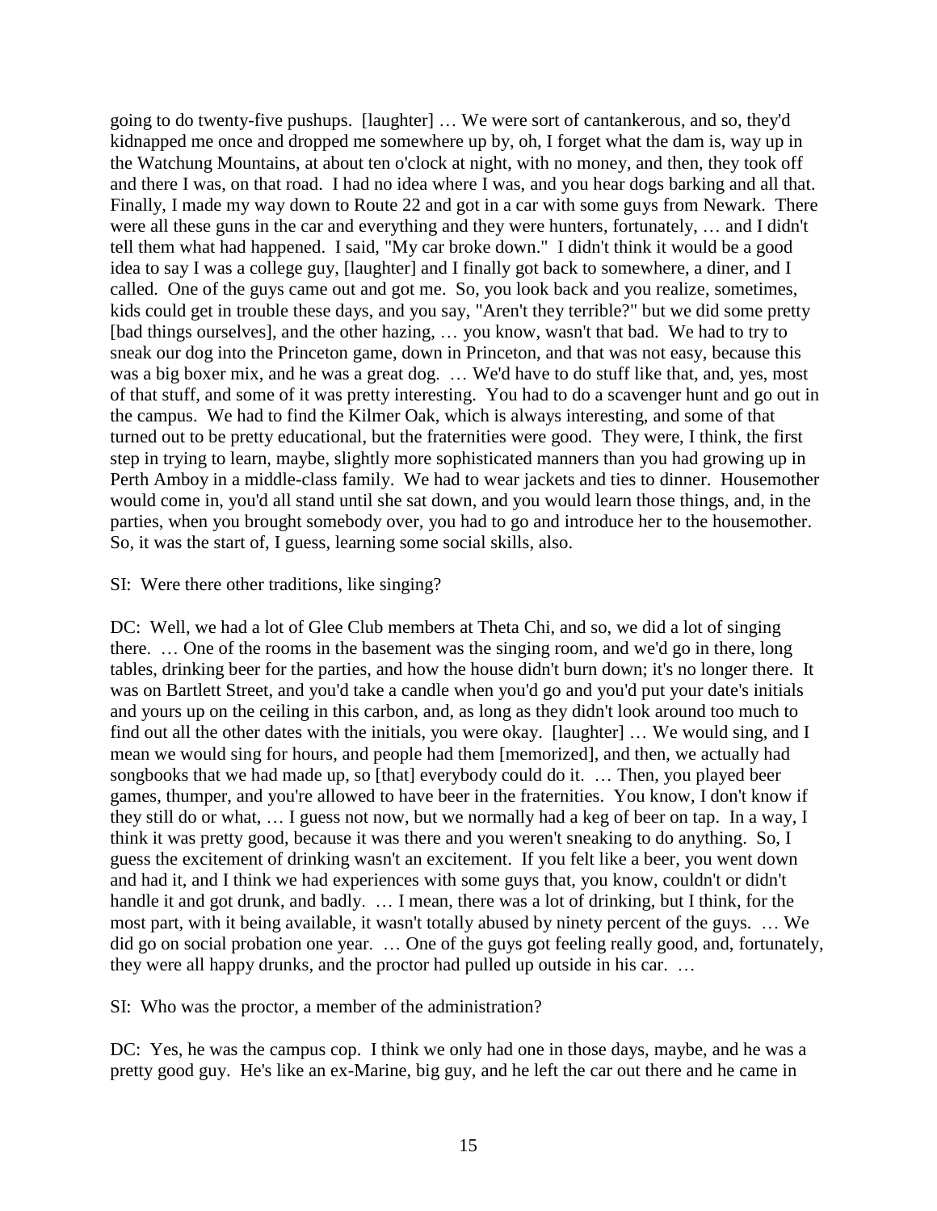going to do twenty-five pushups. [laughter] … We were sort of cantankerous, and so, they'd kidnapped me once and dropped me somewhere up by, oh, I forget what the dam is, way up in the Watchung Mountains, at about ten o'clock at night, with no money, and then, they took off and there I was, on that road. I had no idea where I was, and you hear dogs barking and all that. Finally, I made my way down to Route 22 and got in a car with some guys from Newark. There were all these guns in the car and everything and they were hunters, fortunately, … and I didn't tell them what had happened. I said, "My car broke down." I didn't think it would be a good idea to say I was a college guy, [laughter] and I finally got back to somewhere, a diner, and I called. One of the guys came out and got me. So, you look back and you realize, sometimes, kids could get in trouble these days, and you say, "Aren't they terrible?" but we did some pretty [bad things ourselves], and the other hazing, … you know, wasn't that bad. We had to try to sneak our dog into the Princeton game, down in Princeton, and that was not easy, because this was a big boxer mix, and he was a great dog. … We'd have to do stuff like that, and, yes, most of that stuff, and some of it was pretty interesting. You had to do a scavenger hunt and go out in the campus. We had to find the Kilmer Oak, which is always interesting, and some of that turned out to be pretty educational, but the fraternities were good. They were, I think, the first step in trying to learn, maybe, slightly more sophisticated manners than you had growing up in Perth Amboy in a middle-class family. We had to wear jackets and ties to dinner. Housemother would come in, you'd all stand until she sat down, and you would learn those things, and, in the parties, when you brought somebody over, you had to go and introduce her to the housemother. So, it was the start of, I guess, learning some social skills, also.

SI: Were there other traditions, like singing?

DC: Well, we had a lot of Glee Club members at Theta Chi, and so, we did a lot of singing there. … One of the rooms in the basement was the singing room, and we'd go in there, long tables, drinking beer for the parties, and how the house didn't burn down; it's no longer there. It was on Bartlett Street, and you'd take a candle when you'd go and you'd put your date's initials and yours up on the ceiling in this carbon, and, as long as they didn't look around too much to find out all the other dates with the initials, you were okay. [laughter] … We would sing, and I mean we would sing for hours, and people had them [memorized], and then, we actually had songbooks that we had made up, so [that] everybody could do it. … Then, you played beer games, thumper, and you're allowed to have beer in the fraternities. You know, I don't know if they still do or what, … I guess not now, but we normally had a keg of beer on tap. In a way, I think it was pretty good, because it was there and you weren't sneaking to do anything. So, I guess the excitement of drinking wasn't an excitement. If you felt like a beer, you went down and had it, and I think we had experiences with some guys that, you know, couldn't or didn't handle it and got drunk, and badly. … I mean, there was a lot of drinking, but I think, for the most part, with it being available, it wasn't totally abused by ninety percent of the guys. … We did go on social probation one year. … One of the guys got feeling really good, and, fortunately, they were all happy drunks, and the proctor had pulled up outside in his car. …

SI: Who was the proctor, a member of the administration?

DC: Yes, he was the campus cop. I think we only had one in those days, maybe, and he was a pretty good guy. He's like an ex-Marine, big guy, and he left the car out there and he came in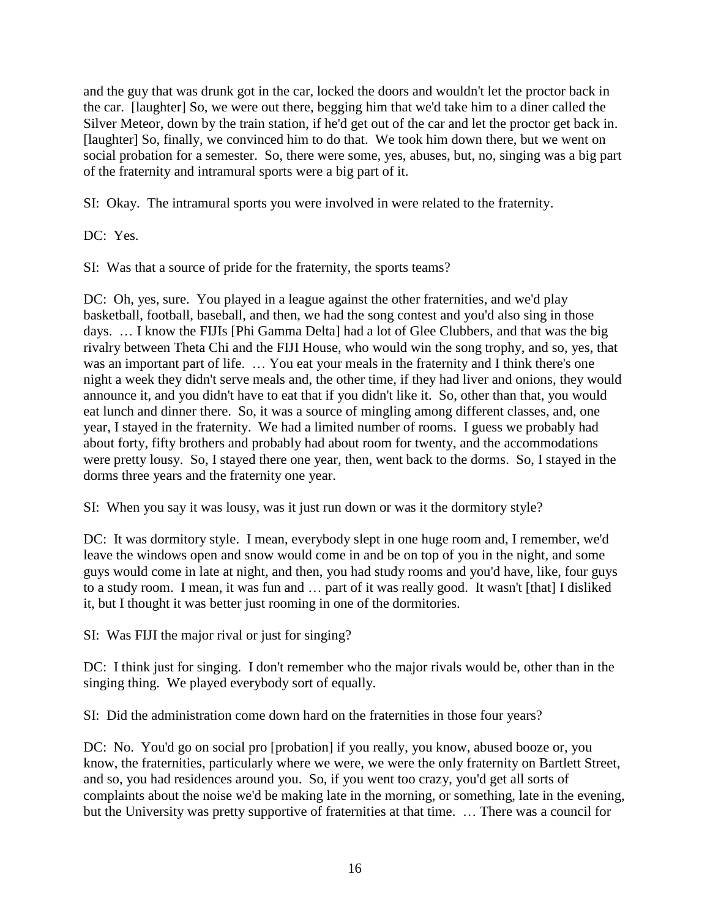and the guy that was drunk got in the car, locked the doors and wouldn't let the proctor back in the car. [laughter] So, we were out there, begging him that we'd take him to a diner called the Silver Meteor, down by the train station, if he'd get out of the car and let the proctor get back in. [laughter] So, finally, we convinced him to do that. We took him down there, but we went on social probation for a semester. So, there were some, yes, abuses, but, no, singing was a big part of the fraternity and intramural sports were a big part of it.

SI: Okay. The intramural sports you were involved in were related to the fraternity.

DC: Yes.

SI: Was that a source of pride for the fraternity, the sports teams?

DC: Oh, yes, sure. You played in a league against the other fraternities, and we'd play basketball, football, baseball, and then, we had the song contest and you'd also sing in those days. … I know the FIJIs [Phi Gamma Delta] had a lot of Glee Clubbers, and that was the big rivalry between Theta Chi and the FIJI House, who would win the song trophy, and so, yes, that was an important part of life. … You eat your meals in the fraternity and I think there's one night a week they didn't serve meals and, the other time, if they had liver and onions, they would announce it, and you didn't have to eat that if you didn't like it. So, other than that, you would eat lunch and dinner there. So, it was a source of mingling among different classes, and, one year, I stayed in the fraternity. We had a limited number of rooms. I guess we probably had about forty, fifty brothers and probably had about room for twenty, and the accommodations were pretty lousy. So, I stayed there one year, then, went back to the dorms. So, I stayed in the dorms three years and the fraternity one year.

SI: When you say it was lousy, was it just run down or was it the dormitory style?

DC: It was dormitory style. I mean, everybody slept in one huge room and, I remember, we'd leave the windows open and snow would come in and be on top of you in the night, and some guys would come in late at night, and then, you had study rooms and you'd have, like, four guys to a study room. I mean, it was fun and … part of it was really good. It wasn't [that] I disliked it, but I thought it was better just rooming in one of the dormitories.

SI: Was FIJI the major rival or just for singing?

DC: I think just for singing. I don't remember who the major rivals would be, other than in the singing thing. We played everybody sort of equally.

SI: Did the administration come down hard on the fraternities in those four years?

DC: No. You'd go on social pro [probation] if you really, you know, abused booze or, you know, the fraternities, particularly where we were, we were the only fraternity on Bartlett Street, and so, you had residences around you. So, if you went too crazy, you'd get all sorts of complaints about the noise we'd be making late in the morning, or something, late in the evening, but the University was pretty supportive of fraternities at that time. … There was a council for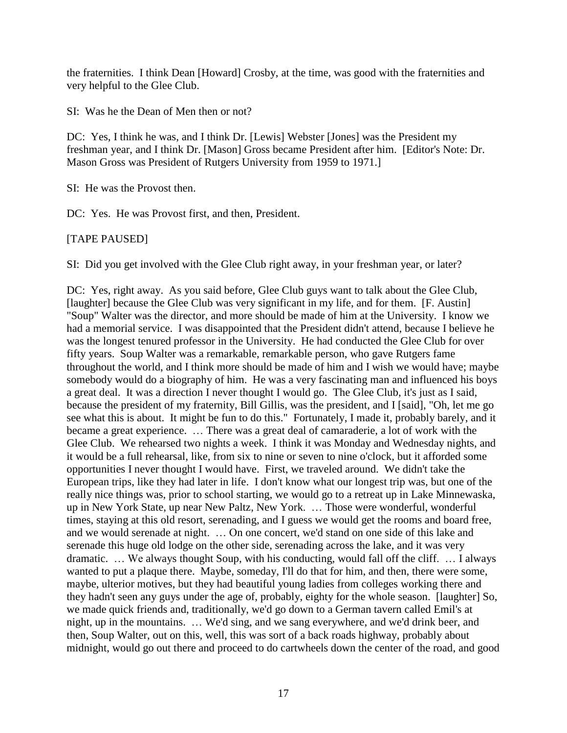the fraternities. I think Dean [Howard] Crosby, at the time, was good with the fraternities and very helpful to the Glee Club.

SI: Was he the Dean of Men then or not?

DC: Yes, I think he was, and I think Dr. [Lewis] Webster [Jones] was the President my freshman year, and I think Dr. [Mason] Gross became President after him. [Editor's Note: Dr. Mason Gross was President of Rutgers University from 1959 to 1971.]

SI: He was the Provost then.

DC: Yes. He was Provost first, and then, President.

[TAPE PAUSED]

SI: Did you get involved with the Glee Club right away, in your freshman year, or later?

DC: Yes, right away. As you said before, Glee Club guys want to talk about the Glee Club, [laughter] because the Glee Club was very significant in my life, and for them. [F. Austin] "Soup" Walter was the director, and more should be made of him at the University. I know we had a memorial service. I was disappointed that the President didn't attend, because I believe he was the longest tenured professor in the University. He had conducted the Glee Club for over fifty years. Soup Walter was a remarkable, remarkable person, who gave Rutgers fame throughout the world, and I think more should be made of him and I wish we would have; maybe somebody would do a biography of him. He was a very fascinating man and influenced his boys a great deal. It was a direction I never thought I would go. The Glee Club, it's just as I said, because the president of my fraternity, Bill Gillis, was the president, and I [said], "Oh, let me go see what this is about. It might be fun to do this." Fortunately, I made it, probably barely, and it became a great experience. … There was a great deal of camaraderie, a lot of work with the Glee Club. We rehearsed two nights a week. I think it was Monday and Wednesday nights, and it would be a full rehearsal, like, from six to nine or seven to nine o'clock, but it afforded some opportunities I never thought I would have. First, we traveled around. We didn't take the European trips, like they had later in life. I don't know what our longest trip was, but one of the really nice things was, prior to school starting, we would go to a retreat up in Lake Minnewaska, up in New York State, up near New Paltz, New York. … Those were wonderful, wonderful times, staying at this old resort, serenading, and I guess we would get the rooms and board free, and we would serenade at night. … On one concert, we'd stand on one side of this lake and serenade this huge old lodge on the other side, serenading across the lake, and it was very dramatic. … We always thought Soup, with his conducting, would fall off the cliff. … I always wanted to put a plaque there. Maybe, someday, I'll do that for him, and then, there were some, maybe, ulterior motives, but they had beautiful young ladies from colleges working there and they hadn't seen any guys under the age of, probably, eighty for the whole season. [laughter] So, we made quick friends and, traditionally, we'd go down to a German tavern called Emil's at night, up in the mountains. … We'd sing, and we sang everywhere, and we'd drink beer, and then, Soup Walter, out on this, well, this was sort of a back roads highway, probably about midnight, would go out there and proceed to do cartwheels down the center of the road, and good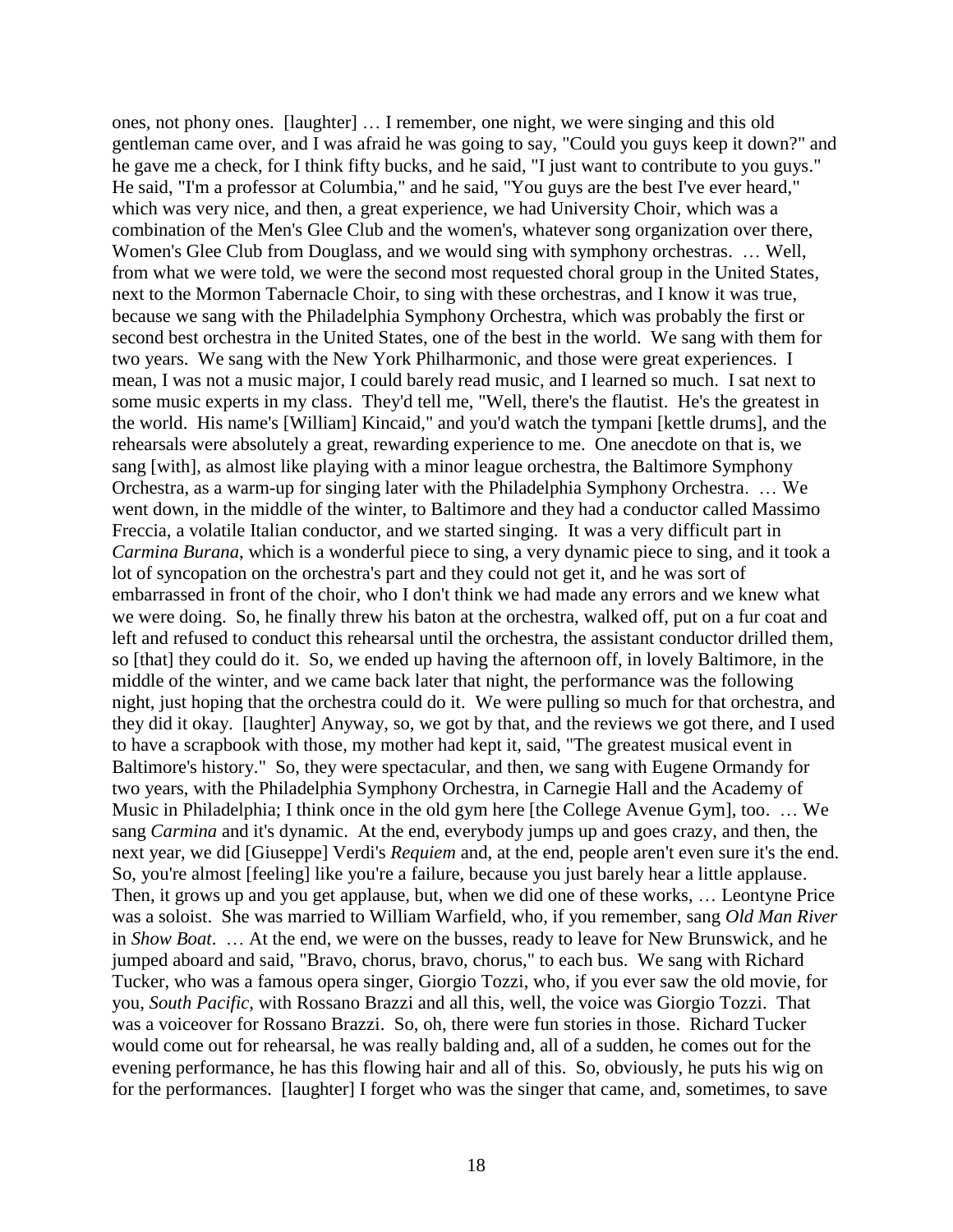ones, not phony ones. [laughter] … I remember, one night, we were singing and this old gentleman came over, and I was afraid he was going to say, "Could you guys keep it down?" and he gave me a check, for I think fifty bucks, and he said, "I just want to contribute to you guys." He said, "I'm a professor at Columbia," and he said, "You guys are the best I've ever heard," which was very nice, and then, a great experience, we had University Choir, which was a combination of the Men's Glee Club and the women's, whatever song organization over there, Women's Glee Club from Douglass, and we would sing with symphony orchestras. … Well, from what we were told, we were the second most requested choral group in the United States, next to the Mormon Tabernacle Choir, to sing with these orchestras, and I know it was true, because we sang with the Philadelphia Symphony Orchestra, which was probably the first or second best orchestra in the United States, one of the best in the world. We sang with them for two years. We sang with the New York Philharmonic, and those were great experiences. I mean, I was not a music major, I could barely read music, and I learned so much. I sat next to some music experts in my class. They'd tell me, "Well, there's the flautist. He's the greatest in the world. His name's [William] Kincaid," and you'd watch the tympani [kettle drums], and the rehearsals were absolutely a great, rewarding experience to me. One anecdote on that is, we sang [with], as almost like playing with a minor league orchestra, the Baltimore Symphony Orchestra, as a warm-up for singing later with the Philadelphia Symphony Orchestra. … We went down, in the middle of the winter, to Baltimore and they had a conductor called Massimo Freccia, a volatile Italian conductor, and we started singing. It was a very difficult part in *Carmina Burana*, which is a wonderful piece to sing, a very dynamic piece to sing, and it took a lot of syncopation on the orchestra's part and they could not get it, and he was sort of embarrassed in front of the choir, who I don't think we had made any errors and we knew what we were doing. So, he finally threw his baton at the orchestra, walked off, put on a fur coat and left and refused to conduct this rehearsal until the orchestra, the assistant conductor drilled them, so [that] they could do it. So, we ended up having the afternoon off, in lovely Baltimore, in the middle of the winter, and we came back later that night, the performance was the following night, just hoping that the orchestra could do it. We were pulling so much for that orchestra, and they did it okay. [laughter] Anyway, so, we got by that, and the reviews we got there, and I used to have a scrapbook with those, my mother had kept it, said, "The greatest musical event in Baltimore's history." So, they were spectacular, and then, we sang with Eugene Ormandy for two years, with the Philadelphia Symphony Orchestra, in Carnegie Hall and the Academy of Music in Philadelphia; I think once in the old gym here [the College Avenue Gym], too. … We sang *Carmina* and it's dynamic. At the end, everybody jumps up and goes crazy, and then, the next year, we did [Giuseppe] Verdi's *Requiem* and, at the end, people aren't even sure it's the end. So, you're almost [feeling] like you're a failure, because you just barely hear a little applause. Then, it grows up and you get applause, but, when we did one of these works, … Leontyne Price was a soloist. She was married to William Warfield, who, if you remember, sang *Old Man River* in *Show Boat*. … At the end, we were on the busses, ready to leave for New Brunswick, and he jumped aboard and said, "Bravo, chorus, bravo, chorus," to each bus. We sang with Richard Tucker, who was a famous opera singer, Giorgio Tozzi, who, if you ever saw the old movie, for you, *South Pacific*, with Rossano Brazzi and all this, well, the voice was Giorgio Tozzi. That was a voiceover for Rossano Brazzi. So, oh, there were fun stories in those. Richard Tucker would come out for rehearsal, he was really balding and, all of a sudden, he comes out for the evening performance, he has this flowing hair and all of this. So, obviously, he puts his wig on for the performances. [laughter] I forget who was the singer that came, and, sometimes, to save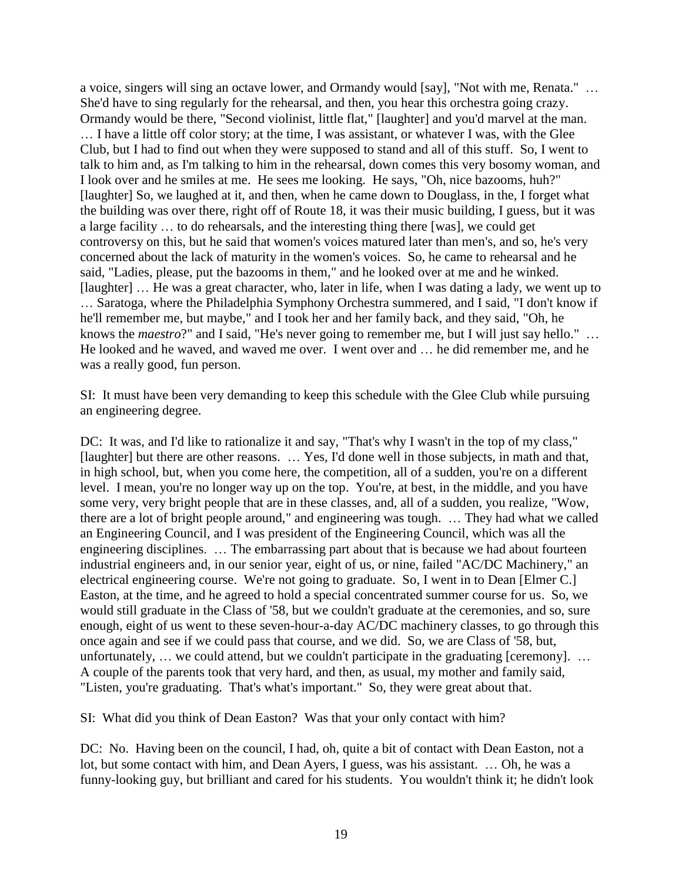a voice, singers will sing an octave lower, and Ormandy would [say], "Not with me, Renata." … She'd have to sing regularly for the rehearsal, and then, you hear this orchestra going crazy. Ormandy would be there, "Second violinist, little flat," [laughter] and you'd marvel at the man. … I have a little off color story; at the time, I was assistant, or whatever I was, with the Glee Club, but I had to find out when they were supposed to stand and all of this stuff. So, I went to talk to him and, as I'm talking to him in the rehearsal, down comes this very bosomy woman, and I look over and he smiles at me. He sees me looking. He says, "Oh, nice bazooms, huh?" [laughter] So, we laughed at it, and then, when he came down to Douglass, in the, I forget what the building was over there, right off of Route 18, it was their music building, I guess, but it was a large facility … to do rehearsals, and the interesting thing there [was], we could get controversy on this, but he said that women's voices matured later than men's, and so, he's very concerned about the lack of maturity in the women's voices. So, he came to rehearsal and he said, "Ladies, please, put the bazooms in them," and he looked over at me and he winked. [laughter] … He was a great character, who, later in life, when I was dating a lady, we went up to … Saratoga, where the Philadelphia Symphony Orchestra summered, and I said, "I don't know if he'll remember me, but maybe," and I took her and her family back, and they said, "Oh, he knows the *maestro*?" and I said, "He's never going to remember me, but I will just say hello." … He looked and he waved, and waved me over. I went over and … he did remember me, and he was a really good, fun person.

SI: It must have been very demanding to keep this schedule with the Glee Club while pursuing an engineering degree.

DC: It was, and I'd like to rationalize it and say, "That's why I wasn't in the top of my class," [laughter] but there are other reasons. … Yes, I'd done well in those subjects, in math and that, in high school, but, when you come here, the competition, all of a sudden, you're on a different level. I mean, you're no longer way up on the top. You're, at best, in the middle, and you have some very, very bright people that are in these classes, and, all of a sudden, you realize, "Wow, there are a lot of bright people around," and engineering was tough. … They had what we called an Engineering Council, and I was president of the Engineering Council, which was all the engineering disciplines. … The embarrassing part about that is because we had about fourteen industrial engineers and, in our senior year, eight of us, or nine, failed "AC/DC Machinery," an electrical engineering course. We're not going to graduate. So, I went in to Dean [Elmer C.] Easton, at the time, and he agreed to hold a special concentrated summer course for us. So, we would still graduate in the Class of '58, but we couldn't graduate at the ceremonies, and so, sure enough, eight of us went to these seven-hour-a-day AC/DC machinery classes, to go through this once again and see if we could pass that course, and we did. So, we are Class of '58, but, unfortunately, … we could attend, but we couldn't participate in the graduating [ceremony]. … A couple of the parents took that very hard, and then, as usual, my mother and family said, "Listen, you're graduating. That's what's important." So, they were great about that.

SI: What did you think of Dean Easton? Was that your only contact with him?

DC: No. Having been on the council, I had, oh, quite a bit of contact with Dean Easton, not a lot, but some contact with him, and Dean Ayers, I guess, was his assistant. … Oh, he was a funny-looking guy, but brilliant and cared for his students. You wouldn't think it; he didn't look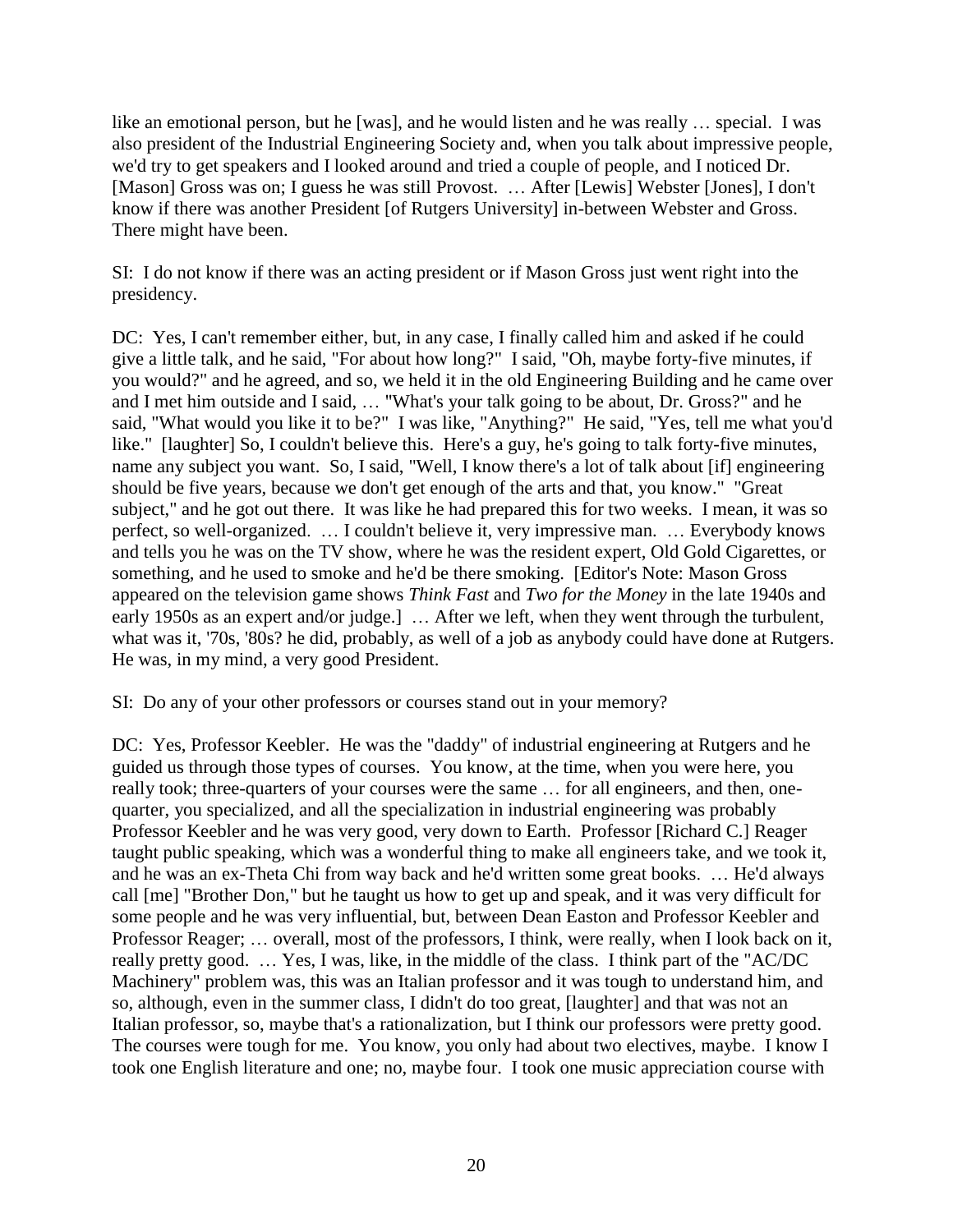like an emotional person, but he [was], and he would listen and he was really … special. I was also president of the Industrial Engineering Society and, when you talk about impressive people, we'd try to get speakers and I looked around and tried a couple of people, and I noticed Dr. [Mason] Gross was on; I guess he was still Provost. … After [Lewis] Webster [Jones], I don't know if there was another President [of Rutgers University] in-between Webster and Gross. There might have been.

SI: I do not know if there was an acting president or if Mason Gross just went right into the presidency.

DC: Yes, I can't remember either, but, in any case, I finally called him and asked if he could give a little talk, and he said, "For about how long?" I said, "Oh, maybe forty-five minutes, if you would?" and he agreed, and so, we held it in the old Engineering Building and he came over and I met him outside and I said, … "What's your talk going to be about, Dr. Gross?" and he said, "What would you like it to be?" I was like, "Anything?" He said, "Yes, tell me what you'd like." [laughter] So, I couldn't believe this. Here's a guy, he's going to talk forty-five minutes, name any subject you want. So, I said, "Well, I know there's a lot of talk about [if] engineering should be five years, because we don't get enough of the arts and that, you know." "Great subject," and he got out there. It was like he had prepared this for two weeks. I mean, it was so perfect, so well-organized. … I couldn't believe it, very impressive man. … Everybody knows and tells you he was on the TV show, where he was the resident expert, Old Gold Cigarettes, or something, and he used to smoke and he'd be there smoking. [Editor's Note: Mason Gross appeared on the television game shows *Think Fast* and *Two for the Money* in the late 1940s and early 1950s as an expert and/or judge.] … After we left, when they went through the turbulent, what was it, '70s, '80s? he did, probably, as well of a job as anybody could have done at Rutgers. He was, in my mind, a very good President.

SI: Do any of your other professors or courses stand out in your memory?

DC: Yes, Professor Keebler. He was the "daddy" of industrial engineering at Rutgers and he guided us through those types of courses. You know, at the time, when you were here, you really took; three-quarters of your courses were the same … for all engineers, and then, one-quarter, you specialized, and all the specialization in industrial engineering was probably Professor Keebler and he was very good, very down to Earth. Professor [Richard C.] Reager taught public speaking, which was a wonderful thing to make all engineers take, and we took it, and he was an ex-Theta Chi from way back and he'd written some great books. … He'd always call [me] "Brother Don," but he taught us how to get up and speak, and it was very difficult for some people and he was very influential, but, between Dean Easton and Professor Keebler and Professor Reager; … overall, most of the professors, I think, were really, when I look back on it, really pretty good. … Yes, I was, like, in the middle of the class. I think part of the "AC/DC Machinery" problem was, this was an Italian professor and it was tough to understand him, and so, although, even in the summer class, I didn't do too great, [laughter] and that was not an Italian professor, so, maybe that's a rationalization, but I think our professors were pretty good. The courses were tough for me. You know, you only had about two electives, maybe. I know I took one English literature and one; no, maybe four. I took one music appreciation course with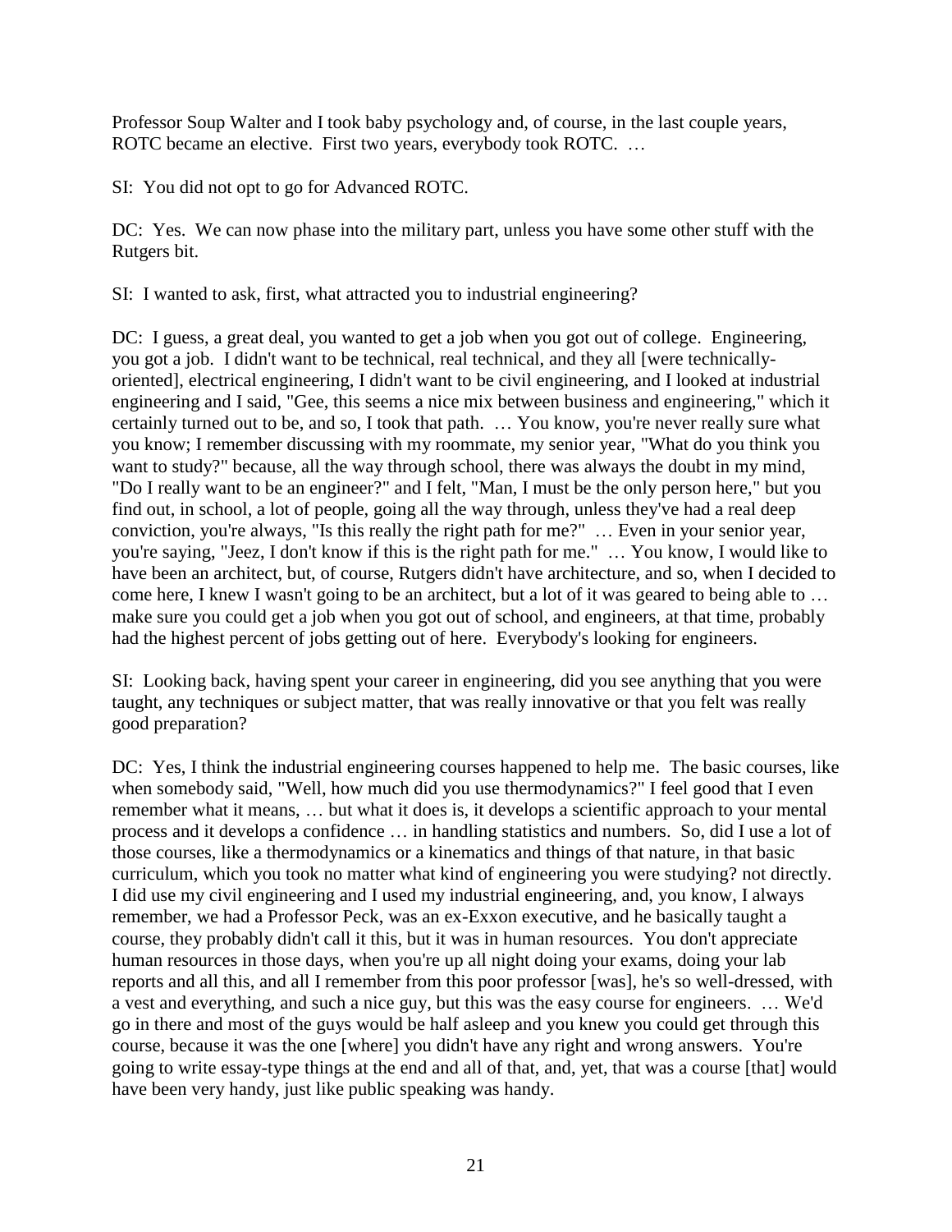Professor Soup Walter and I took baby psychology and, of course, in the last couple years, ROTC became an elective. First two years, everybody took ROTC. …

SI: You did not opt to go for Advanced ROTC.

DC: Yes. We can now phase into the military part, unless you have some other stuff with the Rutgers bit.

SI: I wanted to ask, first, what attracted you to industrial engineering?

DC: I guess, a great deal, you wanted to get a job when you got out of college. Engineering, you got a job. I didn't want to be technical, real technical, and they all [were technically-oriented], electrical engineering, I didn't want to be civil engineering, and I looked at industrial engineering and I said, "Gee, this seems a nice mix between business and engineering," which it certainly turned out to be, and so, I took that path. … You know, you're never really sure what you know; I remember discussing with my roommate, my senior year, "What do you think you want to study?" because, all the way through school, there was always the doubt in my mind, "Do I really want to be an engineer?" and I felt, "Man, I must be the only person here," but you find out, in school, a lot of people, going all the way through, unless they've had a real deep conviction, you're always, "Is this really the right path for me?" … Even in your senior year, you're saying, "Jeez, I don't know if this is the right path for me." … You know, I would like to have been an architect, but, of course, Rutgers didn't have architecture, and so, when I decided to come here, I knew I wasn't going to be an architect, but a lot of it was geared to being able to … make sure you could get a job when you got out of school, and engineers, at that time, probably had the highest percent of jobs getting out of here. Everybody's looking for engineers.

SI: Looking back, having spent your career in engineering, did you see anything that you were taught, any techniques or subject matter, that was really innovative or that you felt was really good preparation?

DC: Yes, I think the industrial engineering courses happened to help me. The basic courses, like when somebody said, "Well, how much did you use thermodynamics?" I feel good that I even remember what it means, … but what it does is, it develops a scientific approach to your mental process and it develops a confidence … in handling statistics and numbers. So, did I use a lot of those courses, like a thermodynamics or a kinematics and things of that nature, in that basic curriculum, which you took no matter what kind of engineering you were studying? not directly. I did use my civil engineering and I used my industrial engineering, and, you know, I always remember, we had a Professor Peck, was an ex-Exxon executive, and he basically taught a course, they probably didn't call it this, but it was in human resources. You don't appreciate human resources in those days, when you're up all night doing your exams, doing your lab reports and all this, and all I remember from this poor professor [was], he's so well-dressed, with a vest and everything, and such a nice guy, but this was the easy course for engineers. … We'd go in there and most of the guys would be half asleep and you knew you could get through this course, because it was the one [where] you didn't have any right and wrong answers. You're going to write essay-type things at the end and all of that, and, yet, that was a course [that] would have been very handy, just like public speaking was handy.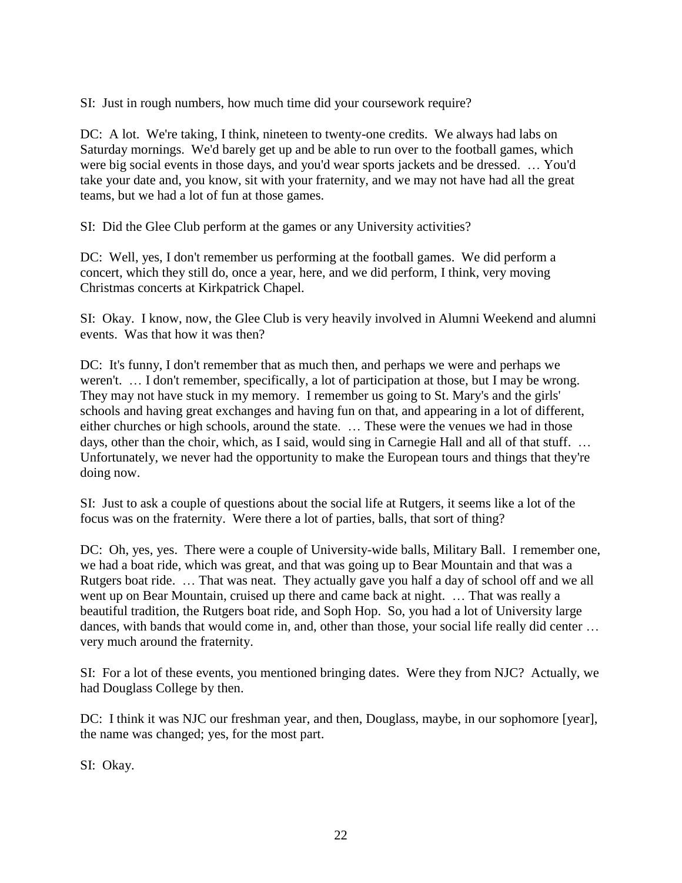SI: Just in rough numbers, how much time did your coursework require?

DC: A lot. We're taking, I think, nineteen to twenty-one credits. We always had labs on Saturday mornings. We'd barely get up and be able to run over to the football games, which were big social events in those days, and you'd wear sports jackets and be dressed. … You'd take your date and, you know, sit with your fraternity, and we may not have had all the great teams, but we had a lot of fun at those games.

SI: Did the Glee Club perform at the games or any University activities?

DC: Well, yes, I don't remember us performing at the football games. We did perform a concert, which they still do, once a year, here, and we did perform, I think, very moving Christmas concerts at Kirkpatrick Chapel.

SI: Okay. I know, now, the Glee Club is very heavily involved in Alumni Weekend and alumni events. Was that how it was then?

DC: It's funny, I don't remember that as much then, and perhaps we were and perhaps we weren't. … I don't remember, specifically, a lot of participation at those, but I may be wrong. They may not have stuck in my memory. I remember us going to St. Mary's and the girls' schools and having great exchanges and having fun on that, and appearing in a lot of different, either churches or high schools, around the state. … These were the venues we had in those days, other than the choir, which, as I said, would sing in Carnegie Hall and all of that stuff. … Unfortunately, we never had the opportunity to make the European tours and things that they're doing now.

SI: Just to ask a couple of questions about the social life at Rutgers, it seems like a lot of the focus was on the fraternity. Were there a lot of parties, balls, that sort of thing?

DC: Oh, yes, yes. There were a couple of University-wide balls, Military Ball. I remember one, we had a boat ride, which was great, and that was going up to Bear Mountain and that was a Rutgers boat ride. … That was neat. They actually gave you half a day of school off and we all went up on Bear Mountain, cruised up there and came back at night. … That was really a beautiful tradition, the Rutgers boat ride, and Soph Hop. So, you had a lot of University large dances, with bands that would come in, and, other than those, your social life really did center … very much around the fraternity.

SI: For a lot of these events, you mentioned bringing dates. Were they from NJC? Actually, we had Douglass College by then.

DC: I think it was NJC our freshman year, and then, Douglass, maybe, in our sophomore [year], the name was changed; yes, for the most part.

SI: Okay.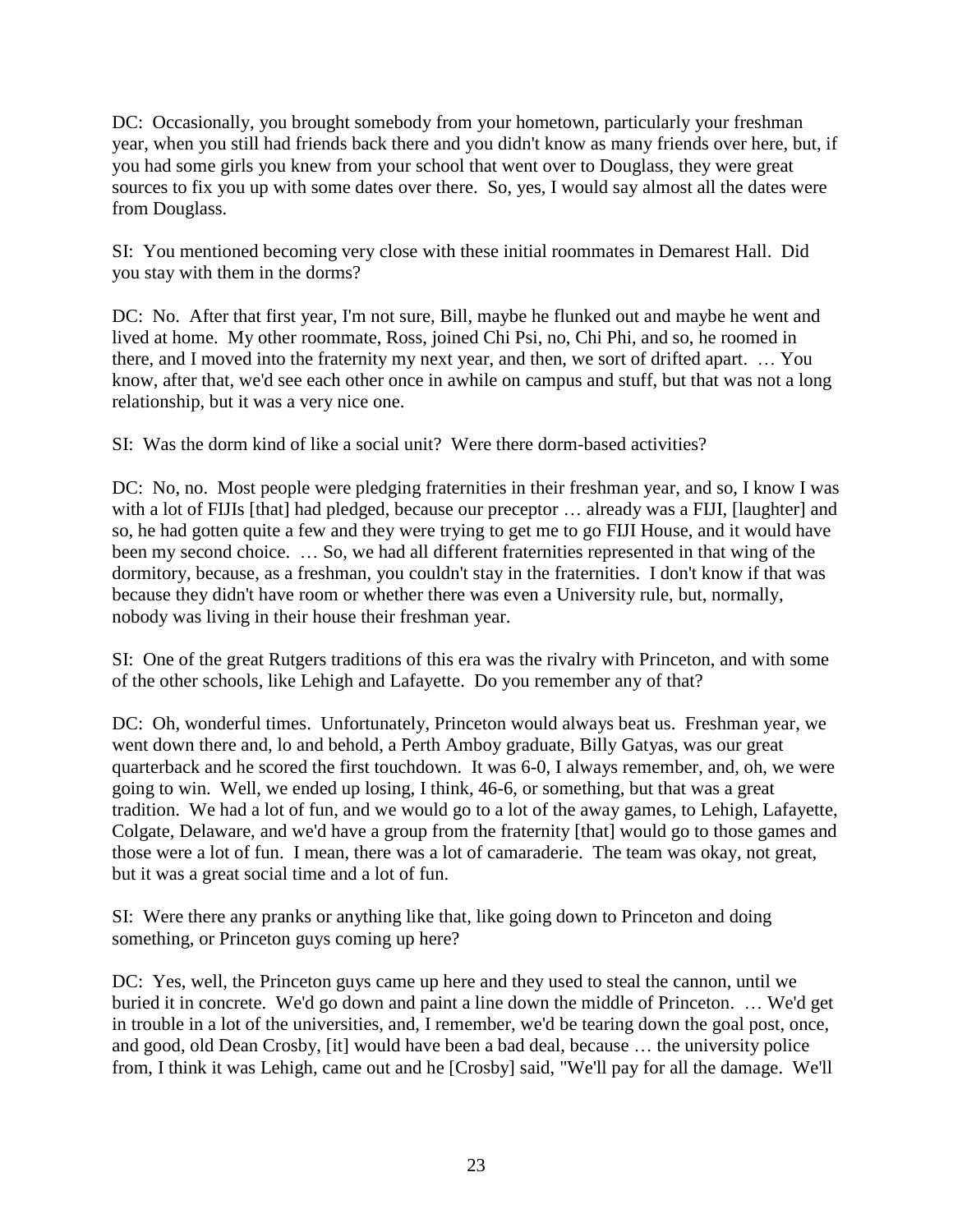DC: Occasionally, you brought somebody from your hometown, particularly your freshman year, when you still had friends back there and you didn't know as many friends over here, but, if you had some girls you knew from your school that went over to Douglass, they were great sources to fix you up with some dates over there. So, yes, I would say almost all the dates were from Douglass.

SI: You mentioned becoming very close with these initial roommates in Demarest Hall. Did you stay with them in the dorms?

DC: No. After that first year, I'm not sure, Bill, maybe he flunked out and maybe he went and lived at home. My other roommate, Ross, joined Chi Psi, no, Chi Phi, and so, he roomed in there, and I moved into the fraternity my next year, and then, we sort of drifted apart. … You know, after that, we'd see each other once in awhile on campus and stuff, but that was not a long relationship, but it was a very nice one.

SI: Was the dorm kind of like a social unit? Were there dorm-based activities?

DC: No, no. Most people were pledging fraternities in their freshman year, and so, I know I was with a lot of FIJIs [that] had pledged, because our preceptor … already was a FIJI, [laughter] and so, he had gotten quite a few and they were trying to get me to go FIJI House, and it would have been my second choice. … So, we had all different fraternities represented in that wing of the dormitory, because, as a freshman, you couldn't stay in the fraternities. I don't know if that was because they didn't have room or whether there was even a University rule, but, normally, nobody was living in their house their freshman year.

SI: One of the great Rutgers traditions of this era was the rivalry with Princeton, and with some of the other schools, like Lehigh and Lafayette. Do you remember any of that?

DC: Oh, wonderful times. Unfortunately, Princeton would always beat us. Freshman year, we went down there and, lo and behold, a Perth Amboy graduate, Billy Gatyas, was our great quarterback and he scored the first touchdown. It was 6-0, I always remember, and, oh, we were going to win. Well, we ended up losing, I think, 46-6, or something, but that was a great tradition. We had a lot of fun, and we would go to a lot of the away games, to Lehigh, Lafayette, Colgate, Delaware, and we'd have a group from the fraternity [that] would go to those games and those were a lot of fun. I mean, there was a lot of camaraderie. The team was okay, not great, but it was a great social time and a lot of fun.

SI: Were there any pranks or anything like that, like going down to Princeton and doing something, or Princeton guys coming up here?

DC: Yes, well, the Princeton guys came up here and they used to steal the cannon, until we buried it in concrete. We'd go down and paint a line down the middle of Princeton. … We'd get in trouble in a lot of the universities, and, I remember, we'd be tearing down the goal post, once, and good, old Dean Crosby, [it] would have been a bad deal, because … the university police from, I think it was Lehigh, came out and he [Crosby] said, "We'll pay for all the damage. We'll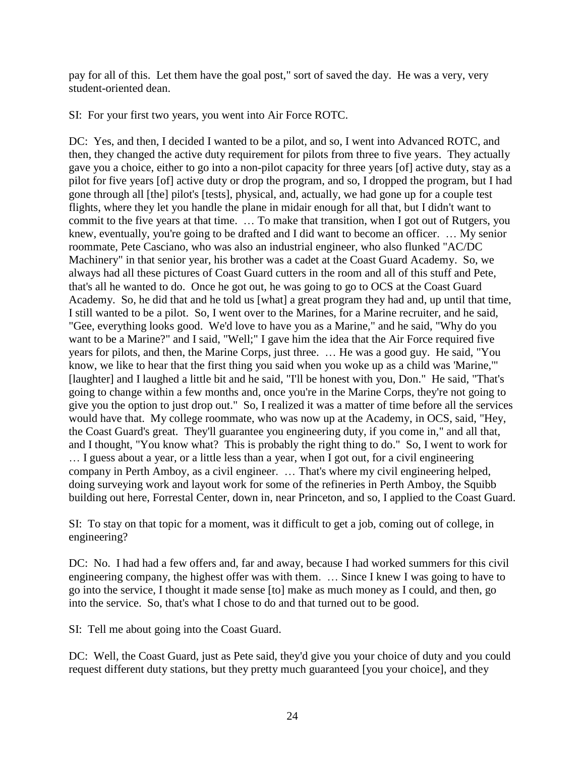pay for all of this. Let them have the goal post," sort of saved the day. He was a very, very student-oriented dean.

SI: For your first two years, you went into Air Force ROTC.

DC: Yes, and then, I decided I wanted to be a pilot, and so, I went into Advanced ROTC, and then, they changed the active duty requirement for pilots from three to five years. They actually gave you a choice, either to go into a non-pilot capacity for three years [of] active duty, stay as a pilot for five years [of] active duty or drop the program, and so, I dropped the program, but I had gone through all [the] pilot's [tests], physical, and, actually, we had gone up for a couple test flights, where they let you handle the plane in midair enough for all that, but I didn't want to commit to the five years at that time. … To make that transition, when I got out of Rutgers, you knew, eventually, you're going to be drafted and I did want to become an officer. … My senior roommate, Pete Casciano, who was also an industrial engineer, who also flunked "AC/DC Machinery" in that senior year, his brother was a cadet at the Coast Guard Academy. So, we always had all these pictures of Coast Guard cutters in the room and all of this stuff and Pete, that's all he wanted to do. Once he got out, he was going to go to OCS at the Coast Guard Academy. So, he did that and he told us [what] a great program they had and, up until that time, I still wanted to be a pilot. So, I went over to the Marines, for a Marine recruiter, and he said, "Gee, everything looks good. We'd love to have you as a Marine," and he said, "Why do you want to be a Marine?" and I said, "Well;" I gave him the idea that the Air Force required five years for pilots, and then, the Marine Corps, just three. … He was a good guy. He said, "You know, we like to hear that the first thing you said when you woke up as a child was 'Marine,'" [laughter] and I laughed a little bit and he said, "I'll be honest with you, Don." He said, "That's going to change within a few months and, once you're in the Marine Corps, they're not going to give you the option to just drop out." So, I realized it was a matter of time before all the services would have that. My college roommate, who was now up at the Academy, in OCS, said, "Hey, the Coast Guard's great. They'll guarantee you engineering duty, if you come in," and all that, and I thought, "You know what? This is probably the right thing to do." So, I went to work for … I guess about a year, or a little less than a year, when I got out, for a civil engineering company in Perth Amboy, as a civil engineer. … That's where my civil engineering helped, doing surveying work and layout work for some of the refineries in Perth Amboy, the Squibb building out here, Forrestal Center, down in, near Princeton, and so, I applied to the Coast Guard.

SI: To stay on that topic for a moment, was it difficult to get a job, coming out of college, in engineering?

DC: No. I had had a few offers and, far and away, because I had worked summers for this civil engineering company, the highest offer was with them. … Since I knew I was going to have to go into the service, I thought it made sense [to] make as much money as I could, and then, go into the service. So, that's what I chose to do and that turned out to be good.

SI: Tell me about going into the Coast Guard.

DC: Well, the Coast Guard, just as Pete said, they'd give you your choice of duty and you could request different duty stations, but they pretty much guaranteed [you your choice], and they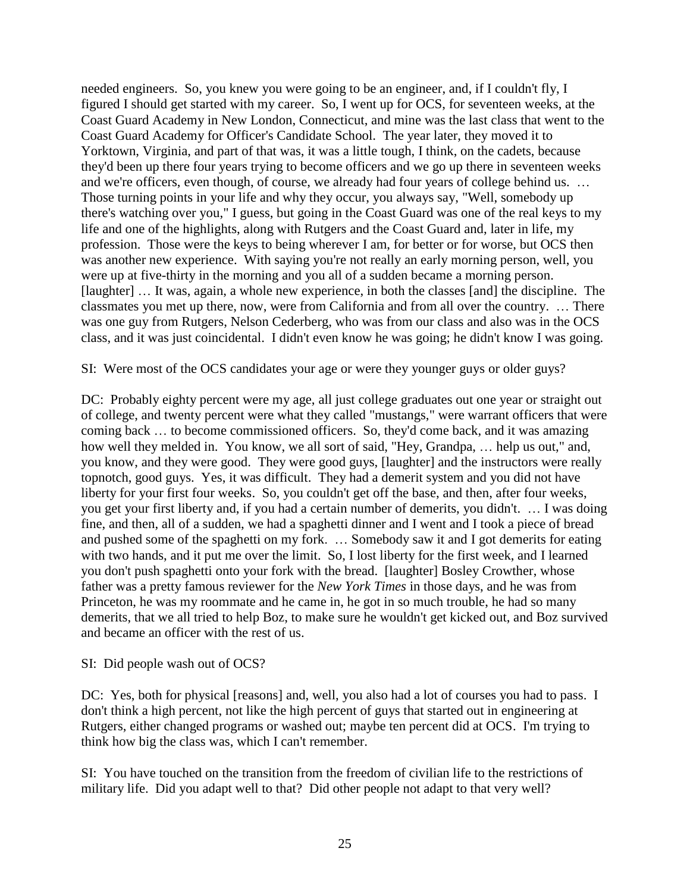needed engineers. So, you knew you were going to be an engineer, and, if I couldn't fly, I figured I should get started with my career. So, I went up for OCS, for seventeen weeks, at the Coast Guard Academy in New London, Connecticut, and mine was the last class that went to the Coast Guard Academy for Officer's Candidate School. The year later, they moved it to Yorktown, Virginia, and part of that was, it was a little tough, I think, on the cadets, because they'd been up there four years trying to become officers and we go up there in seventeen weeks and we're officers, even though, of course, we already had four years of college behind us. … Those turning points in your life and why they occur, you always say, "Well, somebody up there's watching over you," I guess, but going in the Coast Guard was one of the real keys to my life and one of the highlights, along with Rutgers and the Coast Guard and, later in life, my profession. Those were the keys to being wherever I am, for better or for worse, but OCS then was another new experience. With saying you're not really an early morning person, well, you were up at five-thirty in the morning and you all of a sudden became a morning person. [laughter] … It was, again, a whole new experience, in both the classes [and] the discipline. The classmates you met up there, now, were from California and from all over the country. … There was one guy from Rutgers, Nelson Cederberg, who was from our class and also was in the OCS class, and it was just coincidental. I didn't even know he was going; he didn't know I was going.

SI: Were most of the OCS candidates your age or were they younger guys or older guys?

DC: Probably eighty percent were my age, all just college graduates out one year or straight out of college, and twenty percent were what they called "mustangs," were warrant officers that were coming back … to become commissioned officers. So, they'd come back, and it was amazing how well they melded in. You know, we all sort of said, "Hey, Grandpa, … help us out," and, you know, and they were good. They were good guys, [laughter] and the instructors were really topnotch, good guys. Yes, it was difficult. They had a demerit system and you did not have liberty for your first four weeks. So, you couldn't get off the base, and then, after four weeks, you get your first liberty and, if you had a certain number of demerits, you didn't. … I was doing fine, and then, all of a sudden, we had a spaghetti dinner and I went and I took a piece of bread and pushed some of the spaghetti on my fork. … Somebody saw it and I got demerits for eating with two hands, and it put me over the limit. So, I lost liberty for the first week, and I learned you don't push spaghetti onto your fork with the bread. [laughter] Bosley Crowther, whose father was a pretty famous reviewer for the *New York Times* in those days, and he was from Princeton, he was my roommate and he came in, he got in so much trouble, he had so many demerits, that we all tried to help Boz, to make sure he wouldn't get kicked out, and Boz survived and became an officer with the rest of us.

SI: Did people wash out of OCS?

DC: Yes, both for physical [reasons] and, well, you also had a lot of courses you had to pass. I don't think a high percent, not like the high percent of guys that started out in engineering at Rutgers, either changed programs or washed out; maybe ten percent did at OCS. I'm trying to think how big the class was, which I can't remember.

SI: You have touched on the transition from the freedom of civilian life to the restrictions of military life. Did you adapt well to that? Did other people not adapt to that very well?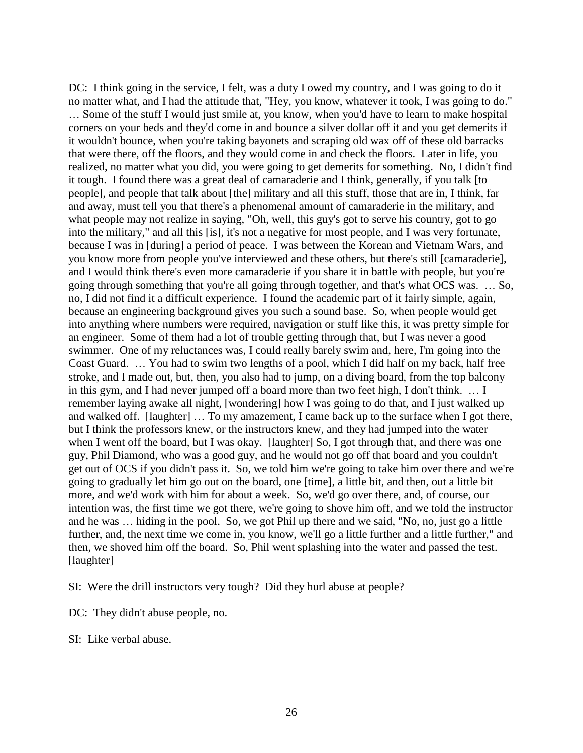DC: I think going in the service, I felt, was a duty I owed my country, and I was going to do it no matter what, and I had the attitude that, "Hey, you know, whatever it took, I was going to do." … Some of the stuff I would just smile at, you know, when you'd have to learn to make hospital corners on your beds and they'd come in and bounce a silver dollar off it and you get demerits if it wouldn't bounce, when you're taking bayonets and scraping old wax off of these old barracks that were there, off the floors, and they would come in and check the floors. Later in life, you realized, no matter what you did, you were going to get demerits for something. No, I didn't find it tough. I found there was a great deal of camaraderie and I think, generally, if you talk [to people], and people that talk about [the] military and all this stuff, those that are in, I think, far and away, must tell you that there's a phenomenal amount of camaraderie in the military, and what people may not realize in saying, "Oh, well, this guy's got to serve his country, got to go into the military," and all this [is], it's not a negative for most people, and I was very fortunate, because I was in [during] a period of peace. I was between the Korean and Vietnam Wars, and you know more from people you've interviewed and these others, but there's still [camaraderie], and I would think there's even more camaraderie if you share it in battle with people, but you're going through something that you're all going through together, and that's what OCS was. … So, no, I did not find it a difficult experience. I found the academic part of it fairly simple, again, because an engineering background gives you such a sound base. So, when people would get into anything where numbers were required, navigation or stuff like this, it was pretty simple for an engineer. Some of them had a lot of trouble getting through that, but I was never a good swimmer. One of my reluctances was, I could really barely swim and, here, I'm going into the Coast Guard. … You had to swim two lengths of a pool, which I did half on my back, half free stroke, and I made out, but, then, you also had to jump, on a diving board, from the top balcony in this gym, and I had never jumped off a board more than two feet high, I don't think. … I remember laying awake all night, [wondering] how I was going to do that, and I just walked up and walked off. [laughter] … To my amazement, I came back up to the surface when I got there, but I think the professors knew, or the instructors knew, and they had jumped into the water when I went off the board, but I was okay. [laughter] So, I got through that, and there was one guy, Phil Diamond, who was a good guy, and he would not go off that board and you couldn't get out of OCS if you didn't pass it. So, we told him we're going to take him over there and we're going to gradually let him go out on the board, one [time], a little bit, and then, out a little bit more, and we'd work with him for about a week. So, we'd go over there, and, of course, our intention was, the first time we got there, we're going to shove him off, and we told the instructor and he was … hiding in the pool. So, we got Phil up there and we said, "No, no, just go a little further, and, the next time we come in, you know, we'll go a little further and a little further," and then, we shoved him off the board. So, Phil went splashing into the water and passed the test. [laughter]

SI: Were the drill instructors very tough? Did they hurl abuse at people?

DC: They didn't abuse people, no.

SI: Like verbal abuse.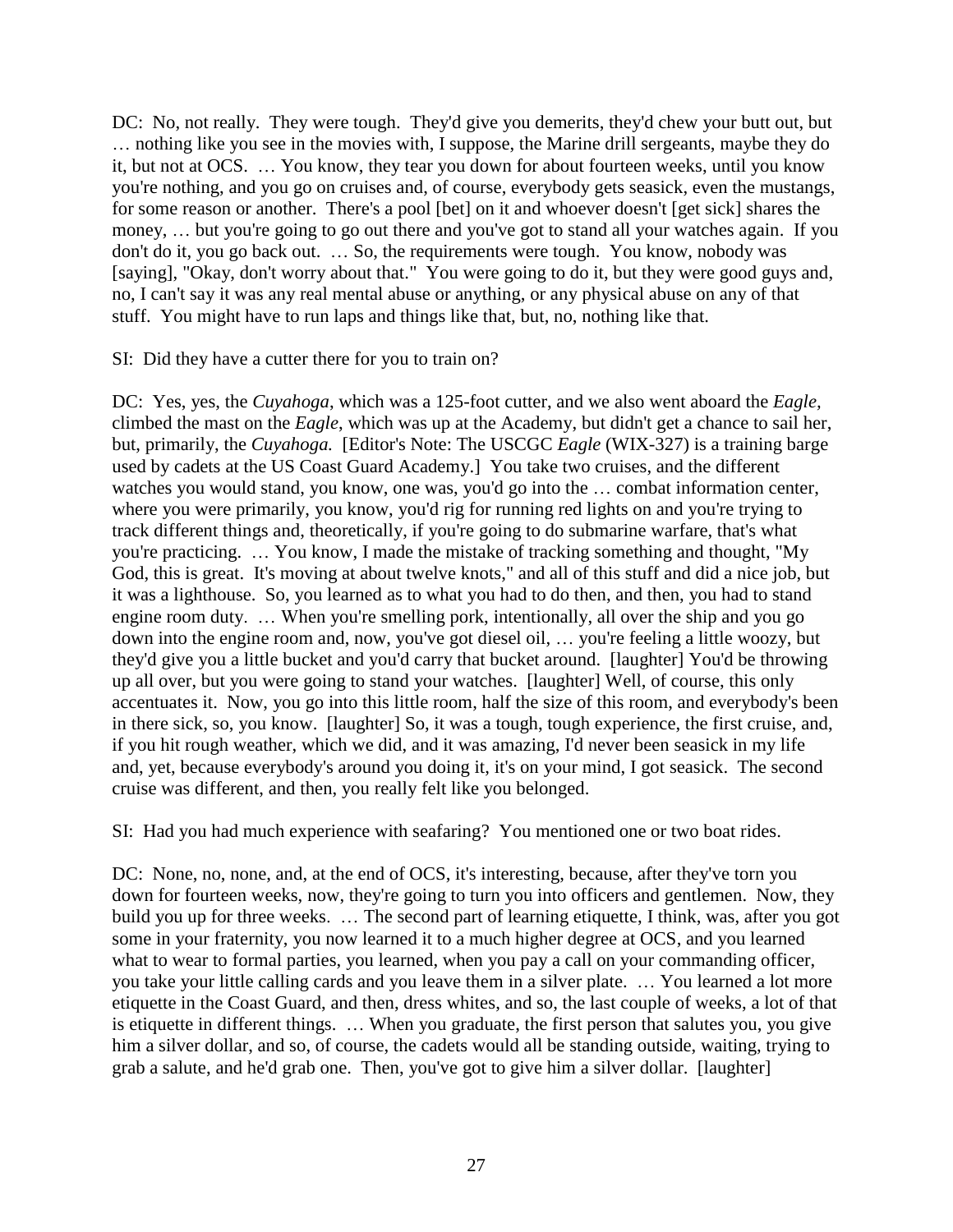DC: No, not really. They were tough. They'd give you demerits, they'd chew your butt out, but … nothing like you see in the movies with, I suppose, the Marine drill sergeants, maybe they do it, but not at OCS. … You know, they tear you down for about fourteen weeks, until you know you're nothing, and you go on cruises and, of course, everybody gets seasick, even the mustangs, for some reason or another. There's a pool [bet] on it and whoever doesn't [get sick] shares the money, … but you're going to go out there and you've got to stand all your watches again. If you don't do it, you go back out. … So, the requirements were tough. You know, nobody was [saying], "Okay, don't worry about that." You were going to do it, but they were good guys and, no, I can't say it was any real mental abuse or anything, or any physical abuse on any of that stuff. You might have to run laps and things like that, but, no, nothing like that.

SI: Did they have a cutter there for you to train on?

DC: Yes, yes, the *Cuyahoga*, which was a 125-foot cutter, and we also went aboard the *Eagle*, climbed the mast on the *Eagle*, which was up at the Academy, but didn't get a chance to sail her, but, primarily, the *Cuyahoga.* [Editor's Note: The USCGC *Eagle* (WIX-327) is a training barge used by cadets at the US Coast Guard Academy.] You take two cruises, and the different watches you would stand, you know, one was, you'd go into the … combat information center, where you were primarily, you know, you'd rig for running red lights on and you're trying to track different things and, theoretically, if you're going to do submarine warfare, that's what you're practicing. … You know, I made the mistake of tracking something and thought, "My God, this is great. It's moving at about twelve knots," and all of this stuff and did a nice job, but it was a lighthouse. So, you learned as to what you had to do then, and then, you had to stand engine room duty. … When you're smelling pork, intentionally, all over the ship and you go down into the engine room and, now, you've got diesel oil, … you're feeling a little woozy, but they'd give you a little bucket and you'd carry that bucket around. [laughter] You'd be throwing up all over, but you were going to stand your watches. [laughter] Well, of course, this only accentuates it. Now, you go into this little room, half the size of this room, and everybody's been in there sick, so, you know. [laughter] So, it was a tough, tough experience, the first cruise, and, if you hit rough weather, which we did, and it was amazing, I'd never been seasick in my life and, yet, because everybody's around you doing it, it's on your mind, I got seasick. The second cruise was different, and then, you really felt like you belonged.

SI: Had you had much experience with seafaring? You mentioned one or two boat rides.

DC: None, no, none, and, at the end of OCS, it's interesting, because, after they've torn you down for fourteen weeks, now, they're going to turn you into officers and gentlemen. Now, they build you up for three weeks. … The second part of learning etiquette, I think, was, after you got some in your fraternity, you now learned it to a much higher degree at OCS, and you learned what to wear to formal parties, you learned, when you pay a call on your commanding officer, you take your little calling cards and you leave them in a silver plate. … You learned a lot more etiquette in the Coast Guard, and then, dress whites, and so, the last couple of weeks, a lot of that is etiquette in different things. … When you graduate, the first person that salutes you, you give him a silver dollar, and so, of course, the cadets would all be standing outside, waiting, trying to grab a salute, and he'd grab one. Then, you've got to give him a silver dollar. [laughter]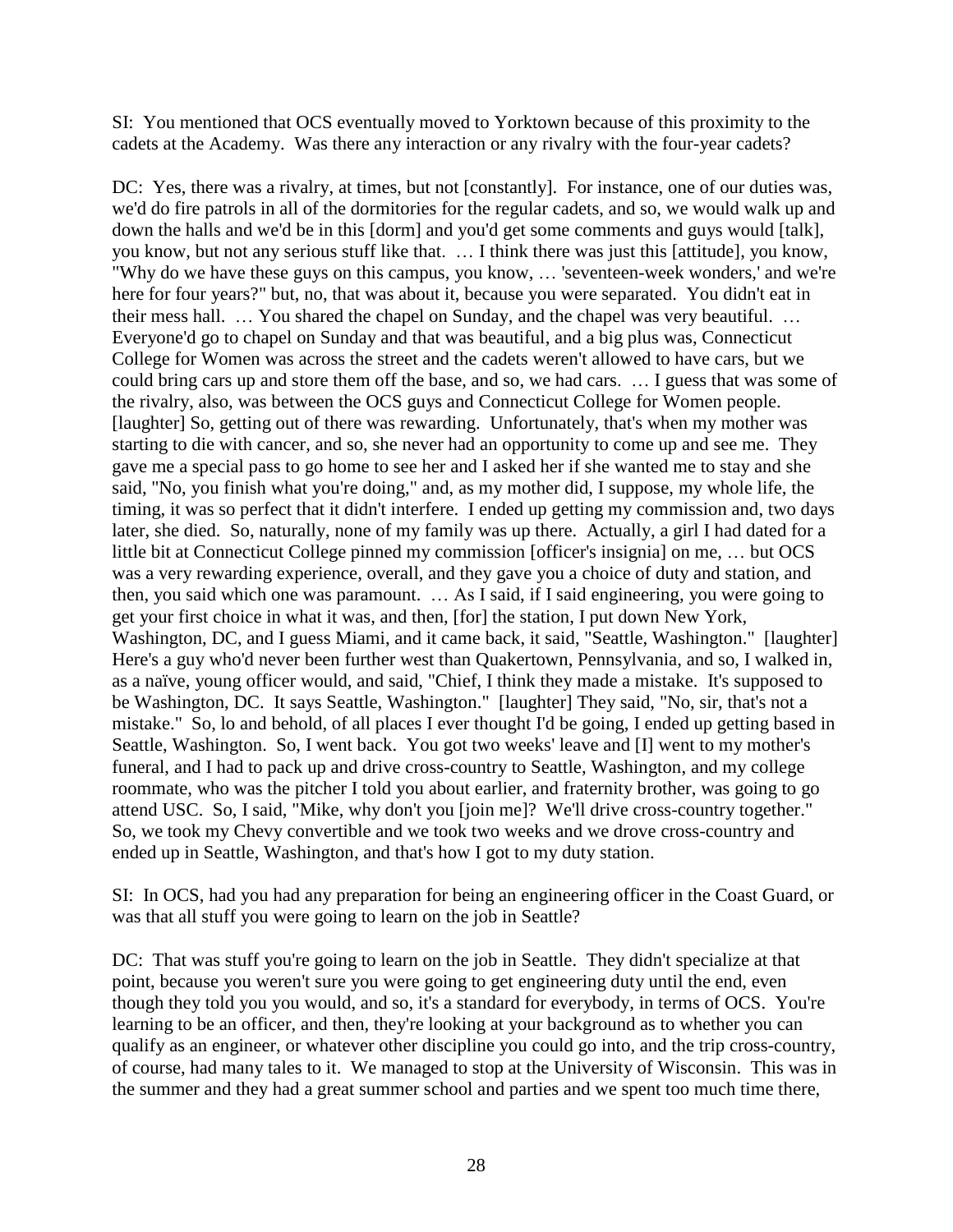SI: You mentioned that OCS eventually moved to Yorktown because of this proximity to the cadets at the Academy. Was there any interaction or any rivalry with the four-year cadets?

DC: Yes, there was a rivalry, at times, but not [constantly]. For instance, one of our duties was, we'd do fire patrols in all of the dormitories for the regular cadets, and so, we would walk up and down the halls and we'd be in this [dorm] and you'd get some comments and guys would [talk], you know, but not any serious stuff like that. … I think there was just this [attitude], you know, "Why do we have these guys on this campus, you know, … 'seventeen-week wonders,' and we're here for four years?" but, no, that was about it, because you were separated. You didn't eat in their mess hall. … You shared the chapel on Sunday, and the chapel was very beautiful. … Everyone'd go to chapel on Sunday and that was beautiful, and a big plus was, Connecticut College for Women was across the street and the cadets weren't allowed to have cars, but we could bring cars up and store them off the base, and so, we had cars. … I guess that was some of the rivalry, also, was between the OCS guys and Connecticut College for Women people. [laughter] So, getting out of there was rewarding. Unfortunately, that's when my mother was starting to die with cancer, and so, she never had an opportunity to come up and see me. They gave me a special pass to go home to see her and I asked her if she wanted me to stay and she said, "No, you finish what you're doing," and, as my mother did, I suppose, my whole life, the timing, it was so perfect that it didn't interfere. I ended up getting my commission and, two days later, she died. So, naturally, none of my family was up there. Actually, a girl I had dated for a little bit at Connecticut College pinned my commission [officer's insignia] on me, … but OCS was a very rewarding experience, overall, and they gave you a choice of duty and station, and then, you said which one was paramount. … As I said, if I said engineering, you were going to get your first choice in what it was, and then, [for] the station, I put down New York, Washington, DC, and I guess Miami, and it came back, it said, "Seattle, Washington." [laughter] Here's a guy who'd never been further west than Quakertown, Pennsylvania, and so, I walked in, as a naïve, young officer would, and said, "Chief, I think they made a mistake. It's supposed to be Washington, DC. It says Seattle, Washington." [laughter] They said, "No, sir, that's not a mistake." So, lo and behold, of all places I ever thought I'd be going, I ended up getting based in Seattle, Washington. So, I went back. You got two weeks' leave and [I] went to my mother's funeral, and I had to pack up and drive cross-country to Seattle, Washington, and my college roommate, who was the pitcher I told you about earlier, and fraternity brother, was going to go attend USC. So, I said, "Mike, why don't you [join me]? We'll drive cross-country together." So, we took my Chevy convertible and we took two weeks and we drove cross-country and ended up in Seattle, Washington, and that's how I got to my duty station.

SI: In OCS, had you had any preparation for being an engineering officer in the Coast Guard, or was that all stuff you were going to learn on the job in Seattle?

DC: That was stuff you're going to learn on the job in Seattle. They didn't specialize at that point, because you weren't sure you were going to get engineering duty until the end, even though they told you you would, and so, it's a standard for everybody, in terms of OCS. You're learning to be an officer, and then, they're looking at your background as to whether you can qualify as an engineer, or whatever other discipline you could go into, and the trip cross-country, of course, had many tales to it. We managed to stop at the University of Wisconsin. This was in the summer and they had a great summer school and parties and we spent too much time there,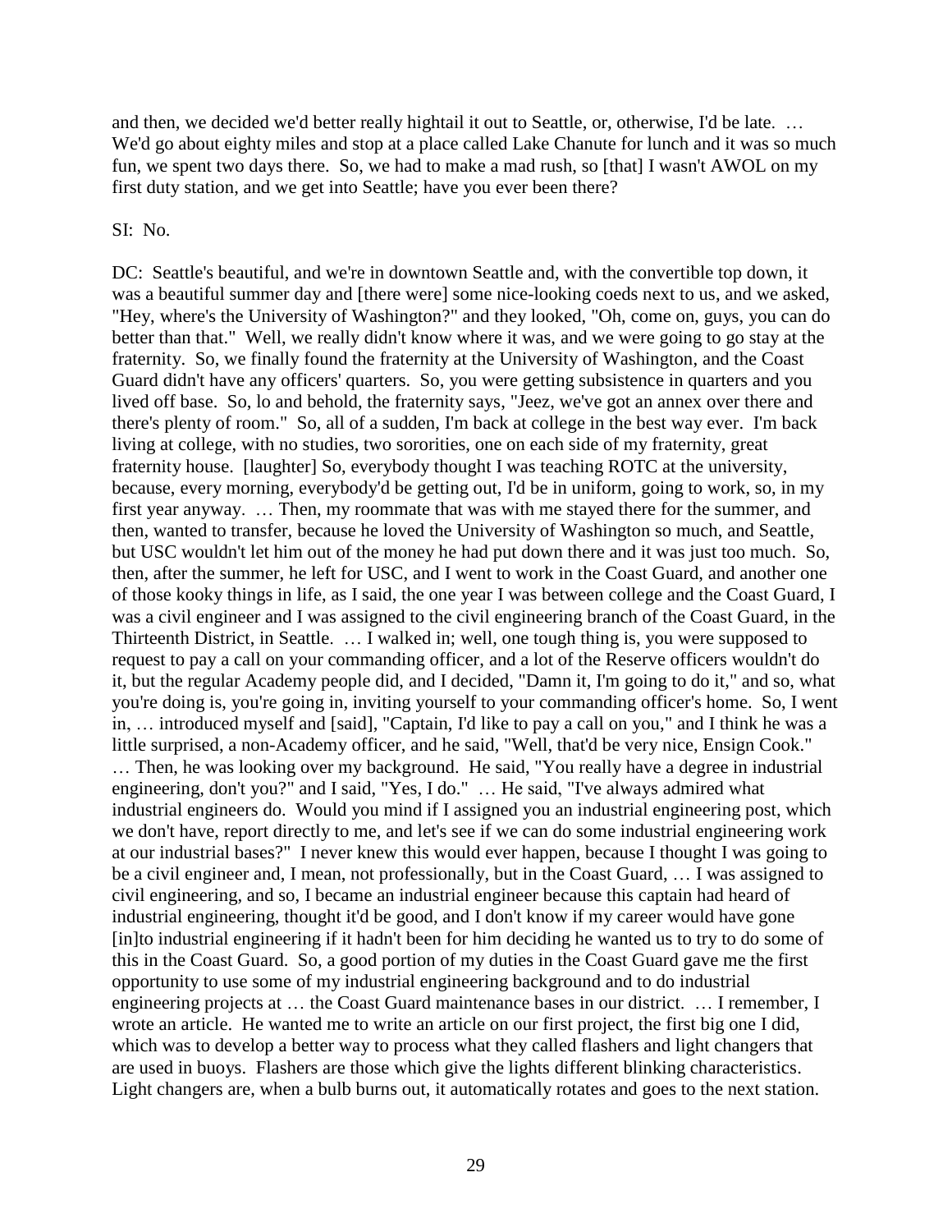and then, we decided we'd better really hightail it out to Seattle, or, otherwise, I'd be late. … We'd go about eighty miles and stop at a place called Lake Chanute for lunch and it was so much fun, we spent two days there. So, we had to make a mad rush, so [that] I wasn't AWOL on my first duty station, and we get into Seattle; have you ever been there?

SI: No.

DC: Seattle's beautiful, and we're in downtown Seattle and, with the convertible top down, it was a beautiful summer day and [there were] some nice-looking coeds next to us, and we asked, "Hey, where's the University of Washington?" and they looked, "Oh, come on, guys, you can do better than that." Well, we really didn't know where it was, and we were going to go stay at the fraternity. So, we finally found the fraternity at the University of Washington, and the Coast Guard didn't have any officers' quarters. So, you were getting subsistence in quarters and you lived off base. So, lo and behold, the fraternity says, "Jeez, we've got an annex over there and there's plenty of room." So, all of a sudden, I'm back at college in the best way ever. I'm back living at college, with no studies, two sororities, one on each side of my fraternity, great fraternity house. [laughter] So, everybody thought I was teaching ROTC at the university, because, every morning, everybody'd be getting out, I'd be in uniform, going to work, so, in my first year anyway. … Then, my roommate that was with me stayed there for the summer, and then, wanted to transfer, because he loved the University of Washington so much, and Seattle, but USC wouldn't let him out of the money he had put down there and it was just too much. So, then, after the summer, he left for USC, and I went to work in the Coast Guard, and another one of those kooky things in life, as I said, the one year I was between college and the Coast Guard, I was a civil engineer and I was assigned to the civil engineering branch of the Coast Guard, in the Thirteenth District, in Seattle. … I walked in; well, one tough thing is, you were supposed to request to pay a call on your commanding officer, and a lot of the Reserve officers wouldn't do it, but the regular Academy people did, and I decided, "Damn it, I'm going to do it," and so, what you're doing is, you're going in, inviting yourself to your commanding officer's home. So, I went in, … introduced myself and [said], "Captain, I'd like to pay a call on you," and I think he was a little surprised, a non-Academy officer, and he said, "Well, that'd be very nice, Ensign Cook." … Then, he was looking over my background. He said, "You really have a degree in industrial engineering, don't you?" and I said, "Yes, I do." … He said, "I've always admired what industrial engineers do. Would you mind if I assigned you an industrial engineering post, which we don't have, report directly to me, and let's see if we can do some industrial engineering work at our industrial bases?" I never knew this would ever happen, because I thought I was going to be a civil engineer and, I mean, not professionally, but in the Coast Guard, … I was assigned to civil engineering, and so, I became an industrial engineer because this captain had heard of industrial engineering, thought it'd be good, and I don't know if my career would have gone [in]to industrial engineering if it hadn't been for him deciding he wanted us to try to do some of this in the Coast Guard. So, a good portion of my duties in the Coast Guard gave me the first opportunity to use some of my industrial engineering background and to do industrial engineering projects at … the Coast Guard maintenance bases in our district. … I remember, I wrote an article. He wanted me to write an article on our first project, the first big one I did, which was to develop a better way to process what they called flashers and light changers that are used in buoys. Flashers are those which give the lights different blinking characteristics. Light changers are, when a bulb burns out, it automatically rotates and goes to the next station.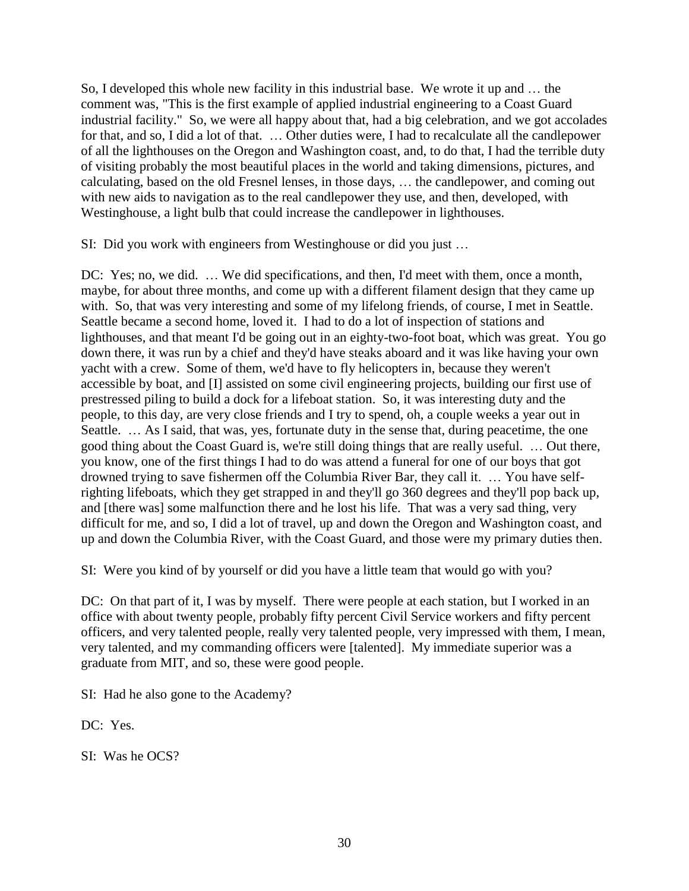So, I developed this whole new facility in this industrial base. We wrote it up and … the comment was, "This is the first example of applied industrial engineering to a Coast Guard industrial facility." So, we were all happy about that, had a big celebration, and we got accolades for that, and so, I did a lot of that. … Other duties were, I had to recalculate all the candlepower of all the lighthouses on the Oregon and Washington coast, and, to do that, I had the terrible duty of visiting probably the most beautiful places in the world and taking dimensions, pictures, and calculating, based on the old Fresnel lenses, in those days, … the candlepower, and coming out with new aids to navigation as to the real candlepower they use, and then, developed, with Westinghouse, a light bulb that could increase the candlepower in lighthouses.

SI: Did you work with engineers from Westinghouse or did you just …

DC: Yes; no, we did. … We did specifications, and then, I'd meet with them, once a month, maybe, for about three months, and come up with a different filament design that they came up with. So, that was very interesting and some of my lifelong friends, of course, I met in Seattle. Seattle became a second home, loved it. I had to do a lot of inspection of stations and lighthouses, and that meant I'd be going out in an eighty-two-foot boat, which was great. You go down there, it was run by a chief and they'd have steaks aboard and it was like having your own yacht with a crew. Some of them, we'd have to fly helicopters in, because they weren't accessible by boat, and [I] assisted on some civil engineering projects, building our first use of prestressed piling to build a dock for a lifeboat station. So, it was interesting duty and the people, to this day, are very close friends and I try to spend, oh, a couple weeks a year out in Seattle. … As I said, that was, yes, fortunate duty in the sense that, during peacetime, the one good thing about the Coast Guard is, we're still doing things that are really useful. … Out there, you know, one of the first things I had to do was attend a funeral for one of our boys that got drowned trying to save fishermen off the Columbia River Bar, they call it. … You have self-righting lifeboats, which they get strapped in and they'll go 360 degrees and they'll pop back up, and [there was] some malfunction there and he lost his life. That was a very sad thing, very difficult for me, and so, I did a lot of travel, up and down the Oregon and Washington coast, and up and down the Columbia River, with the Coast Guard, and those were my primary duties then.

SI: Were you kind of by yourself or did you have a little team that would go with you?

DC: On that part of it, I was by myself. There were people at each station, but I worked in an office with about twenty people, probably fifty percent Civil Service workers and fifty percent officers, and very talented people, really very talented people, very impressed with them, I mean, very talented, and my commanding officers were [talented]. My immediate superior was a graduate from MIT, and so, these were good people.

SI: Had he also gone to the Academy?

DC: Yes.

SI: Was he OCS?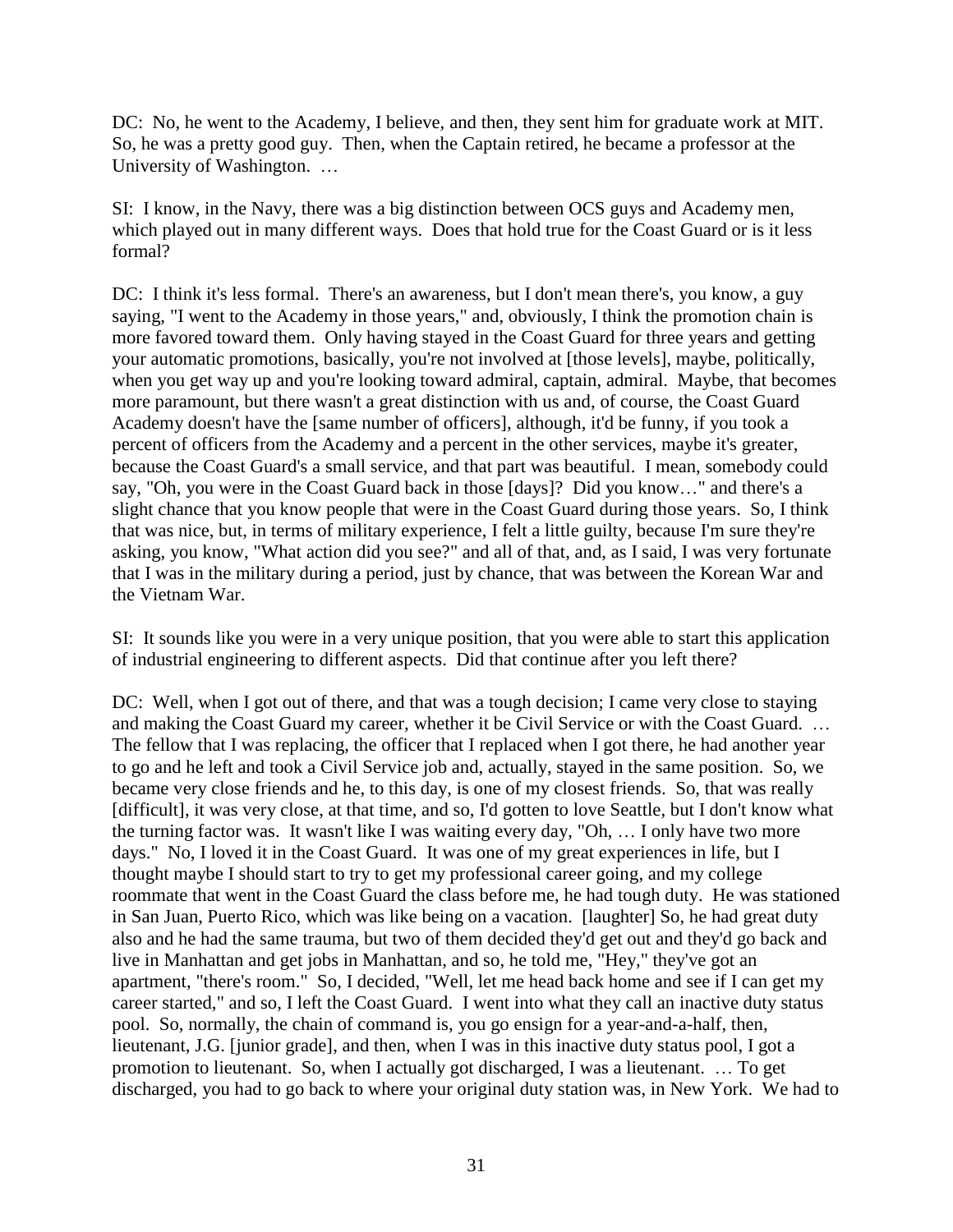DC: No, he went to the Academy, I believe, and then, they sent him for graduate work at MIT. So, he was a pretty good guy. Then, when the Captain retired, he became a professor at the University of Washington. …

SI: I know, in the Navy, there was a big distinction between OCS guys and Academy men, which played out in many different ways. Does that hold true for the Coast Guard or is it less formal?

DC: I think it's less formal. There's an awareness, but I don't mean there's, you know, a guy saying, "I went to the Academy in those years," and, obviously, I think the promotion chain is more favored toward them. Only having stayed in the Coast Guard for three years and getting your automatic promotions, basically, you're not involved at [those levels], maybe, politically, when you get way up and you're looking toward admiral, captain, admiral. Maybe, that becomes more paramount, but there wasn't a great distinction with us and, of course, the Coast Guard Academy doesn't have the [same number of officers], although, it'd be funny, if you took a percent of officers from the Academy and a percent in the other services, maybe it's greater, because the Coast Guard's a small service, and that part was beautiful. I mean, somebody could say, "Oh, you were in the Coast Guard back in those [days]? Did you know…" and there's a slight chance that you know people that were in the Coast Guard during those years. So, I think that was nice, but, in terms of military experience, I felt a little guilty, because I'm sure they're asking, you know, "What action did you see?" and all of that, and, as I said, I was very fortunate that I was in the military during a period, just by chance, that was between the Korean War and the Vietnam War.

SI: It sounds like you were in a very unique position, that you were able to start this application of industrial engineering to different aspects. Did that continue after you left there?

DC: Well, when I got out of there, and that was a tough decision; I came very close to staying and making the Coast Guard my career, whether it be Civil Service or with the Coast Guard. … The fellow that I was replacing, the officer that I replaced when I got there, he had another year to go and he left and took a Civil Service job and, actually, stayed in the same position. So, we became very close friends and he, to this day, is one of my closest friends. So, that was really [difficult], it was very close, at that time, and so, I'd gotten to love Seattle, but I don't know what the turning factor was. It wasn't like I was waiting every day, "Oh, … I only have two more days." No, I loved it in the Coast Guard. It was one of my great experiences in life, but I thought maybe I should start to try to get my professional career going, and my college roommate that went in the Coast Guard the class before me, he had tough duty. He was stationed in San Juan, Puerto Rico, which was like being on a vacation. [laughter] So, he had great duty also and he had the same trauma, but two of them decided they'd get out and they'd go back and live in Manhattan and get jobs in Manhattan, and so, he told me, "Hey," they've got an apartment, "there's room." So, I decided, "Well, let me head back home and see if I can get my career started," and so, I left the Coast Guard. I went into what they call an inactive duty status pool. So, normally, the chain of command is, you go ensign for a year-and-a-half, then, lieutenant, J.G. [junior grade], and then, when I was in this inactive duty status pool, I got a promotion to lieutenant. So, when I actually got discharged, I was a lieutenant. … To get discharged, you had to go back to where your original duty station was, in New York. We had to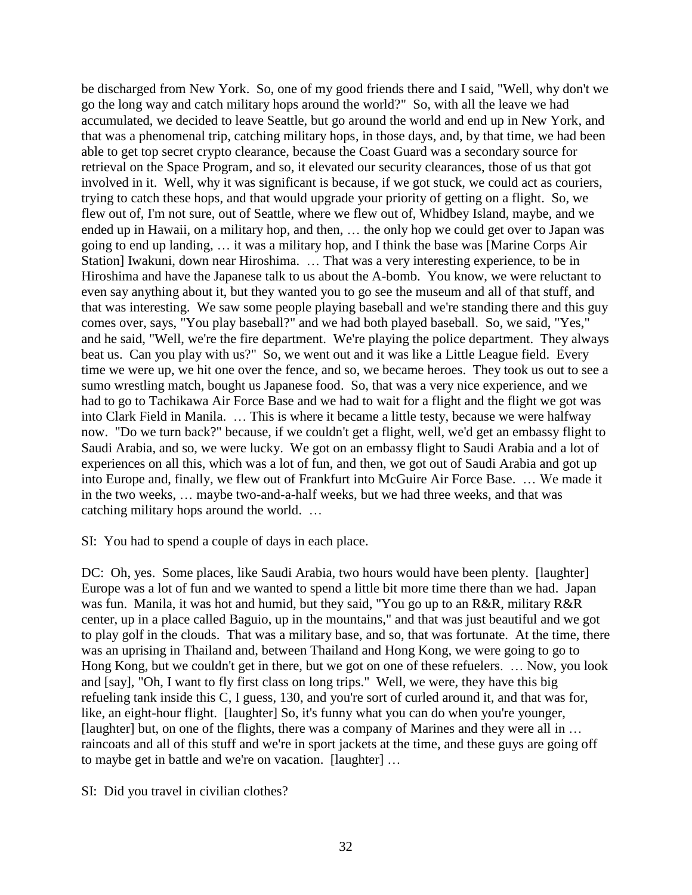be discharged from New York. So, one of my good friends there and I said, "Well, why don't we go the long way and catch military hops around the world?" So, with all the leave we had accumulated, we decided to leave Seattle, but go around the world and end up in New York, and that was a phenomenal trip, catching military hops, in those days, and, by that time, we had been able to get top secret crypto clearance, because the Coast Guard was a secondary source for retrieval on the Space Program, and so, it elevated our security clearances, those of us that got involved in it. Well, why it was significant is because, if we got stuck, we could act as couriers, trying to catch these hops, and that would upgrade your priority of getting on a flight. So, we flew out of, I'm not sure, out of Seattle, where we flew out of, Whidbey Island, maybe, and we ended up in Hawaii, on a military hop, and then, … the only hop we could get over to Japan was going to end up landing, … it was a military hop, and I think the base was [Marine Corps Air Station] Iwakuni, down near Hiroshima. … That was a very interesting experience, to be in Hiroshima and have the Japanese talk to us about the A-bomb. You know, we were reluctant to even say anything about it, but they wanted you to go see the museum and all of that stuff, and that was interesting. We saw some people playing baseball and we're standing there and this guy comes over, says, "You play baseball?" and we had both played baseball. So, we said, "Yes," and he said, "Well, we're the fire department. We're playing the police department. They always beat us. Can you play with us?" So, we went out and it was like a Little League field. Every time we were up, we hit one over the fence, and so, we became heroes. They took us out to see a sumo wrestling match, bought us Japanese food. So, that was a very nice experience, and we had to go to Tachikawa Air Force Base and we had to wait for a flight and the flight we got was into Clark Field in Manila. … This is where it became a little testy, because we were halfway now. "Do we turn back?" because, if we couldn't get a flight, well, we'd get an embassy flight to Saudi Arabia, and so, we were lucky. We got on an embassy flight to Saudi Arabia and a lot of experiences on all this, which was a lot of fun, and then, we got out of Saudi Arabia and got up into Europe and, finally, we flew out of Frankfurt into McGuire Air Force Base. … We made it in the two weeks, … maybe two-and-a-half weeks, but we had three weeks, and that was catching military hops around the world. …

SI: You had to spend a couple of days in each place.

DC: Oh, yes. Some places, like Saudi Arabia, two hours would have been plenty. [laughter] Europe was a lot of fun and we wanted to spend a little bit more time there than we had. Japan was fun. Manila, it was hot and humid, but they said, "You go up to an R&R, military R&R center, up in a place called Baguio, up in the mountains," and that was just beautiful and we got to play golf in the clouds. That was a military base, and so, that was fortunate. At the time, there was an uprising in Thailand and, between Thailand and Hong Kong, we were going to go to Hong Kong, but we couldn't get in there, but we got on one of these refuelers. … Now, you look and [say], "Oh, I want to fly first class on long trips." Well, we were, they have this big refueling tank inside this C, I guess, 130, and you're sort of curled around it, and that was for, like, an eight-hour flight. [laughter] So, it's funny what you can do when you're younger, [laughter] but, on one of the flights, there was a company of Marines and they were all in … raincoats and all of this stuff and we're in sport jackets at the time, and these guys are going off to maybe get in battle and we're on vacation. [laughter] …

SI: Did you travel in civilian clothes?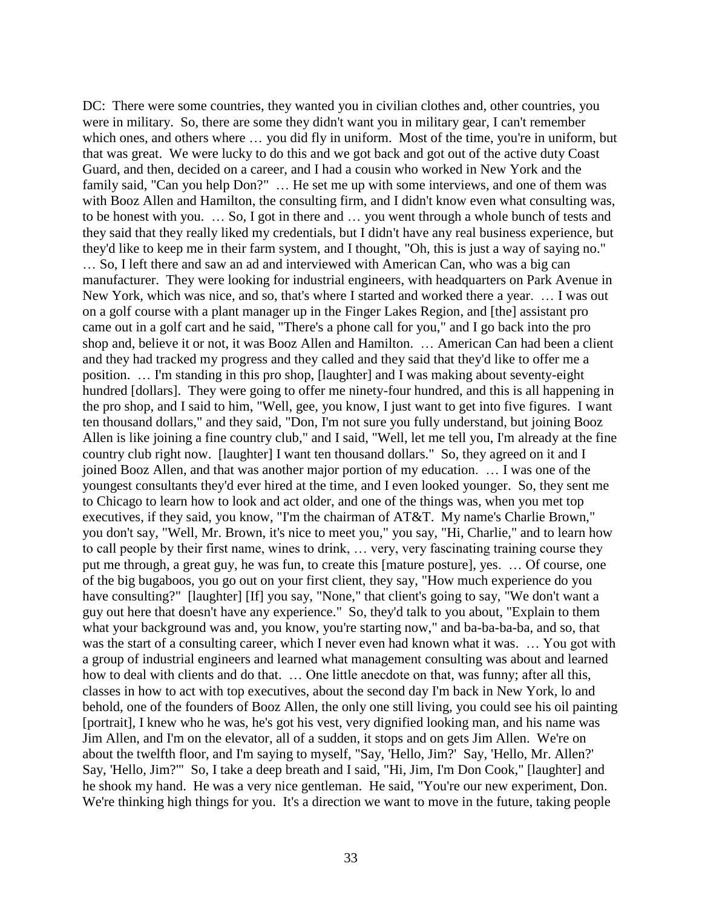DC: There were some countries, they wanted you in civilian clothes and, other countries, you were in military. So, there are some they didn't want you in military gear, I can't remember which ones, and others where … you did fly in uniform. Most of the time, you're in uniform, but that was great. We were lucky to do this and we got back and got out of the active duty Coast Guard, and then, decided on a career, and I had a cousin who worked in New York and the family said, "Can you help Don?" … He set me up with some interviews, and one of them was with Booz Allen and Hamilton, the consulting firm, and I didn't know even what consulting was, to be honest with you. … So, I got in there and … you went through a whole bunch of tests and they said that they really liked my credentials, but I didn't have any real business experience, but they'd like to keep me in their farm system, and I thought, "Oh, this is just a way of saying no." … So, I left there and saw an ad and interviewed with American Can, who was a big can manufacturer. They were looking for industrial engineers, with headquarters on Park Avenue in New York, which was nice, and so, that's where I started and worked there a year. … I was out on a golf course with a plant manager up in the Finger Lakes Region, and [the] assistant pro came out in a golf cart and he said, "There's a phone call for you," and I go back into the pro shop and, believe it or not, it was Booz Allen and Hamilton. … American Can had been a client and they had tracked my progress and they called and they said that they'd like to offer me a position. … I'm standing in this pro shop, [laughter] and I was making about seventy-eight hundred [dollars]. They were going to offer me ninety-four hundred, and this is all happening in the pro shop, and I said to him, "Well, gee, you know, I just want to get into five figures. I want ten thousand dollars," and they said, "Don, I'm not sure you fully understand, but joining Booz Allen is like joining a fine country club," and I said, "Well, let me tell you, I'm already at the fine country club right now. [laughter] I want ten thousand dollars." So, they agreed on it and I joined Booz Allen, and that was another major portion of my education. … I was one of the youngest consultants they'd ever hired at the time, and I even looked younger. So, they sent me to Chicago to learn how to look and act older, and one of the things was, when you met top executives, if they said, you know, "I'm the chairman of AT&T. My name's Charlie Brown," you don't say, "Well, Mr. Brown, it's nice to meet you," you say, "Hi, Charlie," and to learn how to call people by their first name, wines to drink, … very, very fascinating training course they put me through, a great guy, he was fun, to create this [mature posture], yes. … Of course, one of the big bugaboos, you go out on your first client, they say, "How much experience do you have consulting?" [laughter] [If] you say, "None," that client's going to say, "We don't want a guy out here that doesn't have any experience." So, they'd talk to you about, "Explain to them what your background was and, you know, you're starting now," and ba-ba-ba-ba, and so, that was the start of a consulting career, which I never even had known what it was. … You got with a group of industrial engineers and learned what management consulting was about and learned how to deal with clients and do that. … One little anecdote on that, was funny; after all this, classes in how to act with top executives, about the second day I'm back in New York, lo and behold, one of the founders of Booz Allen, the only one still living, you could see his oil painting [portrait], I knew who he was, he's got his vest, very dignified looking man, and his name was Jim Allen, and I'm on the elevator, all of a sudden, it stops and on gets Jim Allen. We're on about the twelfth floor, and I'm saying to myself, "Say, 'Hello, Jim?' Say, 'Hello, Mr. Allen?' Say, 'Hello, Jim?'" So, I take a deep breath and I said, "Hi, Jim, I'm Don Cook," [laughter] and he shook my hand. He was a very nice gentleman. He said, "You're our new experiment, Don. We're thinking high things for you. It's a direction we want to move in the future, taking people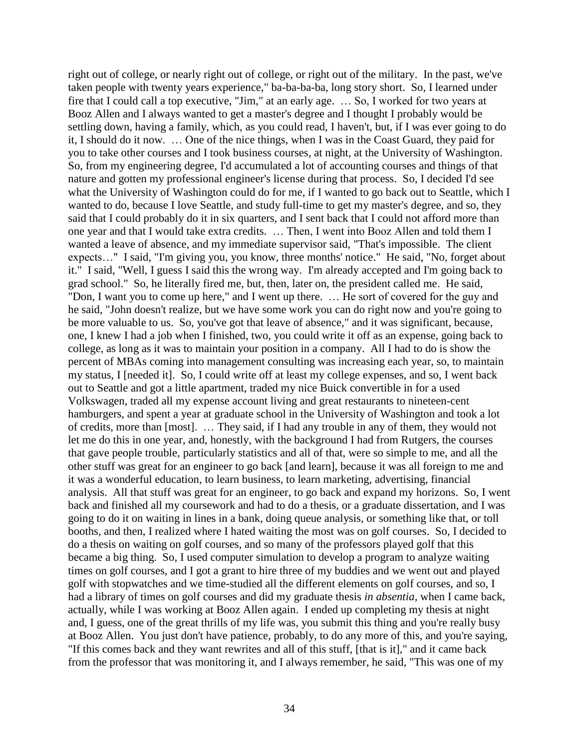right out of college, or nearly right out of college, or right out of the military. In the past, we've taken people with twenty years experience," ba-ba-ba-ba, long story short. So, I learned under fire that I could call a top executive, "Jim," at an early age. … So, I worked for two years at Booz Allen and I always wanted to get a master's degree and I thought I probably would be settling down, having a family, which, as you could read, I haven't, but, if I was ever going to do it, I should do it now. … One of the nice things, when I was in the Coast Guard, they paid for you to take other courses and I took business courses, at night, at the University of Washington. So, from my engineering degree, I'd accumulated a lot of accounting courses and things of that nature and gotten my professional engineer's license during that process. So, I decided I'd see what the University of Washington could do for me, if I wanted to go back out to Seattle, which I wanted to do, because I love Seattle, and study full-time to get my master's degree, and so, they said that I could probably do it in six quarters, and I sent back that I could not afford more than one year and that I would take extra credits. … Then, I went into Booz Allen and told them I wanted a leave of absence, and my immediate supervisor said, "That's impossible. The client expects…" I said, "I'm giving you, you know, three months' notice." He said, "No, forget about it." I said, "Well, I guess I said this the wrong way. I'm already accepted and I'm going back to grad school." So, he literally fired me, but, then, later on, the president called me. He said, "Don, I want you to come up here," and I went up there. … He sort of covered for the guy and he said, "John doesn't realize, but we have some work you can do right now and you're going to be more valuable to us. So, you've got that leave of absence," and it was significant, because, one, I knew I had a job when I finished, two, you could write it off as an expense, going back to college, as long as it was to maintain your position in a company. All I had to do is show the percent of MBAs coming into management consulting was increasing each year, so, to maintain my status, I [needed it]. So, I could write off at least my college expenses, and so, I went back out to Seattle and got a little apartment, traded my nice Buick convertible in for a used Volkswagen, traded all my expense account living and great restaurants to nineteen-cent hamburgers, and spent a year at graduate school in the University of Washington and took a lot of credits, more than [most]. … They said, if I had any trouble in any of them, they would not let me do this in one year, and, honestly, with the background I had from Rutgers, the courses that gave people trouble, particularly statistics and all of that, were so simple to me, and all the other stuff was great for an engineer to go back [and learn], because it was all foreign to me and it was a wonderful education, to learn business, to learn marketing, advertising, financial analysis. All that stuff was great for an engineer, to go back and expand my horizons. So, I went back and finished all my coursework and had to do a thesis, or a graduate dissertation, and I was going to do it on waiting in lines in a bank, doing queue analysis, or something like that, or toll booths, and then, I realized where I hated waiting the most was on golf courses. So, I decided to do a thesis on waiting on golf courses, and so many of the professors played golf that this became a big thing. So, I used computer simulation to develop a program to analyze waiting times on golf courses, and I got a grant to hire three of my buddies and we went out and played golf with stopwatches and we time-studied all the different elements on golf courses, and so, I had a library of times on golf courses and did my graduate thesis *in absentia*, when I came back, actually, while I was working at Booz Allen again. I ended up completing my thesis at night and, I guess, one of the great thrills of my life was, you submit this thing and you're really busy at Booz Allen. You just don't have patience, probably, to do any more of this, and you're saying, "If this comes back and they want rewrites and all of this stuff, [that is it]," and it came back from the professor that was monitoring it, and I always remember, he said, "This was one of my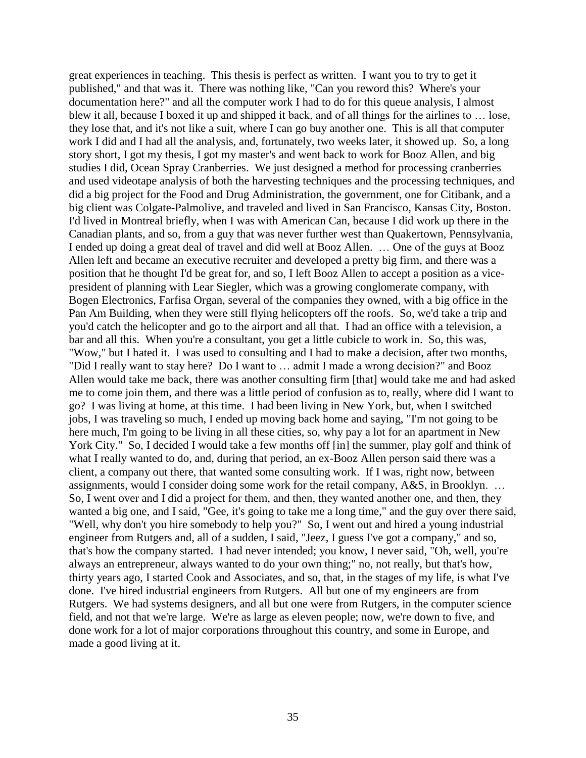great experiences in teaching. This thesis is perfect as written. I want you to try to get it published," and that was it. There was nothing like, "Can you reword this? Where's your documentation here?" and all the computer work I had to do for this queue analysis, I almost blew it all, because I boxed it up and shipped it back, and of all things for the airlines to … lose, they lose that, and it's not like a suit, where I can go buy another one. This is all that computer work I did and I had all the analysis, and, fortunately, two weeks later, it showed up. So, a long story short, I got my thesis, I got my master's and went back to work for Booz Allen, and big studies I did, Ocean Spray Cranberries. We just designed a method for processing cranberries and used videotape analysis of both the harvesting techniques and the processing techniques, and did a big project for the Food and Drug Administration, the government, one for Citibank, and a big client was Colgate-Palmolive, and traveled and lived in San Francisco, Kansas City, Boston. I'd lived in Montreal briefly, when I was with American Can, because I did work up there in the Canadian plants, and so, from a guy that was never further west than Quakertown, Pennsylvania, I ended up doing a great deal of travel and did well at Booz Allen. … One of the guys at Booz Allen left and became an executive recruiter and developed a pretty big firm, and there was a position that he thought I'd be great for, and so, I left Booz Allen to accept a position as a vice-president of planning with Lear Siegler, which was a growing conglomerate company, with Bogen Electronics, Farfisa Organ, several of the companies they owned, with a big office in the Pan Am Building, when they were still flying helicopters off the roofs. So, we'd take a trip and you'd catch the helicopter and go to the airport and all that. I had an office with a television, a bar and all this. When you're a consultant, you get a little cubicle to work in. So, this was, "Wow," but I hated it. I was used to consulting and I had to make a decision, after two months, "Did I really want to stay here? Do I want to … admit I made a wrong decision?" and Booz Allen would take me back, there was another consulting firm [that] would take me and had asked me to come join them, and there was a little period of confusion as to, really, where did I want to go? I was living at home, at this time. I had been living in New York, but, when I switched jobs, I was traveling so much, I ended up moving back home and saying, "I'm not going to be here much, I'm going to be living in all these cities, so, why pay a lot for an apartment in New York City." So, I decided I would take a few months off [in] the summer, play golf and think of what I really wanted to do, and, during that period, an ex-Booz Allen person said there was a client, a company out there, that wanted some consulting work. If I was, right now, between assignments, would I consider doing some work for the retail company, A&S, in Brooklyn. … So, I went over and I did a project for them, and then, they wanted another one, and then, they wanted a big one, and I said, "Gee, it's going to take me a long time," and the guy over there said, "Well, why don't you hire somebody to help you?" So, I went out and hired a young industrial engineer from Rutgers and, all of a sudden, I said, "Jeez, I guess I've got a company," and so, that's how the company started. I had never intended; you know, I never said, "Oh, well, you're always an entrepreneur, always wanted to do your own thing;" no, not really, but that's how, thirty years ago, I started Cook and Associates, and so, that, in the stages of my life, is what I've done. I've hired industrial engineers from Rutgers. All but one of my engineers are from Rutgers. We had systems designers, and all but one were from Rutgers, in the computer science field, and not that we're large. We're as large as eleven people; now, we're down to five, and done work for a lot of major corporations throughout this country, and some in Europe, and made a good living at it.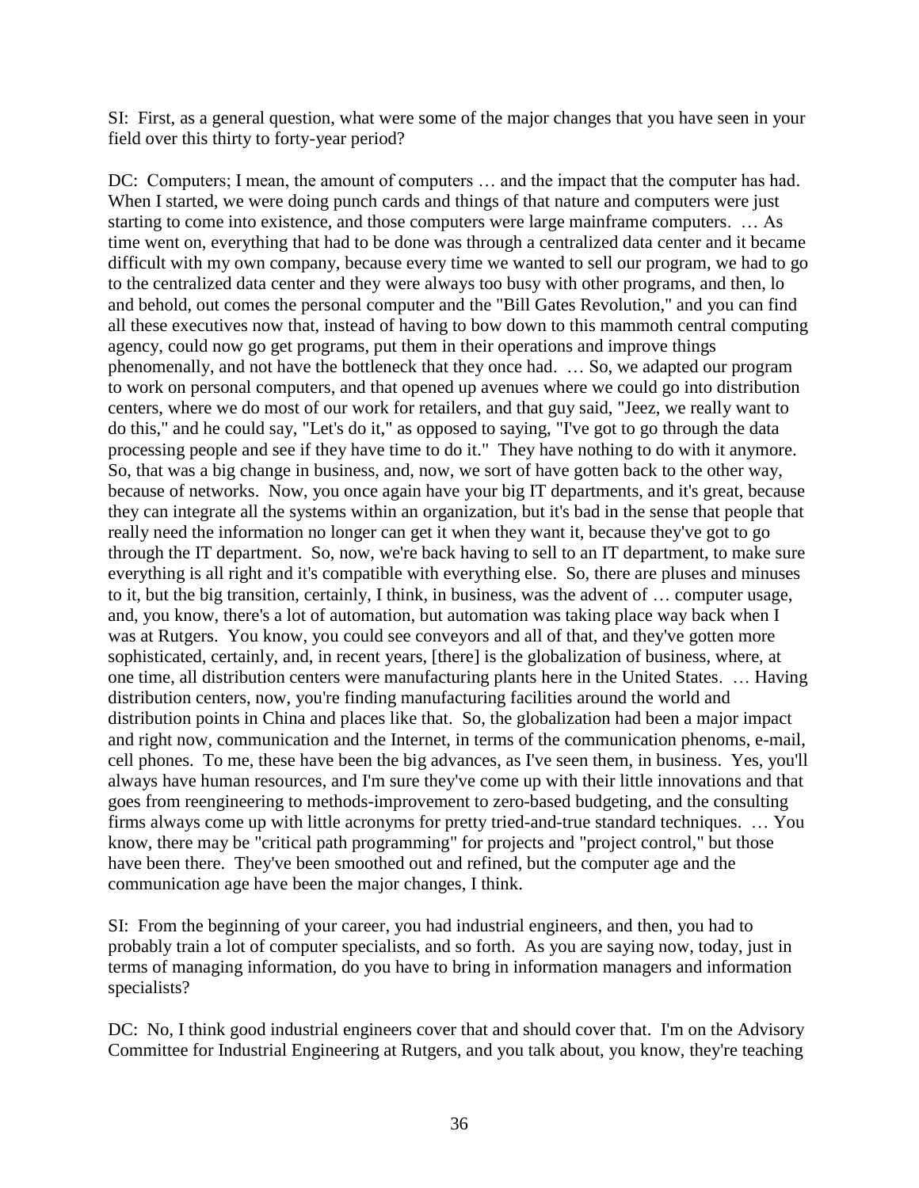SI: First, as a general question, what were some of the major changes that you have seen in your field over this thirty to forty-year period?

DC: Computers; I mean, the amount of computers … and the impact that the computer has had. When I started, we were doing punch cards and things of that nature and computers were just starting to come into existence, and those computers were large mainframe computers. … As time went on, everything that had to be done was through a centralized data center and it became difficult with my own company, because every time we wanted to sell our program, we had to go to the centralized data center and they were always too busy with other programs, and then, lo and behold, out comes the personal computer and the "Bill Gates Revolution," and you can find all these executives now that, instead of having to bow down to this mammoth central computing agency, could now go get programs, put them in their operations and improve things phenomenally, and not have the bottleneck that they once had. … So, we adapted our program to work on personal computers, and that opened up avenues where we could go into distribution centers, where we do most of our work for retailers, and that guy said, "Jeez, we really want to do this," and he could say, "Let's do it," as opposed to saying, "I've got to go through the data processing people and see if they have time to do it." They have nothing to do with it anymore. So, that was a big change in business, and, now, we sort of have gotten back to the other way, because of networks. Now, you once again have your big IT departments, and it's great, because they can integrate all the systems within an organization, but it's bad in the sense that people that really need the information no longer can get it when they want it, because they've got to go through the IT department. So, now, we're back having to sell to an IT department, to make sure everything is all right and it's compatible with everything else. So, there are pluses and minuses to it, but the big transition, certainly, I think, in business, was the advent of … computer usage, and, you know, there's a lot of automation, but automation was taking place way back when I was at Rutgers. You know, you could see conveyors and all of that, and they've gotten more sophisticated, certainly, and, in recent years, [there] is the globalization of business, where, at one time, all distribution centers were manufacturing plants here in the United States. … Having distribution centers, now, you're finding manufacturing facilities around the world and distribution points in China and places like that. So, the globalization had been a major impact and right now, communication and the Internet, in terms of the communication phenoms, e-mail, cell phones. To me, these have been the big advances, as I've seen them, in business. Yes, you'll always have human resources, and I'm sure they've come up with their little innovations and that goes from reengineering to methods-improvement to zero-based budgeting, and the consulting firms always come up with little acronyms for pretty tried-and-true standard techniques. … You know, there may be "critical path programming" for projects and "project control," but those have been there. They've been smoothed out and refined, but the computer age and the communication age have been the major changes, I think.

SI: From the beginning of your career, you had industrial engineers, and then, you had to probably train a lot of computer specialists, and so forth. As you are saying now, today, just in terms of managing information, do you have to bring in information managers and information specialists?

DC: No, I think good industrial engineers cover that and should cover that. I'm on the Advisory Committee for Industrial Engineering at Rutgers, and you talk about, you know, they're teaching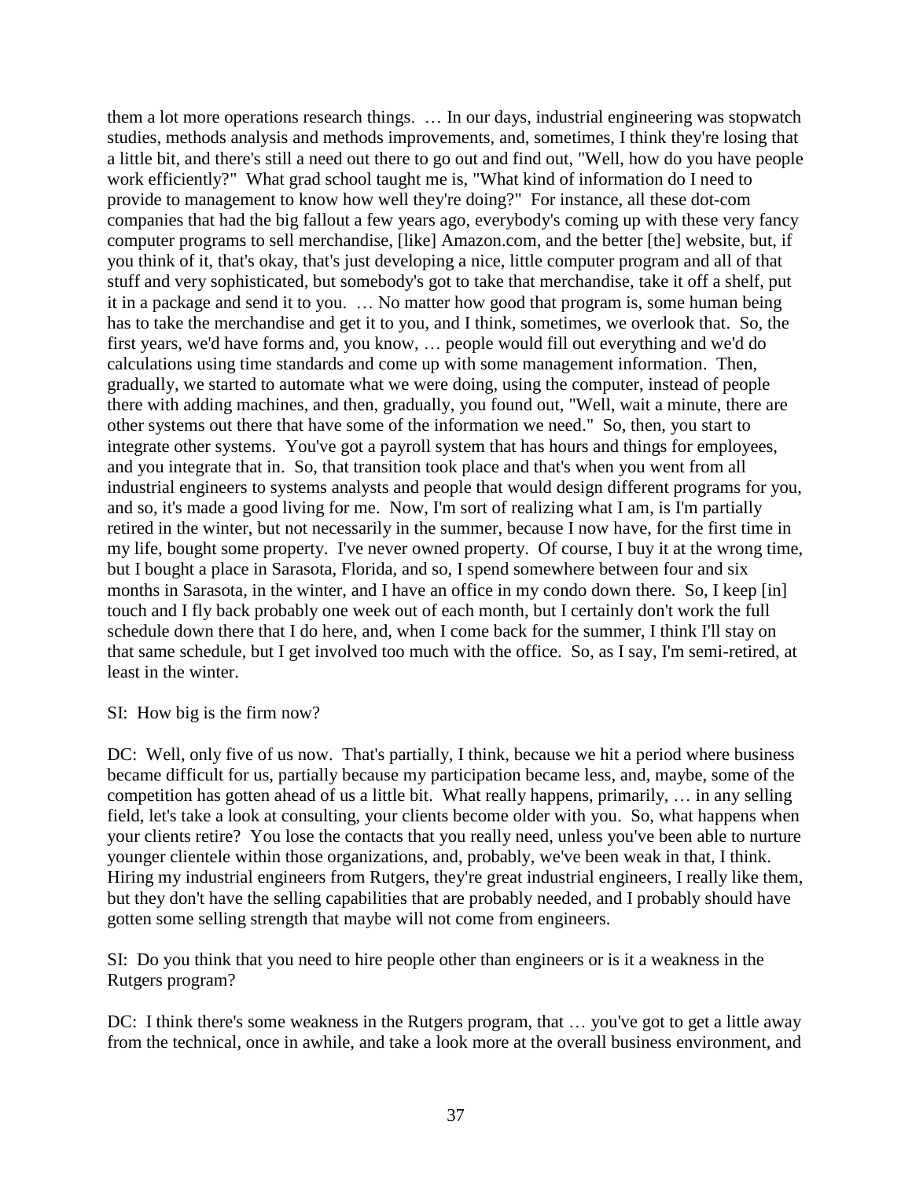them a lot more operations research things. … In our days, industrial engineering was stopwatch studies, methods analysis and methods improvements, and, sometimes, I think they're losing that a little bit, and there's still a need out there to go out and find out, "Well, how do you have people work efficiently?" What grad school taught me is, "What kind of information do I need to provide to management to know how well they're doing?" For instance, all these dot-com companies that had the big fallout a few years ago, everybody's coming up with these very fancy computer programs to sell merchandise, [like] Amazon.com, and the better [the] website, but, if you think of it, that's okay, that's just developing a nice, little computer program and all of that stuff and very sophisticated, but somebody's got to take that merchandise, take it off a shelf, put it in a package and send it to you. … No matter how good that program is, some human being has to take the merchandise and get it to you, and I think, sometimes, we overlook that. So, the first years, we'd have forms and, you know, … people would fill out everything and we'd do calculations using time standards and come up with some management information. Then, gradually, we started to automate what we were doing, using the computer, instead of people there with adding machines, and then, gradually, you found out, "Well, wait a minute, there are other systems out there that have some of the information we need." So, then, you start to integrate other systems. You've got a payroll system that has hours and things for employees, and you integrate that in. So, that transition took place and that's when you went from all industrial engineers to systems analysts and people that would design different programs for you, and so, it's made a good living for me. Now, I'm sort of realizing what I am, is I'm partially retired in the winter, but not necessarily in the summer, because I now have, for the first time in my life, bought some property. I've never owned property. Of course, I buy it at the wrong time, but I bought a place in Sarasota, Florida, and so, I spend somewhere between four and six months in Sarasota, in the winter, and I have an office in my condo down there. So, I keep [in] touch and I fly back probably one week out of each month, but I certainly don't work the full schedule down there that I do here, and, when I come back for the summer, I think I'll stay on that same schedule, but I get involved too much with the office. So, as I say, I'm semi-retired, at least in the winter.

SI: How big is the firm now?

DC: Well, only five of us now. That's partially, I think, because we hit a period where business became difficult for us, partially because my participation became less, and, maybe, some of the competition has gotten ahead of us a little bit. What really happens, primarily, … in any selling field, let's take a look at consulting, your clients become older with you. So, what happens when your clients retire? You lose the contacts that you really need, unless you've been able to nurture younger clientele within those organizations, and, probably, we've been weak in that, I think. Hiring my industrial engineers from Rutgers, they're great industrial engineers, I really like them, but they don't have the selling capabilities that are probably needed, and I probably should have gotten some selling strength that maybe will not come from engineers.

SI: Do you think that you need to hire people other than engineers or is it a weakness in the Rutgers program?

DC: I think there's some weakness in the Rutgers program, that … you've got to get a little away from the technical, once in awhile, and take a look more at the overall business environment, and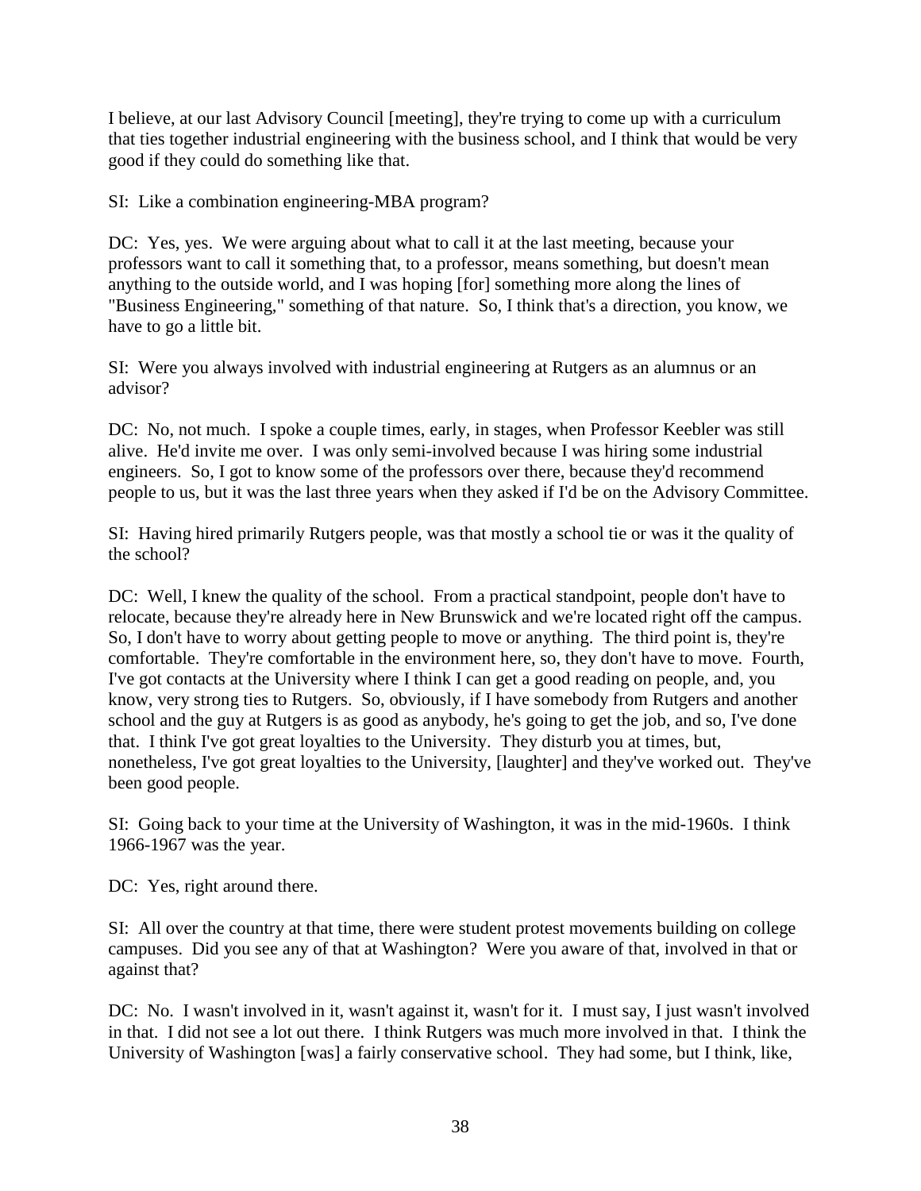I believe, at our last Advisory Council [meeting], they're trying to come up with a curriculum that ties together industrial engineering with the business school, and I think that would be very good if they could do something like that.

SI: Like a combination engineering-MBA program?

DC: Yes, yes. We were arguing about what to call it at the last meeting, because your professors want to call it something that, to a professor, means something, but doesn't mean anything to the outside world, and I was hoping [for] something more along the lines of "Business Engineering," something of that nature. So, I think that's a direction, you know, we have to go a little bit.

SI: Were you always involved with industrial engineering at Rutgers as an alumnus or an advisor?

DC: No, not much. I spoke a couple times, early, in stages, when Professor Keebler was still alive. He'd invite me over. I was only semi-involved because I was hiring some industrial engineers. So, I got to know some of the professors over there, because they'd recommend people to us, but it was the last three years when they asked if I'd be on the Advisory Committee.

SI: Having hired primarily Rutgers people, was that mostly a school tie or was it the quality of the school?

DC: Well, I knew the quality of the school. From a practical standpoint, people don't have to relocate, because they're already here in New Brunswick and we're located right off the campus. So, I don't have to worry about getting people to move or anything. The third point is, they're comfortable. They're comfortable in the environment here, so, they don't have to move. Fourth, I've got contacts at the University where I think I can get a good reading on people, and, you know, very strong ties to Rutgers. So, obviously, if I have somebody from Rutgers and another school and the guy at Rutgers is as good as anybody, he's going to get the job, and so, I've done that. I think I've got great loyalties to the University. They disturb you at times, but, nonetheless, I've got great loyalties to the University, [laughter] and they've worked out. They've been good people.

SI: Going back to your time at the University of Washington, it was in the mid-1960s. I think 1966-1967 was the year.

DC: Yes, right around there.

SI: All over the country at that time, there were student protest movements building on college campuses. Did you see any of that at Washington? Were you aware of that, involved in that or against that?

DC: No. I wasn't involved in it, wasn't against it, wasn't for it. I must say, I just wasn't involved in that. I did not see a lot out there. I think Rutgers was much more involved in that. I think the University of Washington [was] a fairly conservative school. They had some, but I think, like,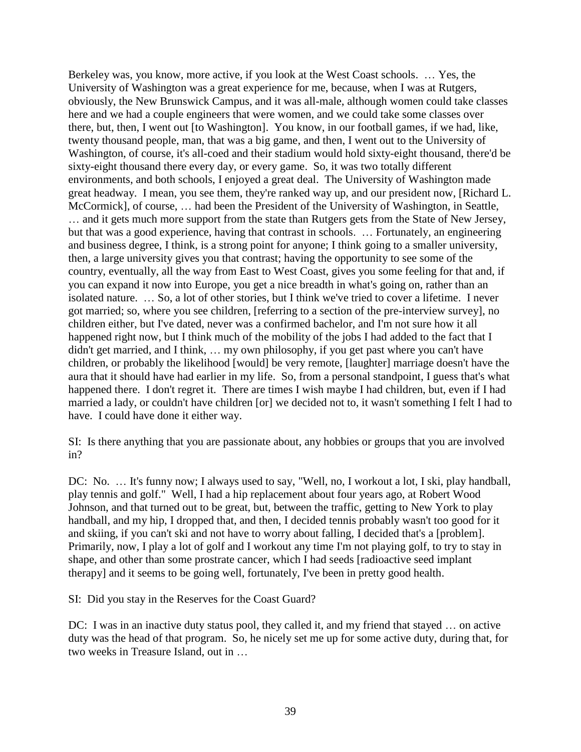Berkeley was, you know, more active, if you look at the West Coast schools. … Yes, the University of Washington was a great experience for me, because, when I was at Rutgers, obviously, the New Brunswick Campus, and it was all-male, although women could take classes here and we had a couple engineers that were women, and we could take some classes over there, but, then, I went out [to Washington]. You know, in our football games, if we had, like, twenty thousand people, man, that was a big game, and then, I went out to the University of Washington, of course, it's all-coed and their stadium would hold sixty-eight thousand, there'd be sixty-eight thousand there every day, or every game. So, it was two totally different environments, and both schools, I enjoyed a great deal. The University of Washington made great headway. I mean, you see them, they're ranked way up, and our president now, [Richard L. McCormick], of course, … had been the President of the University of Washington, in Seattle, … and it gets much more support from the state than Rutgers gets from the State of New Jersey, but that was a good experience, having that contrast in schools. … Fortunately, an engineering and business degree, I think, is a strong point for anyone; I think going to a smaller university, then, a large university gives you that contrast; having the opportunity to see some of the country, eventually, all the way from East to West Coast, gives you some feeling for that and, if you can expand it now into Europe, you get a nice breadth in what's going on, rather than an isolated nature. … So, a lot of other stories, but I think we've tried to cover a lifetime. I never got married; so, where you see children, [referring to a section of the pre-interview survey], no children either, but I've dated, never was a confirmed bachelor, and I'm not sure how it all happened right now, but I think much of the mobility of the jobs I had added to the fact that I didn't get married, and I think, … my own philosophy, if you get past where you can't have children, or probably the likelihood [would] be very remote, [laughter] marriage doesn't have the aura that it should have had earlier in my life. So, from a personal standpoint, I guess that's what happened there. I don't regret it. There are times I wish maybe I had children, but, even if I had married a lady, or couldn't have children [or] we decided not to, it wasn't something I felt I had to have. I could have done it either way.

SI: Is there anything that you are passionate about, any hobbies or groups that you are involved in?

DC: No. … It's funny now; I always used to say, "Well, no, I workout a lot, I ski, play handball, play tennis and golf." Well, I had a hip replacement about four years ago, at Robert Wood Johnson, and that turned out to be great, but, between the traffic, getting to New York to play handball, and my hip, I dropped that, and then, I decided tennis probably wasn't too good for it and skiing, if you can't ski and not have to worry about falling, I decided that's a [problem]. Primarily, now, I play a lot of golf and I workout any time I'm not playing golf, to try to stay in shape, and other than some prostrate cancer, which I had seeds [radioactive seed implant therapy] and it seems to be going well, fortunately, I've been in pretty good health.

SI: Did you stay in the Reserves for the Coast Guard?

DC: I was in an inactive duty status pool, they called it, and my friend that stayed … on active duty was the head of that program. So, he nicely set me up for some active duty, during that, for two weeks in Treasure Island, out in …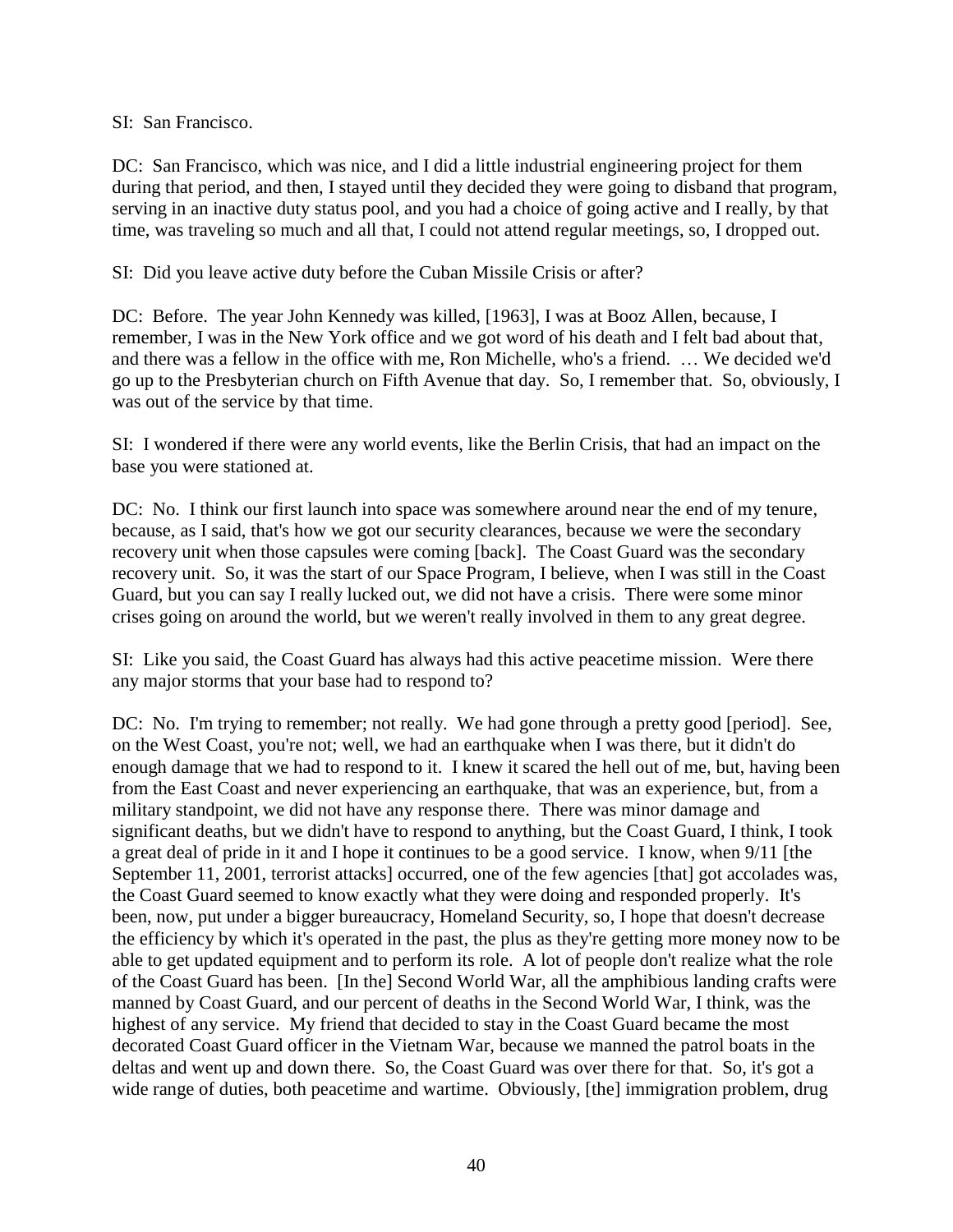SI: San Francisco.

DC: San Francisco, which was nice, and I did a little industrial engineering project for them during that period, and then, I stayed until they decided they were going to disband that program, serving in an inactive duty status pool, and you had a choice of going active and I really, by that time, was traveling so much and all that, I could not attend regular meetings, so, I dropped out.

SI: Did you leave active duty before the Cuban Missile Crisis or after?

DC: Before. The year John Kennedy was killed, [1963], I was at Booz Allen, because, I remember, I was in the New York office and we got word of his death and I felt bad about that, and there was a fellow in the office with me, Ron Michelle, who's a friend. … We decided we'd go up to the Presbyterian church on Fifth Avenue that day. So, I remember that. So, obviously, I was out of the service by that time.

SI: I wondered if there were any world events, like the Berlin Crisis, that had an impact on the base you were stationed at.

DC: No. I think our first launch into space was somewhere around near the end of my tenure, because, as I said, that's how we got our security clearances, because we were the secondary recovery unit when those capsules were coming [back]. The Coast Guard was the secondary recovery unit. So, it was the start of our Space Program, I believe, when I was still in the Coast Guard, but you can say I really lucked out, we did not have a crisis. There were some minor crises going on around the world, but we weren't really involved in them to any great degree.

SI: Like you said, the Coast Guard has always had this active peacetime mission. Were there any major storms that your base had to respond to?

DC: No. I'm trying to remember; not really. We had gone through a pretty good [period]. See, on the West Coast, you're not; well, we had an earthquake when I was there, but it didn't do enough damage that we had to respond to it. I knew it scared the hell out of me, but, having been from the East Coast and never experiencing an earthquake, that was an experience, but, from a military standpoint, we did not have any response there. There was minor damage and significant deaths, but we didn't have to respond to anything, but the Coast Guard, I think, I took a great deal of pride in it and I hope it continues to be a good service. I know, when 9/11 [the September 11, 2001, terrorist attacks] occurred, one of the few agencies [that] got accolades was, the Coast Guard seemed to know exactly what they were doing and responded properly. It's been, now, put under a bigger bureaucracy, Homeland Security, so, I hope that doesn't decrease the efficiency by which it's operated in the past, the plus as they're getting more money now to be able to get updated equipment and to perform its role. A lot of people don't realize what the role of the Coast Guard has been. [In the] Second World War, all the amphibious landing crafts were manned by Coast Guard, and our percent of deaths in the Second World War, I think, was the highest of any service. My friend that decided to stay in the Coast Guard became the most decorated Coast Guard officer in the Vietnam War, because we manned the patrol boats in the deltas and went up and down there. So, the Coast Guard was over there for that. So, it's got a wide range of duties, both peacetime and wartime. Obviously, [the] immigration problem, drug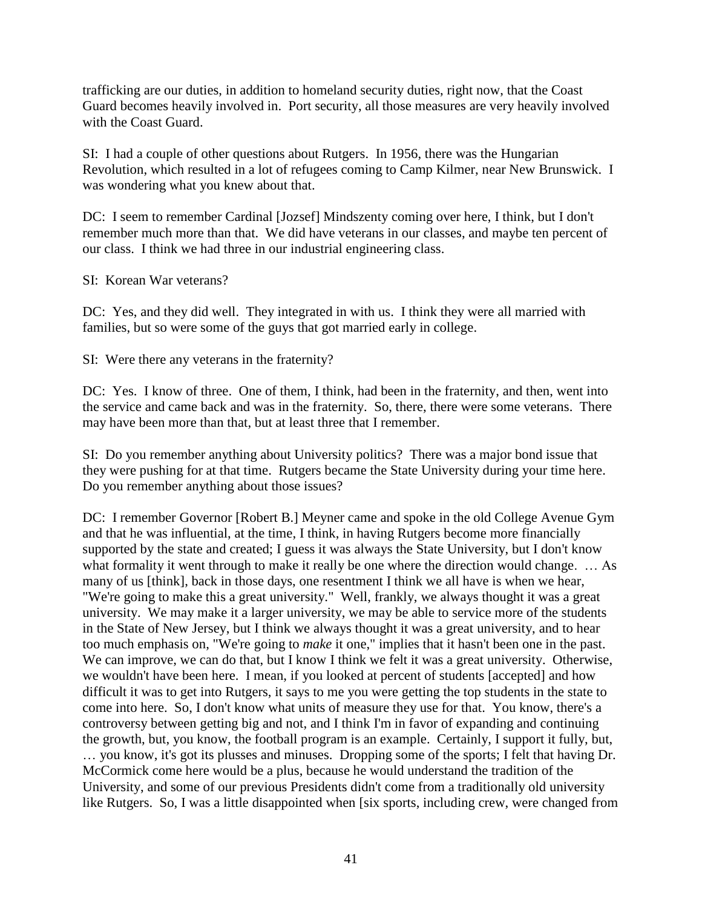trafficking are our duties, in addition to homeland security duties, right now, that the Coast Guard becomes heavily involved in. Port security, all those measures are very heavily involved with the Coast Guard.

SI: I had a couple of other questions about Rutgers. In 1956, there was the Hungarian Revolution, which resulted in a lot of refugees coming to Camp Kilmer, near New Brunswick. I was wondering what you knew about that.

DC: I seem to remember Cardinal [Jozsef] Mindszenty coming over here, I think, but I don't remember much more than that. We did have veterans in our classes, and maybe ten percent of our class. I think we had three in our industrial engineering class.

SI: Korean War veterans?

DC: Yes, and they did well. They integrated in with us. I think they were all married with families, but so were some of the guys that got married early in college.

SI: Were there any veterans in the fraternity?

DC: Yes. I know of three. One of them, I think, had been in the fraternity, and then, went into the service and came back and was in the fraternity. So, there, there were some veterans. There may have been more than that, but at least three that I remember.

SI: Do you remember anything about University politics? There was a major bond issue that they were pushing for at that time. Rutgers became the State University during your time here. Do you remember anything about those issues?

DC: I remember Governor [Robert B.] Meyner came and spoke in the old College Avenue Gym and that he was influential, at the time, I think, in having Rutgers become more financially supported by the state and created; I guess it was always the State University, but I don't know what formality it went through to make it really be one where the direction would change. … As many of us [think], back in those days, one resentment I think we all have is when we hear, "We're going to make this a great university." Well, frankly, we always thought it was a great university. We may make it a larger university, we may be able to service more of the students in the State of New Jersey, but I think we always thought it was a great university, and to hear too much emphasis on, "We're going to *make* it one," implies that it hasn't been one in the past. We can improve, we can do that, but I know I think we felt it was a great university. Otherwise, we wouldn't have been here. I mean, if you looked at percent of students [accepted] and how difficult it was to get into Rutgers, it says to me you were getting the top students in the state to come into here. So, I don't know what units of measure they use for that. You know, there's a controversy between getting big and not, and I think I'm in favor of expanding and continuing the growth, but, you know, the football program is an example. Certainly, I support it fully, but, … you know, it's got its plusses and minuses. Dropping some of the sports; I felt that having Dr. McCormick come here would be a plus, because he would understand the tradition of the University, and some of our previous Presidents didn't come from a traditionally old university like Rutgers. So, I was a little disappointed when [six sports, including crew, were changed from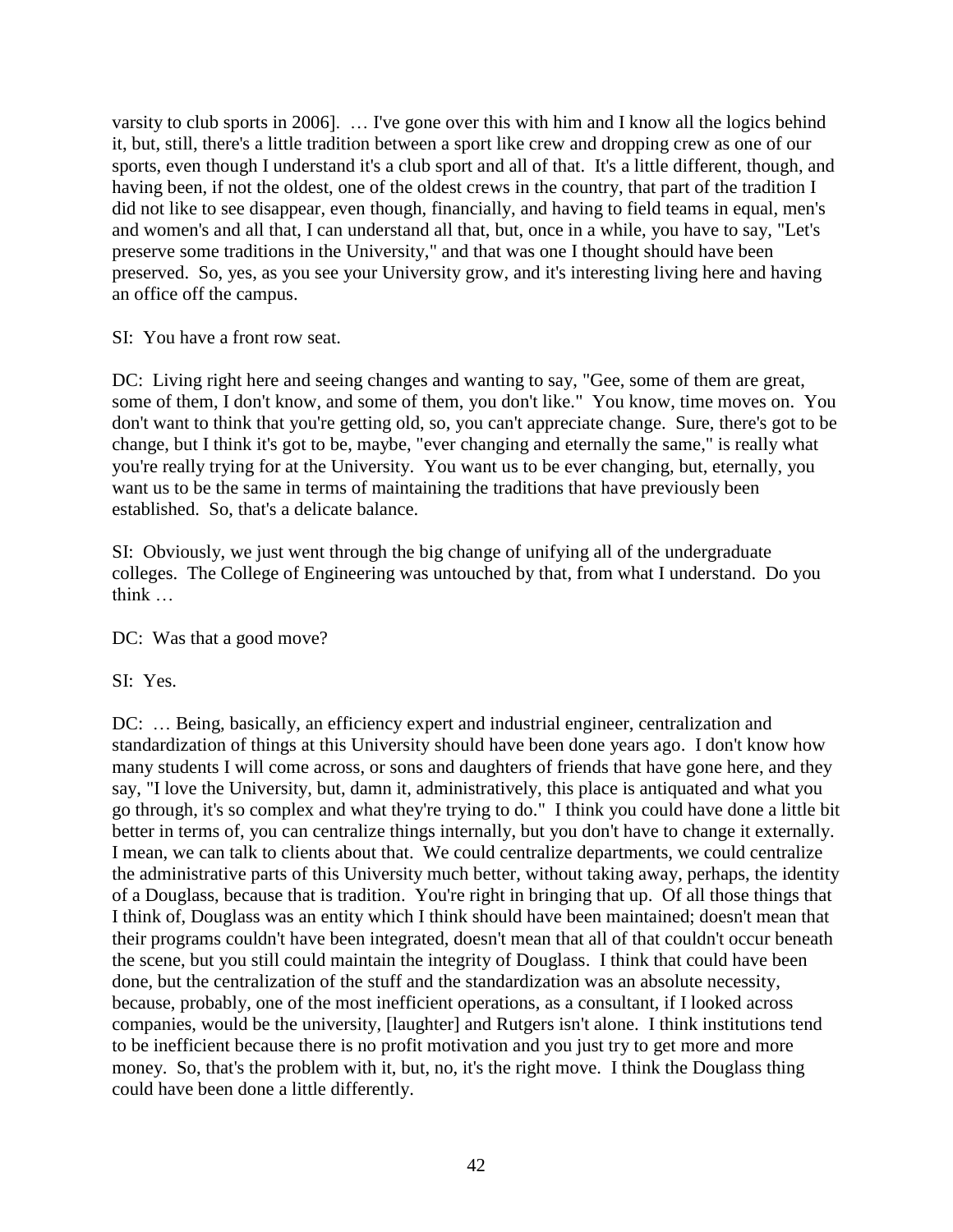varsity to club sports in 2006]. … I've gone over this with him and I know all the logics behind it, but, still, there's a little tradition between a sport like crew and dropping crew as one of our sports, even though I understand it's a club sport and all of that. It's a little different, though, and having been, if not the oldest, one of the oldest crews in the country, that part of the tradition I did not like to see disappear, even though, financially, and having to field teams in equal, men's and women's and all that, I can understand all that, but, once in a while, you have to say, "Let's preserve some traditions in the University," and that was one I thought should have been preserved. So, yes, as you see your University grow, and it's interesting living here and having an office off the campus.

SI: You have a front row seat.

DC: Living right here and seeing changes and wanting to say, "Gee, some of them are great, some of them, I don't know, and some of them, you don't like." You know, time moves on. You don't want to think that you're getting old, so, you can't appreciate change. Sure, there's got to be change, but I think it's got to be, maybe, "ever changing and eternally the same," is really what you're really trying for at the University. You want us to be ever changing, but, eternally, you want us to be the same in terms of maintaining the traditions that have previously been established. So, that's a delicate balance.

SI: Obviously, we just went through the big change of unifying all of the undergraduate colleges. The College of Engineering was untouched by that, from what I understand. Do you think …

DC: Was that a good move?

SI: Yes.

DC: … Being, basically, an efficiency expert and industrial engineer, centralization and standardization of things at this University should have been done years ago. I don't know how many students I will come across, or sons and daughters of friends that have gone here, and they say, "I love the University, but, damn it, administratively, this place is antiquated and what you go through, it's so complex and what they're trying to do." I think you could have done a little bit better in terms of, you can centralize things internally, but you don't have to change it externally. I mean, we can talk to clients about that. We could centralize departments, we could centralize the administrative parts of this University much better, without taking away, perhaps, the identity of a Douglass, because that is tradition. You're right in bringing that up. Of all those things that I think of, Douglass was an entity which I think should have been maintained; doesn't mean that their programs couldn't have been integrated, doesn't mean that all of that couldn't occur beneath the scene, but you still could maintain the integrity of Douglass. I think that could have been done, but the centralization of the stuff and the standardization was an absolute necessity, because, probably, one of the most inefficient operations, as a consultant, if I looked across companies, would be the university, [laughter] and Rutgers isn't alone. I think institutions tend to be inefficient because there is no profit motivation and you just try to get more and more money. So, that's the problem with it, but, no, it's the right move. I think the Douglass thing could have been done a little differently.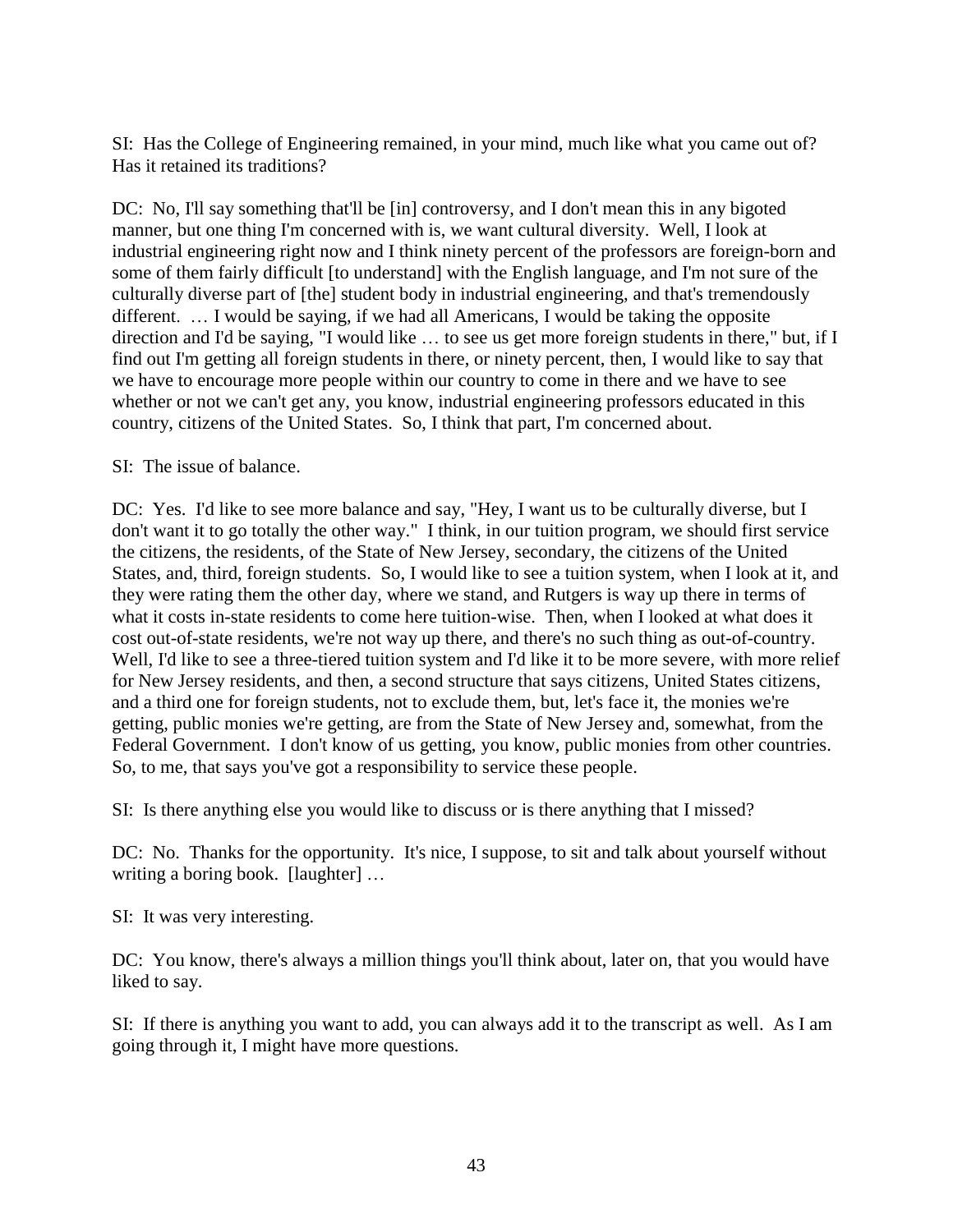SI: Has the College of Engineering remained, in your mind, much like what you came out of? Has it retained its traditions?

DC: No, I'll say something that'll be [in] controversy, and I don't mean this in any bigoted manner, but one thing I'm concerned with is, we want cultural diversity. Well, I look at industrial engineering right now and I think ninety percent of the professors are foreign-born and some of them fairly difficult [to understand] with the English language, and I'm not sure of the culturally diverse part of [the] student body in industrial engineering, and that's tremendously different. … I would be saying, if we had all Americans, I would be taking the opposite direction and I'd be saying, "I would like … to see us get more foreign students in there," but, if I find out I'm getting all foreign students in there, or ninety percent, then, I would like to say that we have to encourage more people within our country to come in there and we have to see whether or not we can't get any, you know, industrial engineering professors educated in this country, citizens of the United States. So, I think that part, I'm concerned about.

SI: The issue of balance.

DC: Yes. I'd like to see more balance and say, "Hey, I want us to be culturally diverse, but I don't want it to go totally the other way." I think, in our tuition program, we should first service the citizens, the residents, of the State of New Jersey, secondary, the citizens of the United States, and, third, foreign students. So, I would like to see a tuition system, when I look at it, and they were rating them the other day, where we stand, and Rutgers is way up there in terms of what it costs in-state residents to come here tuition-wise. Then, when I looked at what does it cost out-of-state residents, we're not way up there, and there's no such thing as out-of-country. Well, I'd like to see a three-tiered tuition system and I'd like it to be more severe, with more relief for New Jersey residents, and then, a second structure that says citizens, United States citizens, and a third one for foreign students, not to exclude them, but, let's face it, the monies we're getting, public monies we're getting, are from the State of New Jersey and, somewhat, from the Federal Government. I don't know of us getting, you know, public monies from other countries. So, to me, that says you've got a responsibility to service these people.

SI: Is there anything else you would like to discuss or is there anything that I missed?

DC: No. Thanks for the opportunity. It's nice, I suppose, to sit and talk about yourself without writing a boring book. [laughter] …

SI: It was very interesting.

DC: You know, there's always a million things you'll think about, later on, that you would have liked to say.

SI: If there is anything you want to add, you can always add it to the transcript as well. As I am going through it, I might have more questions.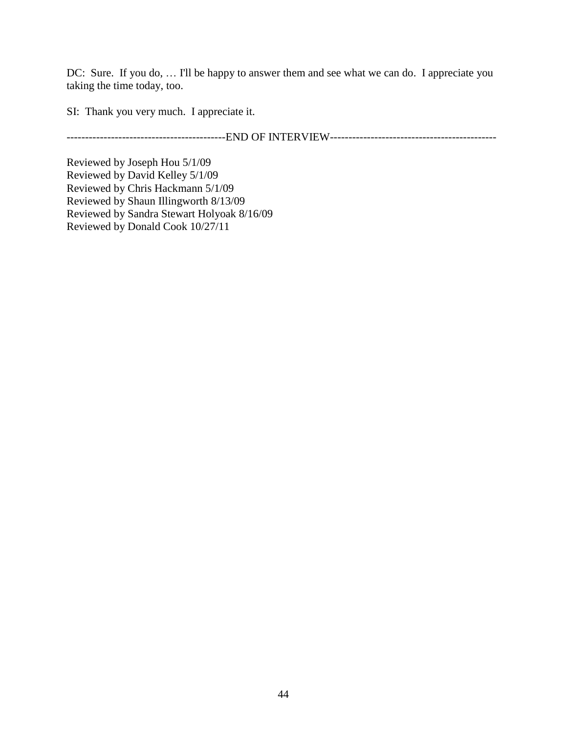DC: Sure. If you do, … I'll be happy to answer them and see what we can do. I appreciate you taking the time today, too.

SI: Thank you very much. I appreciate it.

-------------------------------------------END OF INTERVIEW---------------------------------------------

Reviewed by Joseph Hou 5/1/09  
Reviewed by David Kelley 5/1/09  
Reviewed by Chris Hackmann 5/1/09  
Reviewed by Shaun Illingworth 8/13/09  
Reviewed by Sandra Stewart Holyoak 8/16/09  
Reviewed by Donald Cook 10/27/11